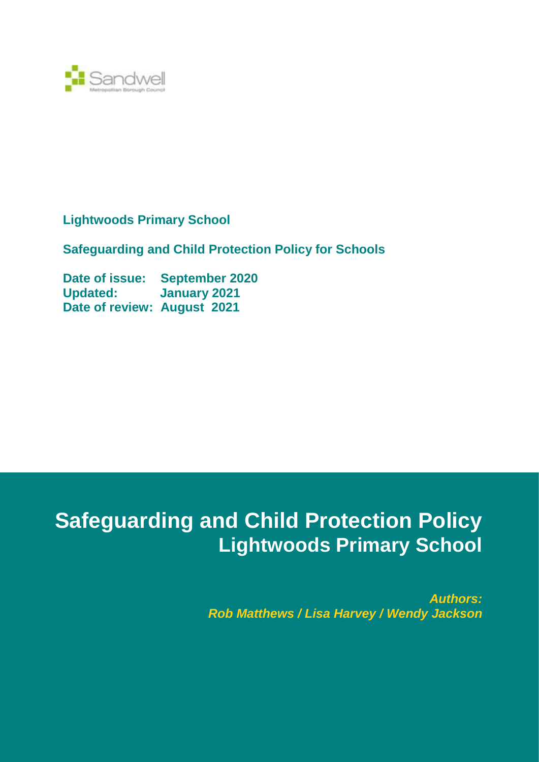Sandwell

Metropolitan Borough Council

**Lightwoods Primary School**

**Safeguarding and Child Protection Policy for Schools**

**Date of issue: September 2020**
**Updated: January 2021**
**Date of review: August 2021**

# Safeguarding and Child Protection Policy
# Lightwoods Primary School

***Authors:***
***Rob Matthews / Lisa Harvey / Wendy Jackson***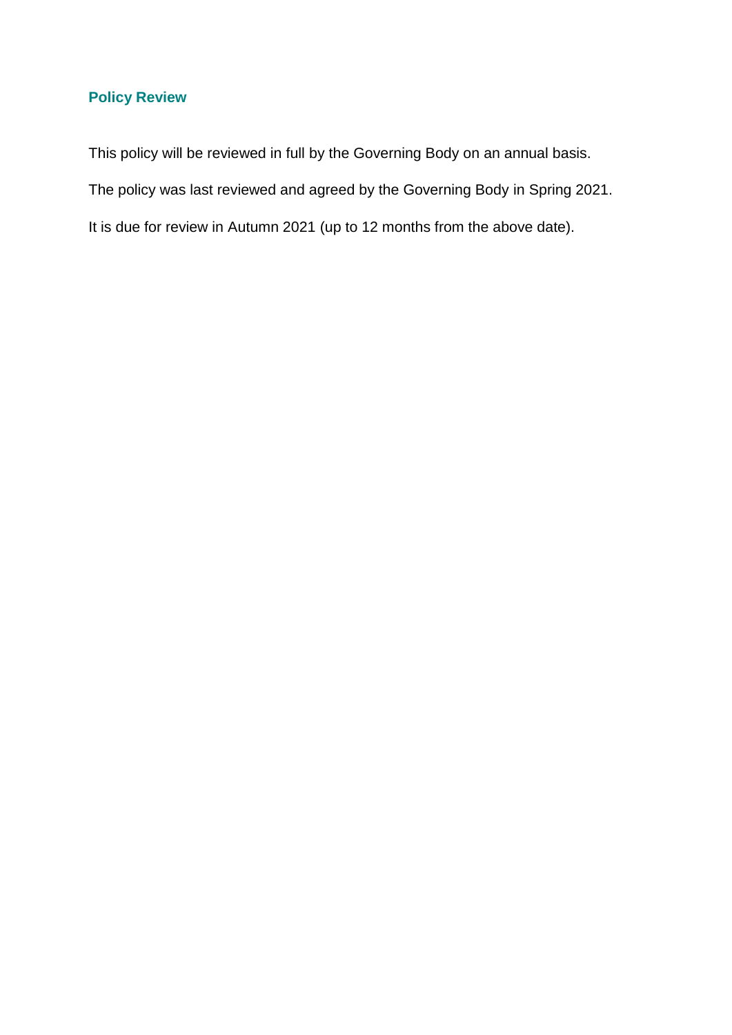## Policy Review

This policy will be reviewed in full by the Governing Body on an annual basis.

The policy was last reviewed and agreed by the Governing Body in Spring 2021.

It is due for review in Autumn 2021 (up to 12 months from the above date).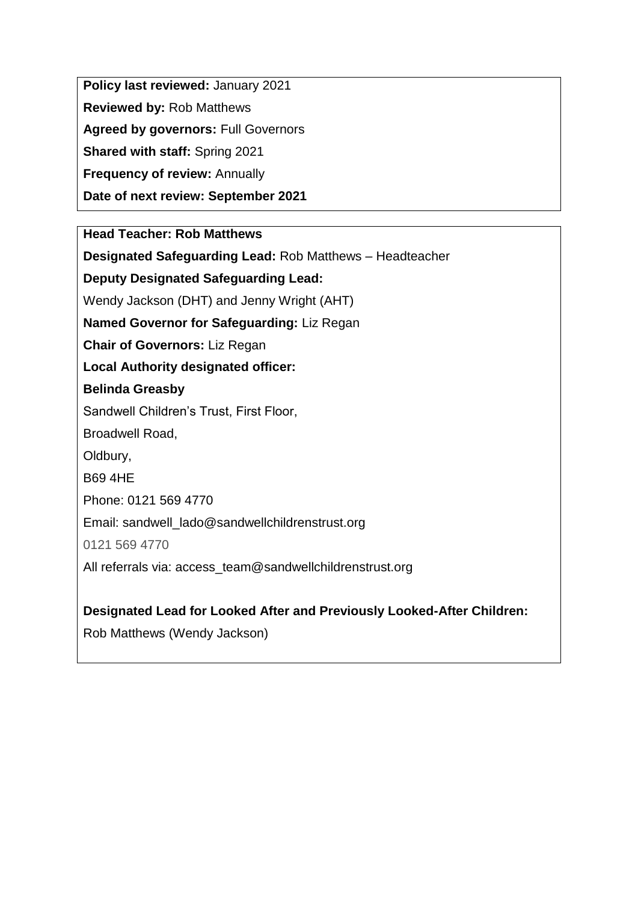**Policy last reviewed:** January 2021

**Reviewed by:** Rob Matthews

**Agreed by governors:** Full Governors

**Shared with staff:** Spring 2021

**Frequency of review:** Annually

**Date of next review: September 2021**

**Head Teacher: Rob Matthews**

**Designated Safeguarding Lead:** Rob Matthews – Headteacher

**Deputy Designated Safeguarding Lead:**

Wendy Jackson (DHT) and Jenny Wright (AHT)

**Named Governor for Safeguarding:** Liz Regan

**Chair of Governors:** Liz Regan

**Local Authority designated officer:**

**Belinda Greasby**

Sandwell Children's Trust, First Floor,

Broadwell Road,

Oldbury,

B69 4HE

Phone: 0121 569 4770

Email: sandwell_lado@sandwellchildrenstrust.org

0121 569 4770

All referrals via: access_team@sandwellchildrenstrust.org

**Designated Lead for Looked After and Previously Looked-After Children:**

Rob Matthews (Wendy Jackson)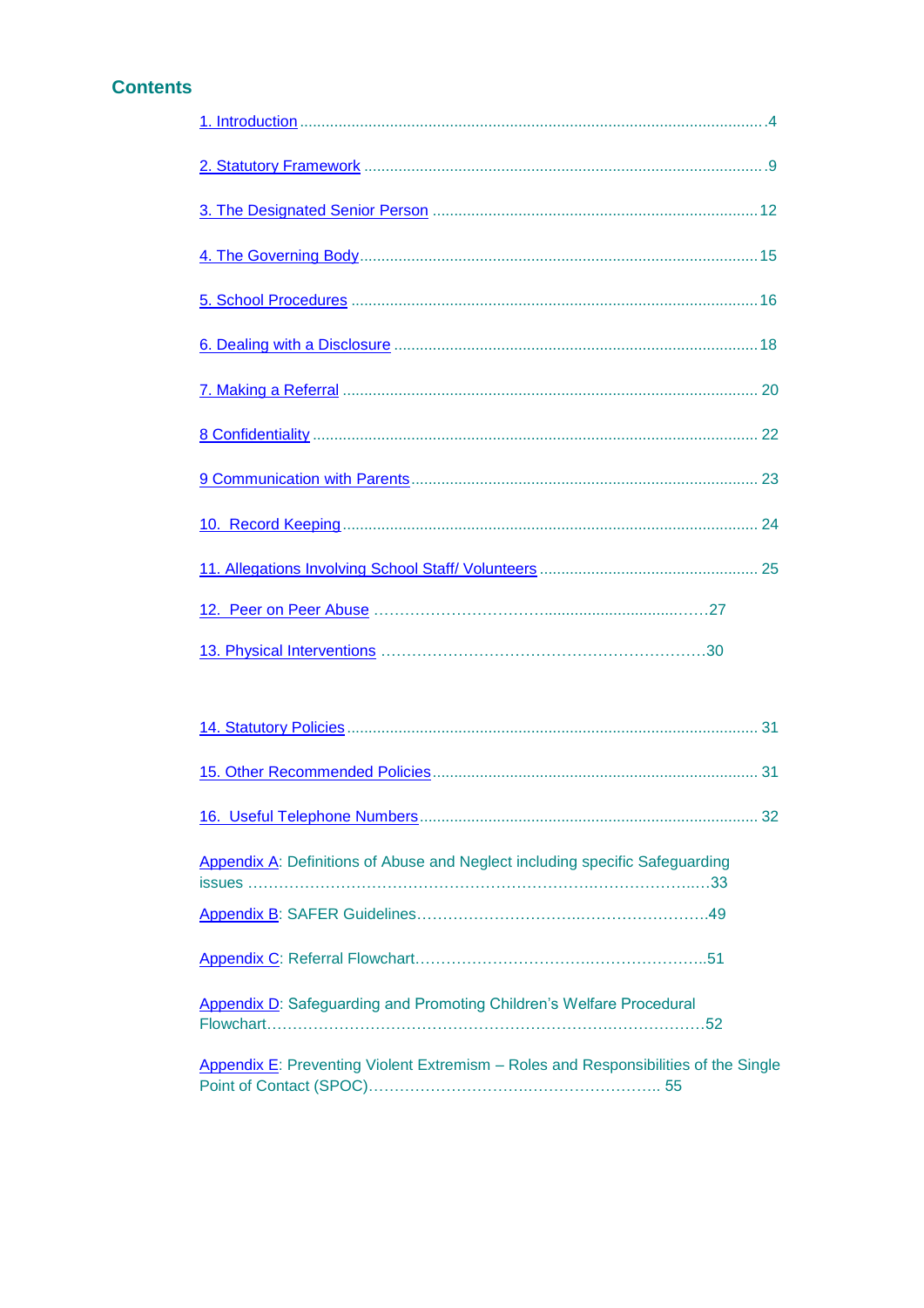## Contents

1. Introduction ........................................................................................................4

2. Statutory Framework ..........................................................................................9

3. The Designated Senior Person ..........................................................................12

4. The Governing Body ...........................................................................................15

5. School Procedures .............................................................................................16

6. Dealing with a Disclosure ...................................................................................18

7. Making a Referral ............................................................................................... 20

8 Confidentiality ...................................................................................................... 22

9 Communication with Parents ............................................................................... 23

10. Record Keeping ................................................................................................ 24

11. Allegations Involving School Staff/ Volunteers .................................................. 25

12. Peer on Peer Abuse ……………………………..................................……27

13. Physical Interventions ………………………………………………………30

14. Statutory Policies ................................................................................................ 31

15. Other Recommended Policies ............................................................................ 31

16. Useful Telephone Numbers ................................................................................ 32

Appendix A: Definitions of Abuse and Neglect including specific Safeguarding issues ………………………………………………………………………….……..…33

Appendix B: SAFER Guidelines…………………………….……………………..49

Appendix C: Referral Flowchart………………………………………………...51

Appendix D: Safeguarding and Promoting Children's Welfare Procedural Flowchart………………………………………………………………………52

Appendix E: Preventing Violent Extremism – Roles and Responsibilities of the Single Point of Contact (SPOC)………………………………………………. 55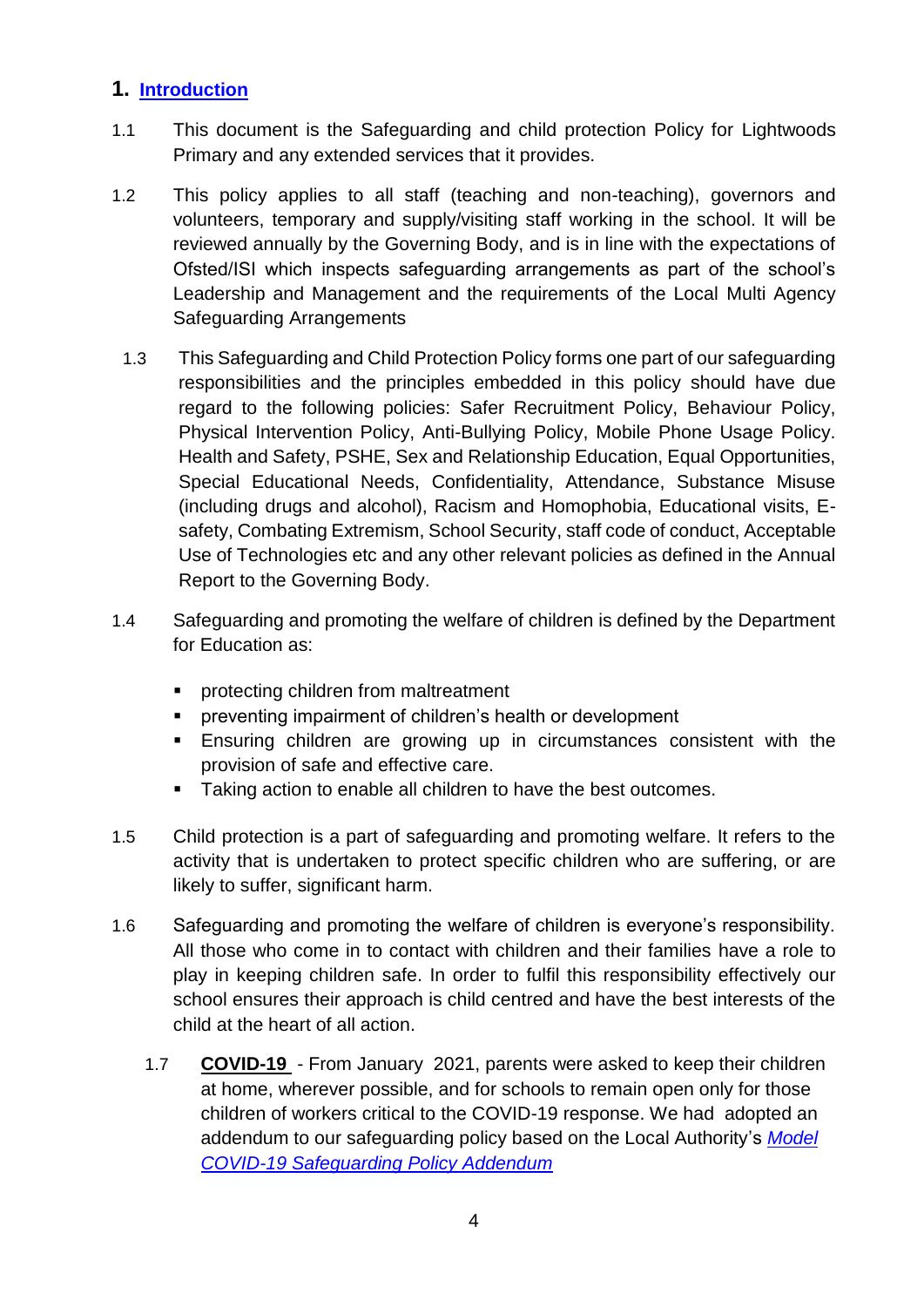# 1. Introduction

1.1 This document is the Safeguarding and child protection Policy for Lightwoods Primary and any extended services that it provides.

1.2 This policy applies to all staff (teaching and non-teaching), governors and volunteers, temporary and supply/visiting staff working in the school. It will be reviewed annually by the Governing Body, and is in line with the expectations of Ofsted/ISI which inspects safeguarding arrangements as part of the school's Leadership and Management and the requirements of the Local Multi Agency Safeguarding Arrangements

1.3 This Safeguarding and Child Protection Policy forms one part of our safeguarding responsibilities and the principles embedded in this policy should have due regard to the following policies: Safer Recruitment Policy, Behaviour Policy, Physical Intervention Policy, Anti-Bullying Policy, Mobile Phone Usage Policy. Health and Safety, PSHE, Sex and Relationship Education, Equal Opportunities, Special Educational Needs, Confidentiality, Attendance, Substance Misuse (including drugs and alcohol), Racism and Homophobia, Educational visits, E-safety, Combating Extremism, School Security, staff code of conduct, Acceptable Use of Technologies etc and any other relevant policies as defined in the Annual Report to the Governing Body.

1.4 Safeguarding and promoting the welfare of children is defined by the Department for Education as:

- protecting children from maltreatment
- preventing impairment of children's health or development
- Ensuring children are growing up in circumstances consistent with the provision of safe and effective care.
- Taking action to enable all children to have the best outcomes.

1.5 Child protection is a part of safeguarding and promoting welfare. It refers to the activity that is undertaken to protect specific children who are suffering, or are likely to suffer, significant harm.

1.6 Safeguarding and promoting the welfare of children is everyone's responsibility. All those who come in to contact with children and their families have a role to play in keeping children safe. In order to fulfil this responsibility effectively our school ensures their approach is child centred and have the best interests of the child at the heart of all action.

1.7 **COVID-19** - From January 2021, parents were asked to keep their children at home, wherever possible, and for schools to remain open only for those children of workers critical to the COVID-19 response. We had adopted an addendum to our safeguarding policy based on the Local Authority's *Model COVID-19 Safeguarding Policy Addendum*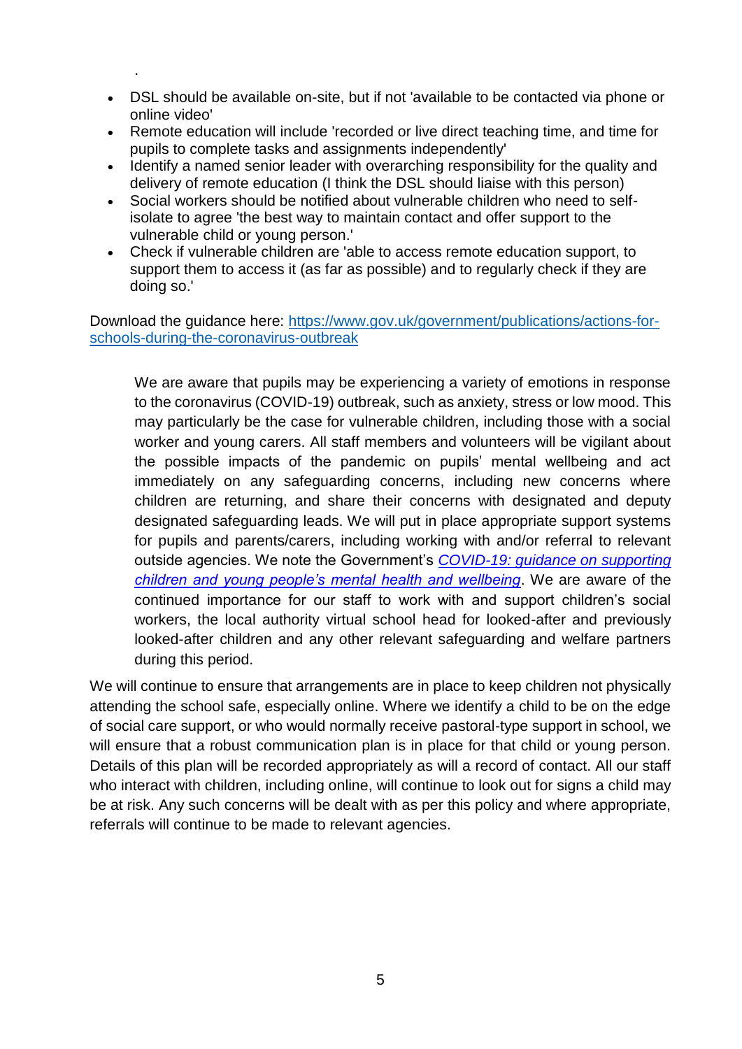.

- DSL should be available on-site, but if not 'available to be contacted via phone or online video'
- Remote education will include 'recorded or live direct teaching time, and time for pupils to complete tasks and assignments independently'
- Identify a named senior leader with overarching responsibility for the quality and delivery of remote education (I think the DSL should liaise with this person)
- Social workers should be notified about vulnerable children who need to self-isolate to agree 'the best way to maintain contact and offer support to the vulnerable child or young person.'
- Check if vulnerable children are 'able to access remote education support, to support them to access it (as far as possible) and to regularly check if they are doing so.'

Download the guidance here: [https://www.gov.uk/government/publications/actions-for-schools-during-the-coronavirus-outbreak](https://www.gov.uk/government/publications/actions-for-schools-during-the-coronavirus-outbreak)

> We are aware that pupils may be experiencing a variety of emotions in response to the coronavirus (COVID-19) outbreak, such as anxiety, stress or low mood. This may particularly be the case for vulnerable children, including those with a social worker and young carers. All staff members and volunteers will be vigilant about the possible impacts of the pandemic on pupils' mental wellbeing and act immediately on any safeguarding concerns, including new concerns where children are returning, and share their concerns with designated and deputy designated safeguarding leads. We will put in place appropriate support systems for pupils and parents/carers, including working with and/or referral to relevant outside agencies. We note the Government's *COVID-19: guidance on supporting children and young people's mental health and wellbeing*. We are aware of the continued importance for our staff to work with and support children's social workers, the local authority virtual school head for looked-after and previously looked-after children and any other relevant safeguarding and welfare partners during this period.

We will continue to ensure that arrangements are in place to keep children not physically attending the school safe, especially online. Where we identify a child to be on the edge of social care support, or who would normally receive pastoral-type support in school, we will ensure that a robust communication plan is in place for that child or young person. Details of this plan will be recorded appropriately as will a record of contact. All our staff who interact with children, including online, will continue to look out for signs a child may be at risk. Any such concerns will be dealt with as per this policy and where appropriate, referrals will continue to be made to relevant agencies.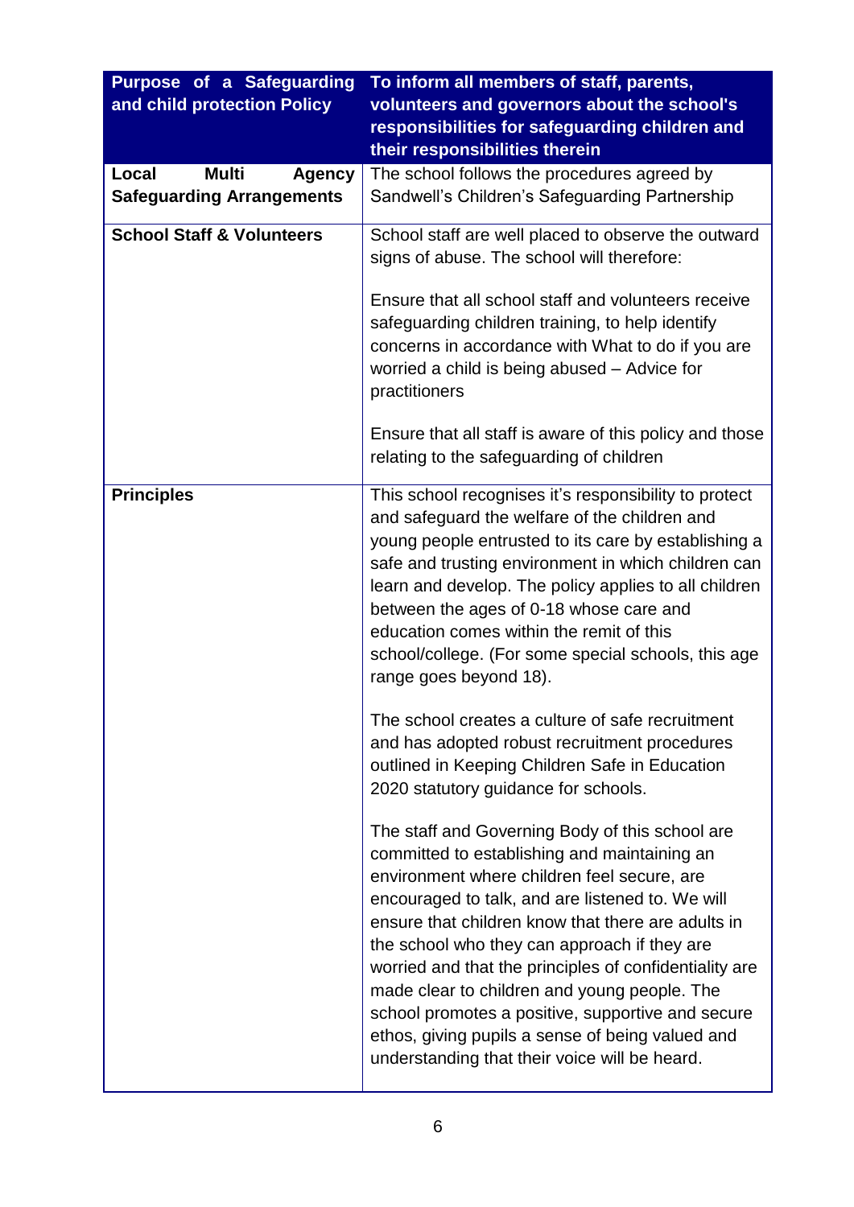| **Purpose of a Safeguarding and child protection Policy** | **To inform all members of staff, parents, volunteers and governors about the school's responsibilities for safeguarding children and their responsibilities therein** |
|---|---|
| **Local Multi Agency Safeguarding Arrangements** | The school follows the procedures agreed by Sandwell's Children's Safeguarding Partnership |
| **School Staff & Volunteers** | School staff are well placed to observe the outward signs of abuse. The school will therefore:<br><br>Ensure that all school staff and volunteers receive safeguarding children training, to help identify concerns in accordance with What to do if you are worried a child is being abused – Advice for practitioners<br><br>Ensure that all staff is aware of this policy and those relating to the safeguarding of children |
| **Principles** | This school recognises it's responsibility to protect and safeguard the welfare of the children and young people entrusted to its care by establishing a safe and trusting environment in which children can learn and develop. The policy applies to all children between the ages of 0-18 whose care and education comes within the remit of this school/college. (For some special schools, this age range goes beyond 18).<br><br>The school creates a culture of safe recruitment and has adopted robust recruitment procedures outlined in Keeping Children Safe in Education 2020 statutory guidance for schools.<br><br>The staff and Governing Body of this school are committed to establishing and maintaining an environment where children feel secure, are encouraged to talk, and are listened to. We will ensure that children know that there are adults in the school who they can approach if they are worried and that the principles of confidentiality are made clear to children and young people. The school promotes a positive, supportive and secure ethos, giving pupils a sense of being valued and understanding that their voice will be heard. |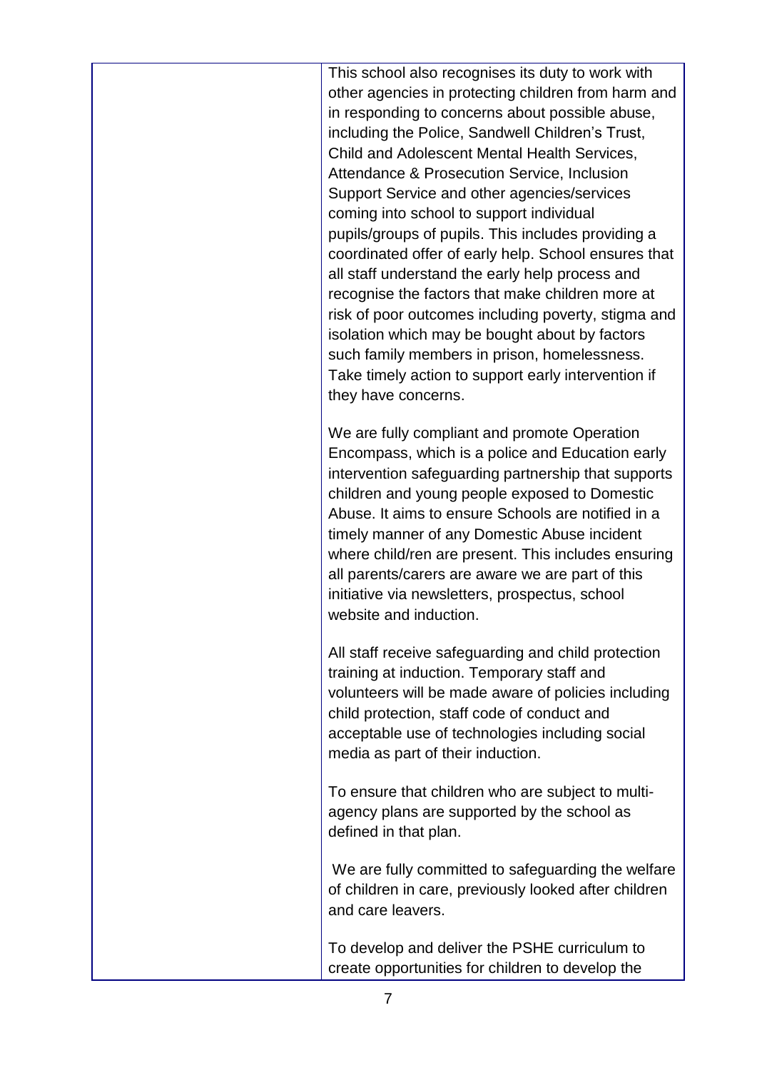| | |
|---|---|
| | This school also recognises its duty to work with other agencies in protecting children from harm and in responding to concerns about possible abuse, including the Police, Sandwell Children's Trust, Child and Adolescent Mental Health Services, Attendance & Prosecution Service, Inclusion Support Service and other agencies/services coming into school to support individual pupils/groups of pupils. This includes providing a coordinated offer of early help. School ensures that all staff understand the early help process and recognise the factors that make children more at risk of poor outcomes including poverty, stigma and isolation which may be bought about by factors such family members in prison, homelessness. Take timely action to support early intervention if they have concerns.<br><br>We are fully compliant and promote Operation Encompass, which is a police and Education early intervention safeguarding partnership that supports children and young people exposed to Domestic Abuse. It aims to ensure Schools are notified in a timely manner of any Domestic Abuse incident where child/ren are present. This includes ensuring all parents/carers are aware we are part of this initiative via newsletters, prospectus, school website and induction.<br><br>All staff receive safeguarding and child protection training at induction. Temporary staff and volunteers will be made aware of policies including child protection, staff code of conduct and acceptable use of technologies including social media as part of their induction.<br><br>To ensure that children who are subject to multi-agency plans are supported by the school as defined in that plan.<br><br>We are fully committed to safeguarding the welfare of children in care, previously looked after children and care leavers.<br><br>To develop and deliver the PSHE curriculum to create opportunities for children to develop the |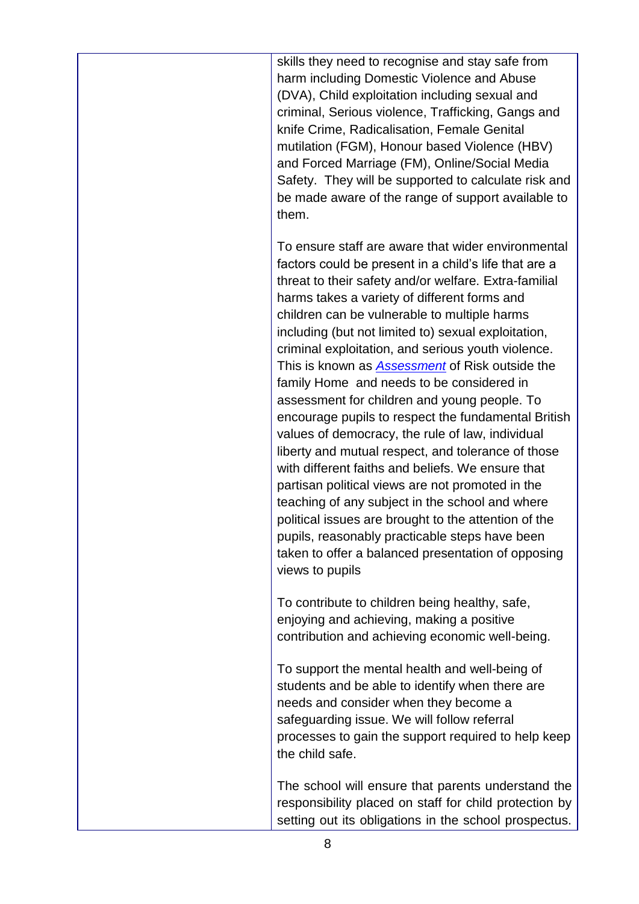| | |
|---|---|
| | skills they need to recognise and stay safe from harm including Domestic Violence and Abuse (DVA), Child exploitation including sexual and criminal, Serious violence, Trafficking, Gangs and knife Crime, Radicalisation, Female Genital mutilation (FGM), Honour based Violence (HBV) and Forced Marriage (FM), Online/Social Media Safety. They will be supported to calculate risk and be made aware of the range of support available to them.<br><br>To ensure staff are aware that wider environmental factors could be present in a child's life that are a threat to their safety and/or welfare. Extra-familial harms takes a variety of different forms and children can be vulnerable to multiple harms including (but not limited to) sexual exploitation, criminal exploitation, and serious youth violence. This is known as *Assessment* of Risk outside the family Home and needs to be considered in assessment for children and young people. To encourage pupils to respect the fundamental British values of democracy, the rule of law, individual liberty and mutual respect, and tolerance of those with different faiths and beliefs. We ensure that partisan political views are not promoted in the teaching of any subject in the school and where political issues are brought to the attention of the pupils, reasonably practicable steps have been taken to offer a balanced presentation of opposing views to pupils<br><br>To contribute to children being healthy, safe, enjoying and achieving, making a positive contribution and achieving economic well-being.<br><br>To support the mental health and well-being of students and be able to identify when there are needs and consider when they become a safeguarding issue. We will follow referral processes to gain the support required to help keep the child safe.<br><br>The school will ensure that parents understand the responsibility placed on staff for child protection by setting out its obligations in the school prospectus. |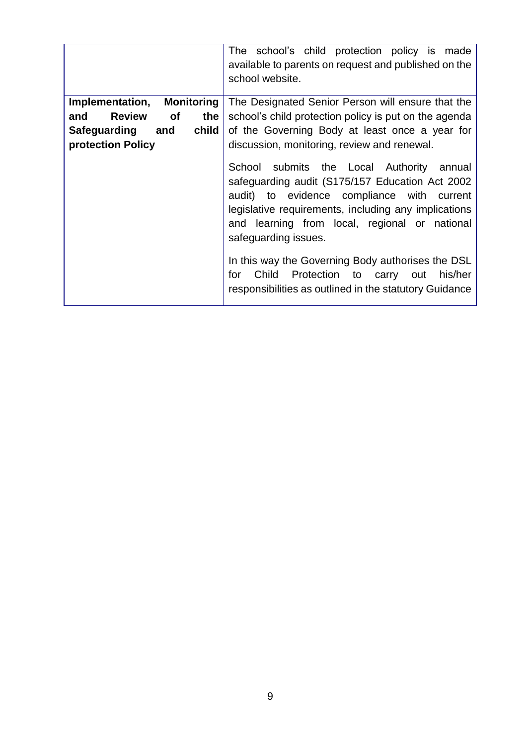| | |
|---|---|
| | The school's child protection policy is made available to parents on request and published on the school website. |
| **Implementation, Monitoring and Review of the Safeguarding and child protection Policy** | The Designated Senior Person will ensure that the school's child protection policy is put on the agenda of the Governing Body at least once a year for discussion, monitoring, review and renewal.<br><br>School submits the Local Authority annual safeguarding audit (S175/157 Education Act 2002 audit) to evidence compliance with current legislative requirements, including any implications and learning from local, regional or national safeguarding issues.<br><br>In this way the Governing Body authorises the DSL for Child Protection to carry out his/her responsibilities as outlined in the statutory Guidance |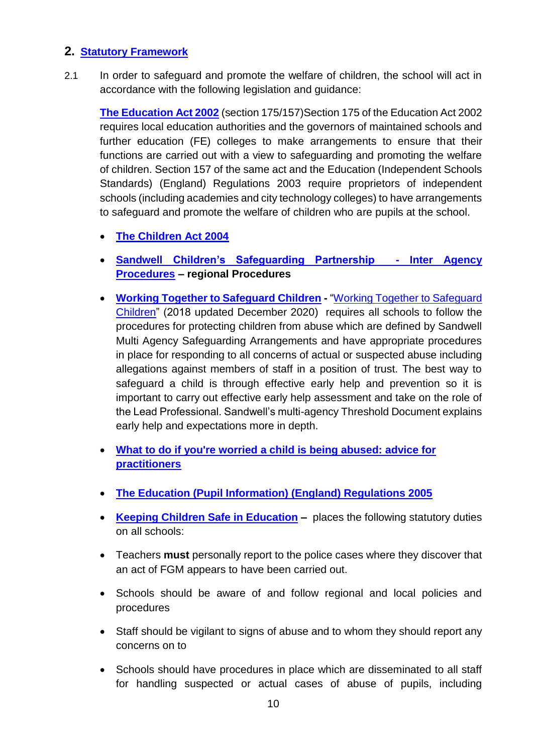## 2. Statutory Framework

2.1 In order to safeguard and promote the welfare of children, the school will act in accordance with the following legislation and guidance:

**The Education Act 2002** (section 175/157)Section 175 of the Education Act 2002 requires local education authorities and the governors of maintained schools and further education (FE) colleges to make arrangements to ensure that their functions are carried out with a view to safeguarding and promoting the welfare of children. Section 157 of the same act and the Education (Independent Schools Standards) (England) Regulations 2003 require proprietors of independent schools (including academies and city technology colleges) to have arrangements to safeguard and promote the welfare of children who are pupils at the school.

- **The Children Act 2004**
- **Sandwell Children's Safeguarding Partnership - Inter Agency Procedures – regional Procedures**
- **Working Together to Safeguard Children** - "Working Together to Safeguard Children" (2018 updated December 2020) requires all schools to follow the procedures for protecting children from abuse which are defined by Sandwell Multi Agency Safeguarding Arrangements and have appropriate procedures in place for responding to all concerns of actual or suspected abuse including allegations against members of staff in a position of trust. The best way to safeguard a child is through effective early help and prevention so it is important to carry out effective early help assessment and take on the role of the Lead Professional. Sandwell's multi-agency Threshold Document explains early help and expectations more in depth.
- **What to do if you're worried a child is being abused: advice for practitioners**
- **The Education (Pupil Information) (England) Regulations 2005**
- **Keeping Children Safe in Education** – places the following statutory duties on all schools:
- Teachers **must** personally report to the police cases where they discover that an act of FGM appears to have been carried out.
- Schools should be aware of and follow regional and local policies and procedures
- Staff should be vigilant to signs of abuse and to whom they should report any concerns on to
- Schools should have procedures in place which are disseminated to all staff for handling suspected or actual cases of abuse of pupils, including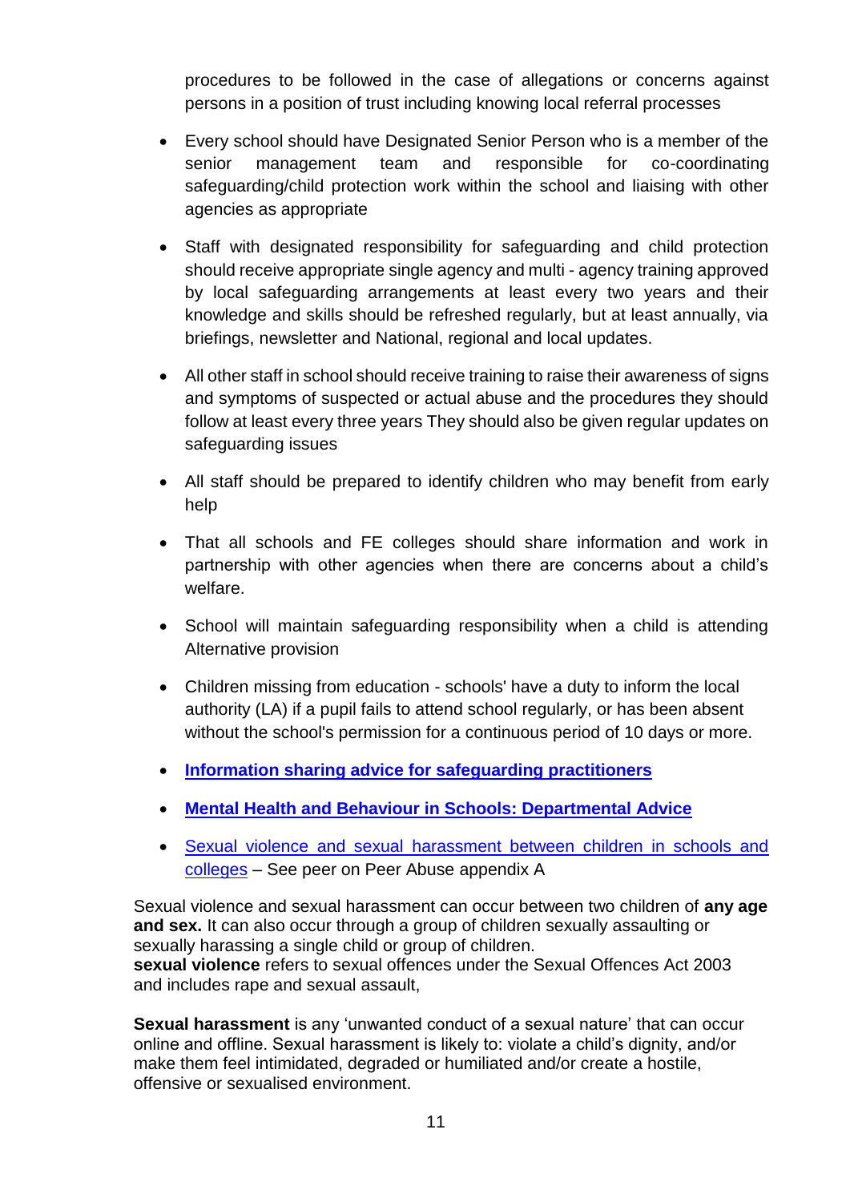procedures to be followed in the case of allegations or concerns against persons in a position of trust including knowing local referral processes

- Every school should have Designated Senior Person who is a member of the senior management team and responsible for co-coordinating safeguarding/child protection work within the school and liaising with other agencies as appropriate

- Staff with designated responsibility for safeguarding and child protection should receive appropriate single agency and multi - agency training approved by local safeguarding arrangements at least every two years and their knowledge and skills should be refreshed regularly, but at least annually, via briefings, newsletter and National, regional and local updates.

- All other staff in school should receive training to raise their awareness of signs and symptoms of suspected or actual abuse and the procedures they should follow at least every three years They should also be given regular updates on safeguarding issues

- All staff should be prepared to identify children who may benefit from early help

- That all schools and FE colleges should share information and work in partnership with other agencies when there are concerns about a child's welfare.

- School will maintain safeguarding responsibility when a child is attending Alternative provision

- Children missing from education - schools' have a duty to inform the local authority (LA) if a pupil fails to attend school regularly, or has been absent without the school's permission for a continuous period of 10 days or more.

- **Information sharing advice for safeguarding practitioners**

- **Mental Health and Behaviour in Schools: Departmental Advice**

- Sexual violence and sexual harassment between children in schools and colleges – See peer on Peer Abuse appendix A

Sexual violence and sexual harassment can occur between two children of **any age and sex.** It can also occur through a group of children sexually assaulting or sexually harassing a single child or group of children.
**sexual violence** refers to sexual offences under the Sexual Offences Act 2003 and includes rape and sexual assault,

**Sexual harassment** is any 'unwanted conduct of a sexual nature' that can occur online and offline. Sexual harassment is likely to: violate a child's dignity, and/or make them feel intimidated, degraded or humiliated and/or create a hostile, offensive or sexualised environment.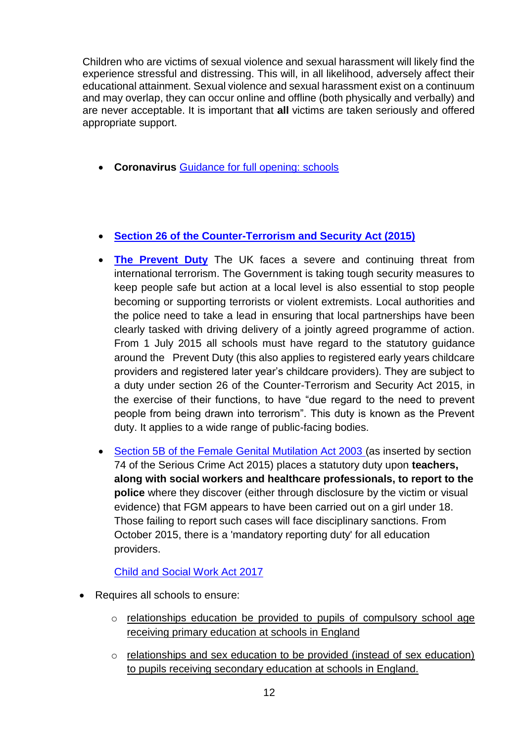Children who are victims of sexual violence and sexual harassment will likely find the experience stressful and distressing. This will, in all likelihood, adversely affect their educational attainment. Sexual violence and sexual harassment exist on a continuum and may overlap, they can occur online and offline (both physically and verbally) and are never acceptable. It is important that **all** victims are taken seriously and offered appropriate support.

- **Coronavirus** Guidance for full opening: schools

- **Section 26 of the Counter-Terrorism and Security Act (2015)**

- **The Prevent Duty** The UK faces a severe and continuing threat from international terrorism. The Government is taking tough security measures to keep people safe but action at a local level is also essential to stop people becoming or supporting terrorists or violent extremists. Local authorities and the police need to take a lead in ensuring that local partnerships have been clearly tasked with driving delivery of a jointly agreed programme of action. From 1 July 2015 all schools must have regard to the statutory guidance around the Prevent Duty (this also applies to registered early years childcare providers and registered later year's childcare providers). They are subject to a duty under section 26 of the Counter-Terrorism and Security Act 2015, in the exercise of their functions, to have "due regard to the need to prevent people from being drawn into terrorism". This duty is known as the Prevent duty. It applies to a wide range of public-facing bodies.

- Section 5B of the Female Genital Mutilation Act 2003 (as inserted by section 74 of the Serious Crime Act 2015) places a statutory duty upon **teachers, along with social workers and healthcare professionals, to report to the police** where they discover (either through disclosure by the victim or visual evidence) that FGM appears to have been carried out on a girl under 18. Those failing to report such cases will face disciplinary sanctions. From October 2015, there is a 'mandatory reporting duty' for all education providers.

  Child and Social Work Act 2017

- Requires all schools to ensure:
  - relationships education be provided to pupils of compulsory school age receiving primary education at schools in England
  - relationships and sex education to be provided (instead of sex education) to pupils receiving secondary education at schools in England.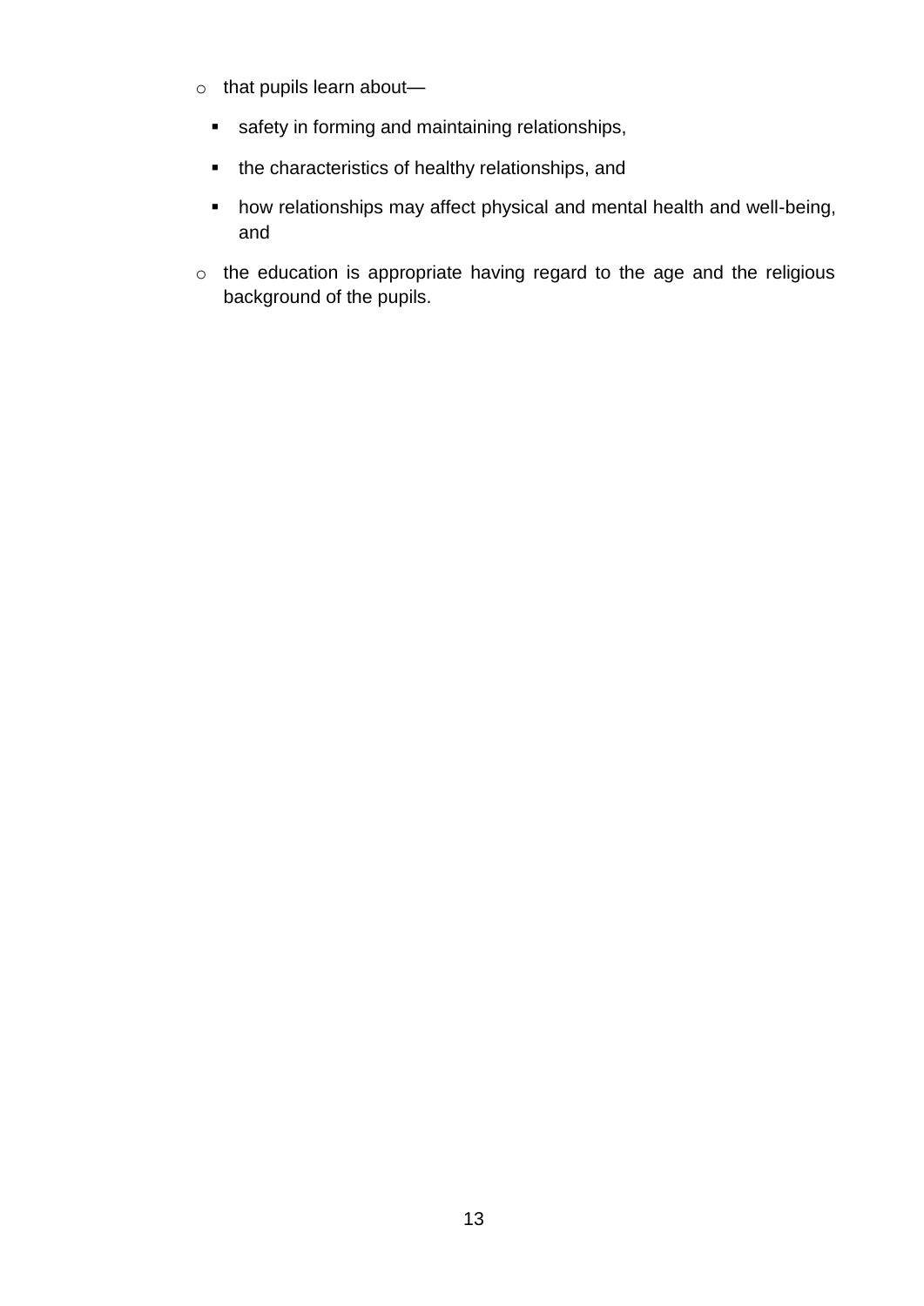- that pupils learn about—
  - safety in forming and maintaining relationships,
  - the characteristics of healthy relationships, and
  - how relationships may affect physical and mental health and well-being, and
- the education is appropriate having regard to the age and the religious background of the pupils.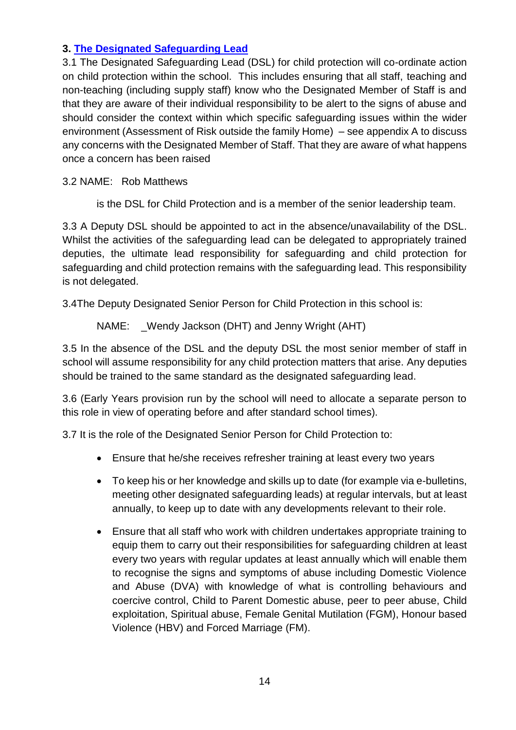## 3. [The Designated Safeguarding Lead]()

3.1 The Designated Safeguarding Lead (DSL) for child protection will co-ordinate action on child protection within the school. This includes ensuring that all staff, teaching and non-teaching (including supply staff) know who the Designated Member of Staff is and that they are aware of their individual responsibility to be alert to the signs of abuse and should consider the context within which specific safeguarding issues within the wider environment (Assessment of Risk outside the family Home) – see appendix A to discuss any concerns with the Designated Member of Staff. That they are aware of what happens once a concern has been raised

3.2 NAME: Rob Matthews

is the DSL for Child Protection and is a member of the senior leadership team.

3.3 A Deputy DSL should be appointed to act in the absence/unavailability of the DSL. Whilst the activities of the safeguarding lead can be delegated to appropriately trained deputies, the ultimate lead responsibility for safeguarding and child protection for safeguarding and child protection remains with the safeguarding lead. This responsibility is not delegated.

3.4The Deputy Designated Senior Person for Child Protection in this school is:

NAME: _Wendy Jackson (DHT) and Jenny Wright (AHT)

3.5 In the absence of the DSL and the deputy DSL the most senior member of staff in school will assume responsibility for any child protection matters that arise. Any deputies should be trained to the same standard as the designated safeguarding lead.

3.6 (Early Years provision run by the school will need to allocate a separate person to this role in view of operating before and after standard school times).

3.7 It is the role of the Designated Senior Person for Child Protection to:

- Ensure that he/she receives refresher training at least every two years
- To keep his or her knowledge and skills up to date (for example via e-bulletins, meeting other designated safeguarding leads) at regular intervals, but at least annually, to keep up to date with any developments relevant to their role.
- Ensure that all staff who work with children undertakes appropriate training to equip them to carry out their responsibilities for safeguarding children at least every two years with regular updates at least annually which will enable them to recognise the signs and symptoms of abuse including Domestic Violence and Abuse (DVA) with knowledge of what is controlling behaviours and coercive control, Child to Parent Domestic abuse, peer to peer abuse, Child exploitation, Spiritual abuse, Female Genital Mutilation (FGM), Honour based Violence (HBV) and Forced Marriage (FM).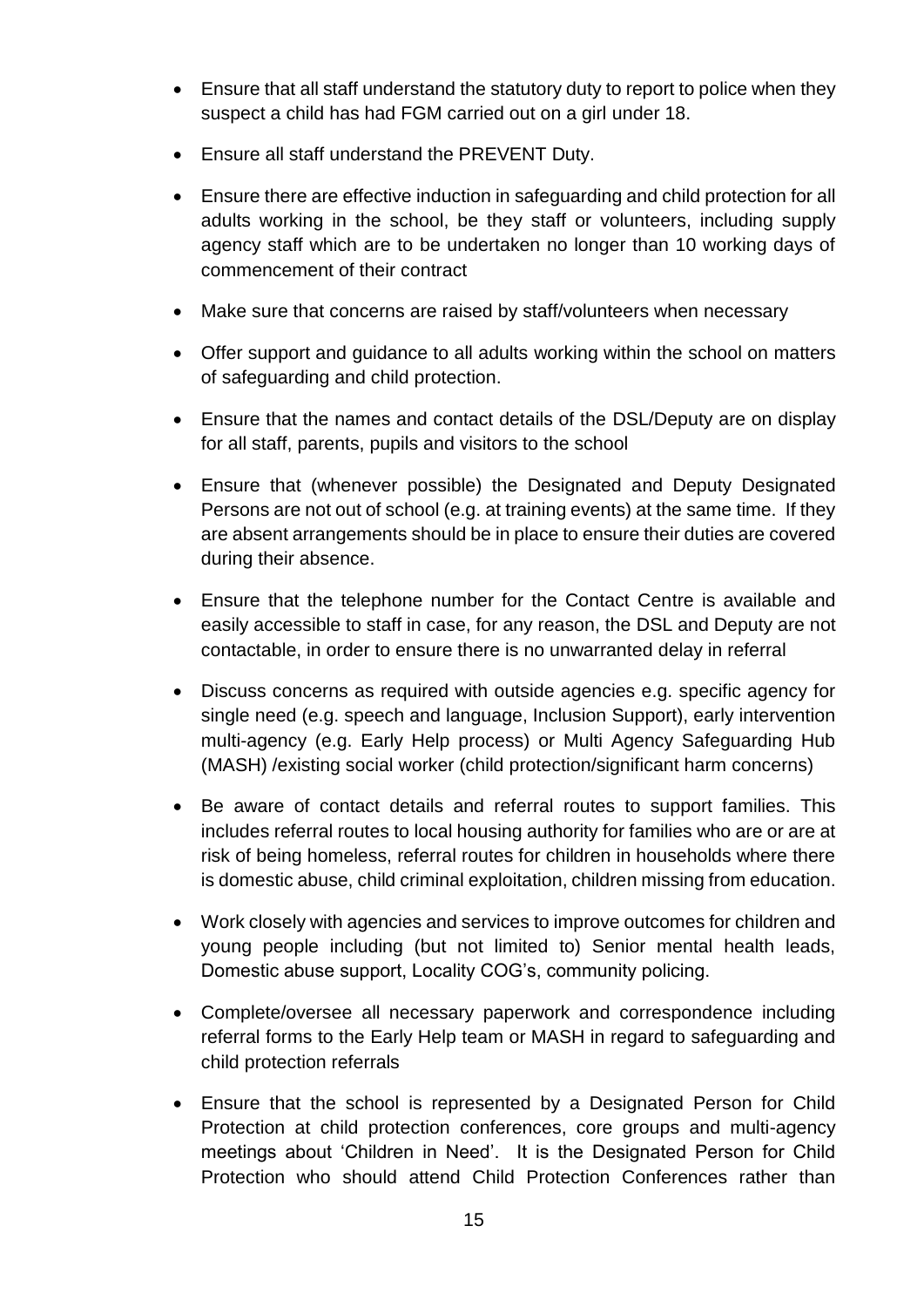- Ensure that all staff understand the statutory duty to report to police when they suspect a child has had FGM carried out on a girl under 18.
- Ensure all staff understand the PREVENT Duty.
- Ensure there are effective induction in safeguarding and child protection for all adults working in the school, be they staff or volunteers, including supply agency staff which are to be undertaken no longer than 10 working days of commencement of their contract
- Make sure that concerns are raised by staff/volunteers when necessary
- Offer support and guidance to all adults working within the school on matters of safeguarding and child protection.
- Ensure that the names and contact details of the DSL/Deputy are on display for all staff, parents, pupils and visitors to the school
- Ensure that (whenever possible) the Designated and Deputy Designated Persons are not out of school (e.g. at training events) at the same time. If they are absent arrangements should be in place to ensure their duties are covered during their absence.
- Ensure that the telephone number for the Contact Centre is available and easily accessible to staff in case, for any reason, the DSL and Deputy are not contactable, in order to ensure there is no unwarranted delay in referral
- Discuss concerns as required with outside agencies e.g. specific agency for single need (e.g. speech and language, Inclusion Support), early intervention multi-agency (e.g. Early Help process) or Multi Agency Safeguarding Hub (MASH) /existing social worker (child protection/significant harm concerns)
- Be aware of contact details and referral routes to support families. This includes referral routes to local housing authority for families who are or are at risk of being homeless, referral routes for children in households where there is domestic abuse, child criminal exploitation, children missing from education.
- Work closely with agencies and services to improve outcomes for children and young people including (but not limited to) Senior mental health leads, Domestic abuse support, Locality COG's, community policing.
- Complete/oversee all necessary paperwork and correspondence including referral forms to the Early Help team or MASH in regard to safeguarding and child protection referrals
- Ensure that the school is represented by a Designated Person for Child Protection at child protection conferences, core groups and multi-agency meetings about 'Children in Need'. It is the Designated Person for Child Protection who should attend Child Protection Conferences rather than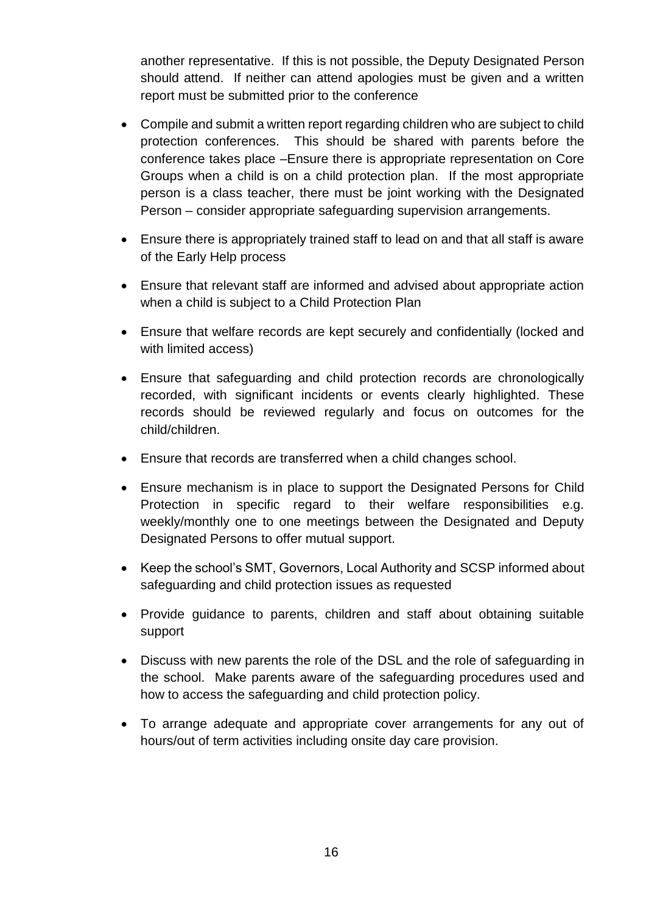another representative. If this is not possible, the Deputy Designated Person should attend. If neither can attend apologies must be given and a written report must be submitted prior to the conference

- Compile and submit a written report regarding children who are subject to child protection conferences. This should be shared with parents before the conference takes place –Ensure there is appropriate representation on Core Groups when a child is on a child protection plan. If the most appropriate person is a class teacher, there must be joint working with the Designated Person – consider appropriate safeguarding supervision arrangements.
- Ensure there is appropriately trained staff to lead on and that all staff is aware of the Early Help process
- Ensure that relevant staff are informed and advised about appropriate action when a child is subject to a Child Protection Plan
- Ensure that welfare records are kept securely and confidentially (locked and with limited access)
- Ensure that safeguarding and child protection records are chronologically recorded, with significant incidents or events clearly highlighted. These records should be reviewed regularly and focus on outcomes for the child/children.
- Ensure that records are transferred when a child changes school.
- Ensure mechanism is in place to support the Designated Persons for Child Protection in specific regard to their welfare responsibilities e.g. weekly/monthly one to one meetings between the Designated and Deputy Designated Persons to offer mutual support.
- Keep the school's SMT, Governors, Local Authority and SCSP informed about safeguarding and child protection issues as requested
- Provide guidance to parents, children and staff about obtaining suitable support
- Discuss with new parents the role of the DSL and the role of safeguarding in the school. Make parents aware of the safeguarding procedures used and how to access the safeguarding and child protection policy.
- To arrange adequate and appropriate cover arrangements for any out of hours/out of term activities including onsite day care provision.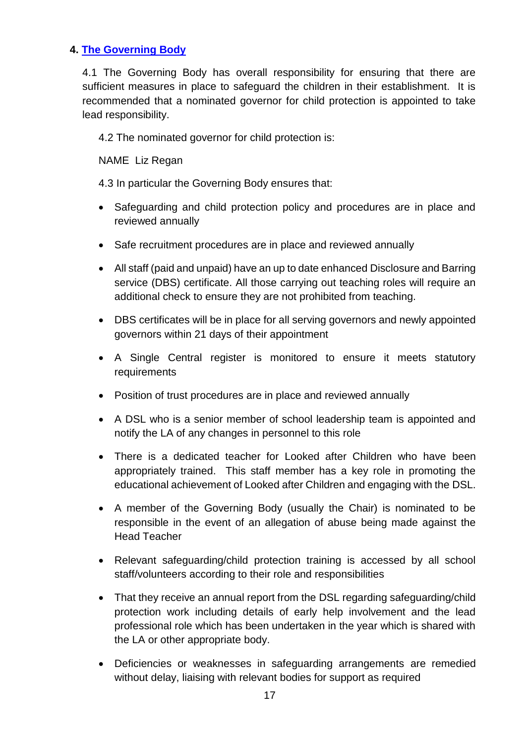## 4. [The Governing Body]

4.1 The Governing Body has overall responsibility for ensuring that there are sufficient measures in place to safeguard the children in their establishment. It is recommended that a nominated governor for child protection is appointed to take lead responsibility.

4.2 The nominated governor for child protection is:

NAME Liz Regan

4.3 In particular the Governing Body ensures that:

- Safeguarding and child protection policy and procedures are in place and reviewed annually
- Safe recruitment procedures are in place and reviewed annually
- All staff (paid and unpaid) have an up to date enhanced Disclosure and Barring service (DBS) certificate. All those carrying out teaching roles will require an additional check to ensure they are not prohibited from teaching.
- DBS certificates will be in place for all serving governors and newly appointed governors within 21 days of their appointment
- A Single Central register is monitored to ensure it meets statutory requirements
- Position of trust procedures are in place and reviewed annually
- A DSL who is a senior member of school leadership team is appointed and notify the LA of any changes in personnel to this role
- There is a dedicated teacher for Looked after Children who have been appropriately trained. This staff member has a key role in promoting the educational achievement of Looked after Children and engaging with the DSL.
- A member of the Governing Body (usually the Chair) is nominated to be responsible in the event of an allegation of abuse being made against the Head Teacher
- Relevant safeguarding/child protection training is accessed by all school staff/volunteers according to their role and responsibilities
- That they receive an annual report from the DSL regarding safeguarding/child protection work including details of early help involvement and the lead professional role which has been undertaken in the year which is shared with the LA or other appropriate body.
- Deficiencies or weaknesses in safeguarding arrangements are remedied without delay, liaising with relevant bodies for support as required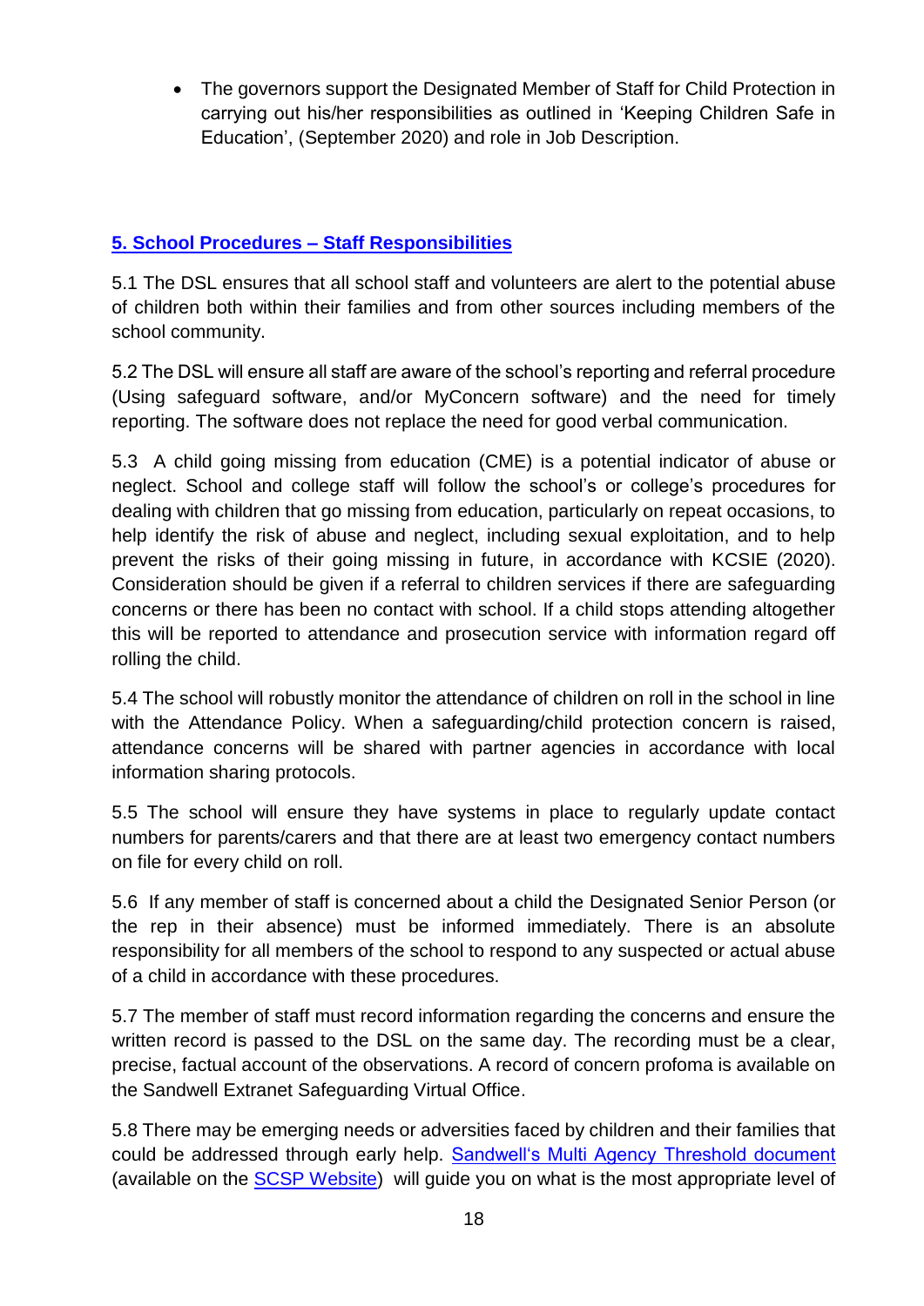- The governors support the Designated Member of Staff for Child Protection in carrying out his/her responsibilities as outlined in 'Keeping Children Safe in Education', (September 2020) and role in Job Description.

## 5. School Procedures – Staff Responsibilities

5.1 The DSL ensures that all school staff and volunteers are alert to the potential abuse of children both within their families and from other sources including members of the school community.

5.2 The DSL will ensure all staff are aware of the school's reporting and referral procedure (Using safeguard software, and/or MyConcern software) and the need for timely reporting. The software does not replace the need for good verbal communication.

5.3 A child going missing from education (CME) is a potential indicator of abuse or neglect. School and college staff will follow the school's or college's procedures for dealing with children that go missing from education, particularly on repeat occasions, to help identify the risk of abuse and neglect, including sexual exploitation, and to help prevent the risks of their going missing in future, in accordance with KCSIE (2020). Consideration should be given if a referral to children services if there are safeguarding concerns or there has been no contact with school. If a child stops attending altogether this will be reported to attendance and prosecution service with information regard off rolling the child.

5.4 The school will robustly monitor the attendance of children on roll in the school in line with the Attendance Policy. When a safeguarding/child protection concern is raised, attendance concerns will be shared with partner agencies in accordance with local information sharing protocols.

5.5 The school will ensure they have systems in place to regularly update contact numbers for parents/carers and that there are at least two emergency contact numbers on file for every child on roll.

5.6 If any member of staff is concerned about a child the Designated Senior Person (or the rep in their absence) must be informed immediately. There is an absolute responsibility for all members of the school to respond to any suspected or actual abuse of a child in accordance with these procedures.

5.7 The member of staff must record information regarding the concerns and ensure the written record is passed to the DSL on the same day. The recording must be a clear, precise, factual account of the observations. A record of concern profoma is available on the Sandwell Extranet Safeguarding Virtual Office.

5.8 There may be emerging needs or adversities faced by children and their families that could be addressed through early help. Sandwell's Multi Agency Threshold document (available on the SCSP Website) will guide you on what is the most appropriate level of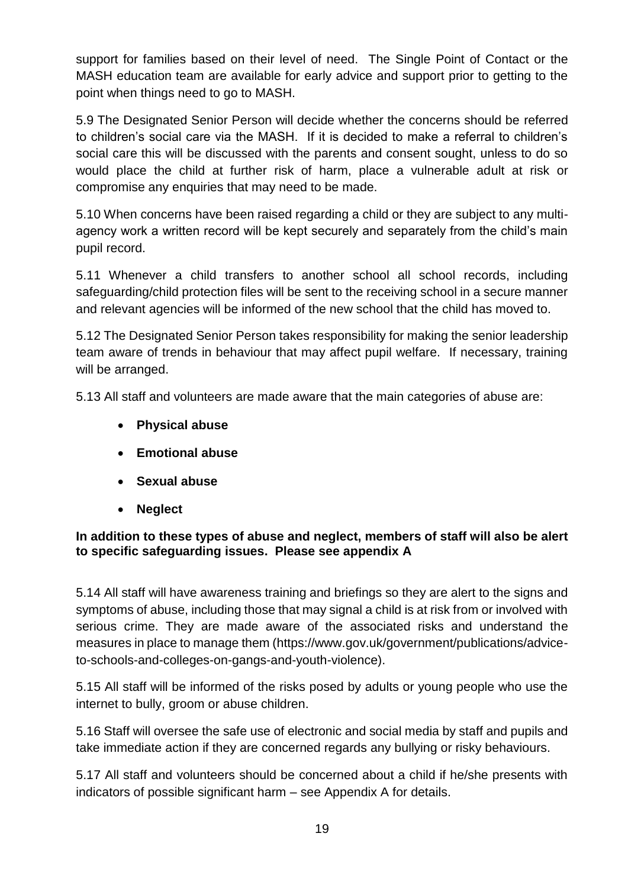support for families based on their level of need. The Single Point of Contact or the MASH education team are available for early advice and support prior to getting to the point when things need to go to MASH.

5.9 The Designated Senior Person will decide whether the concerns should be referred to children's social care via the MASH. If it is decided to make a referral to children's social care this will be discussed with the parents and consent sought, unless to do so would place the child at further risk of harm, place a vulnerable adult at risk or compromise any enquiries that may need to be made.

5.10 When concerns have been raised regarding a child or they are subject to any multi-agency work a written record will be kept securely and separately from the child's main pupil record.

5.11 Whenever a child transfers to another school all school records, including safeguarding/child protection files will be sent to the receiving school in a secure manner and relevant agencies will be informed of the new school that the child has moved to.

5.12 The Designated Senior Person takes responsibility for making the senior leadership team aware of trends in behaviour that may affect pupil welfare. If necessary, training will be arranged.

5.13 All staff and volunteers are made aware that the main categories of abuse are:

- **Physical abuse**
- **Emotional abuse**
- **Sexual abuse**
- **Neglect**

**In addition to these types of abuse and neglect, members of staff will also be alert to specific safeguarding issues. Please see appendix A**

5.14 All staff will have awareness training and briefings so they are alert to the signs and symptoms of abuse, including those that may signal a child is at risk from or involved with serious crime. They are made aware of the associated risks and understand the measures in place to manage them (https://www.gov.uk/government/publications/advice-to-schools-and-colleges-on-gangs-and-youth-violence).

5.15 All staff will be informed of the risks posed by adults or young people who use the internet to bully, groom or abuse children.

5.16 Staff will oversee the safe use of electronic and social media by staff and pupils and take immediate action if they are concerned regards any bullying or risky behaviours.

5.17 All staff and volunteers should be concerned about a child if he/she presents with indicators of possible significant harm – see Appendix A for details.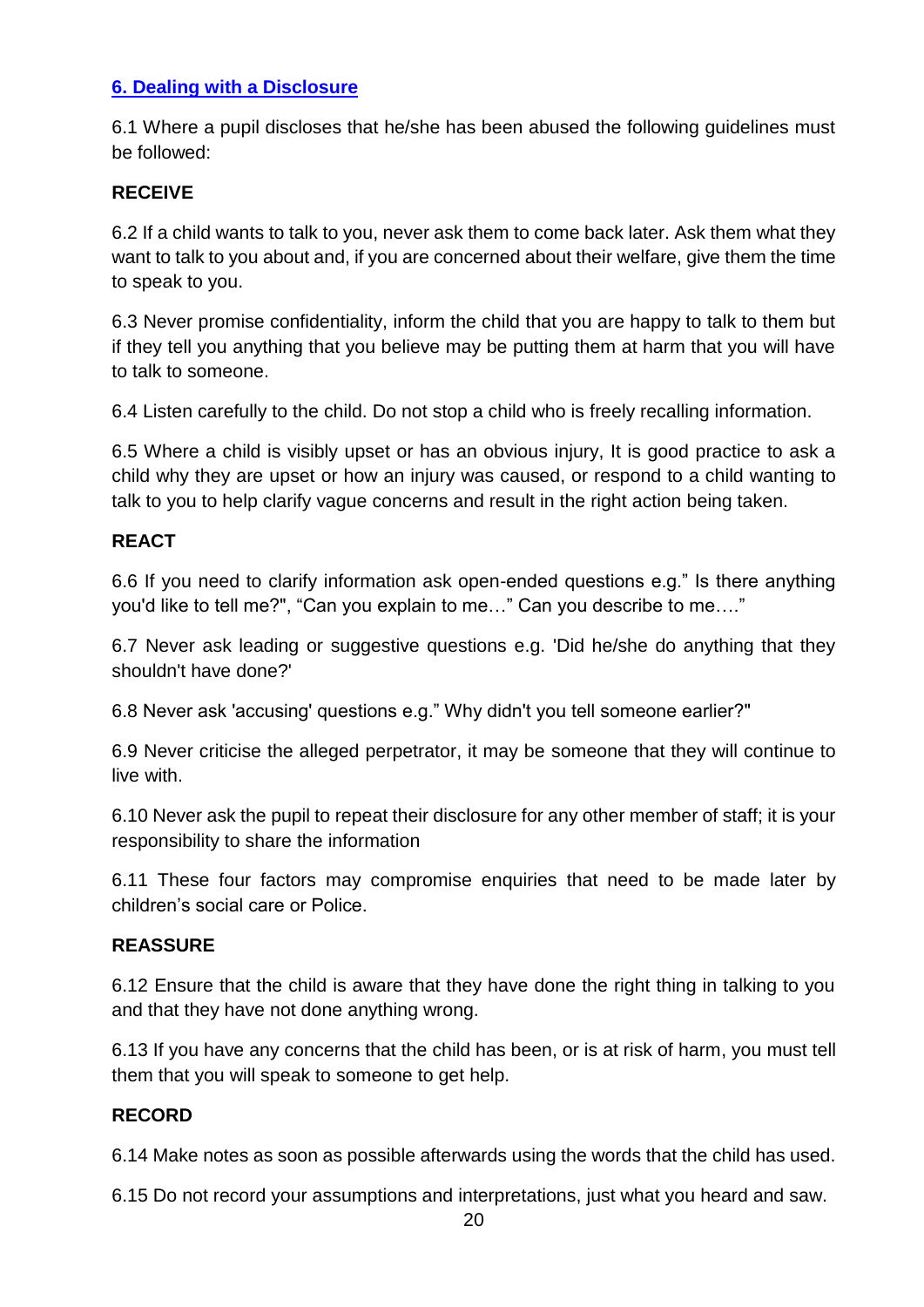## 6. Dealing with a Disclosure

6.1 Where a pupil discloses that he/she has been abused the following guidelines must be followed:

**RECEIVE**

6.2 If a child wants to talk to you, never ask them to come back later. Ask them what they want to talk to you about and, if you are concerned about their welfare, give them the time to speak to you.

6.3 Never promise confidentiality, inform the child that you are happy to talk to them but if they tell you anything that you believe may be putting them at harm that you will have to talk to someone.

6.4 Listen carefully to the child. Do not stop a child who is freely recalling information.

6.5 Where a child is visibly upset or has an obvious injury, It is good practice to ask a child why they are upset or how an injury was caused, or respond to a child wanting to talk to you to help clarify vague concerns and result in the right action being taken.

**REACT**

6.6 If you need to clarify information ask open-ended questions e.g." Is there anything you'd like to tell me?", "Can you explain to me…" Can you describe to me…."

6.7 Never ask leading or suggestive questions e.g. 'Did he/she do anything that they shouldn't have done?'

6.8 Never ask 'accusing' questions e.g." Why didn't you tell someone earlier?"

6.9 Never criticise the alleged perpetrator, it may be someone that they will continue to live with.

6.10 Never ask the pupil to repeat their disclosure for any other member of staff; it is your responsibility to share the information

6.11 These four factors may compromise enquiries that need to be made later by children's social care or Police.

**REASSURE**

6.12 Ensure that the child is aware that they have done the right thing in talking to you and that they have not done anything wrong.

6.13 If you have any concerns that the child has been, or is at risk of harm, you must tell them that you will speak to someone to get help.

**RECORD**

6.14 Make notes as soon as possible afterwards using the words that the child has used.

6.15 Do not record your assumptions and interpretations, just what you heard and saw.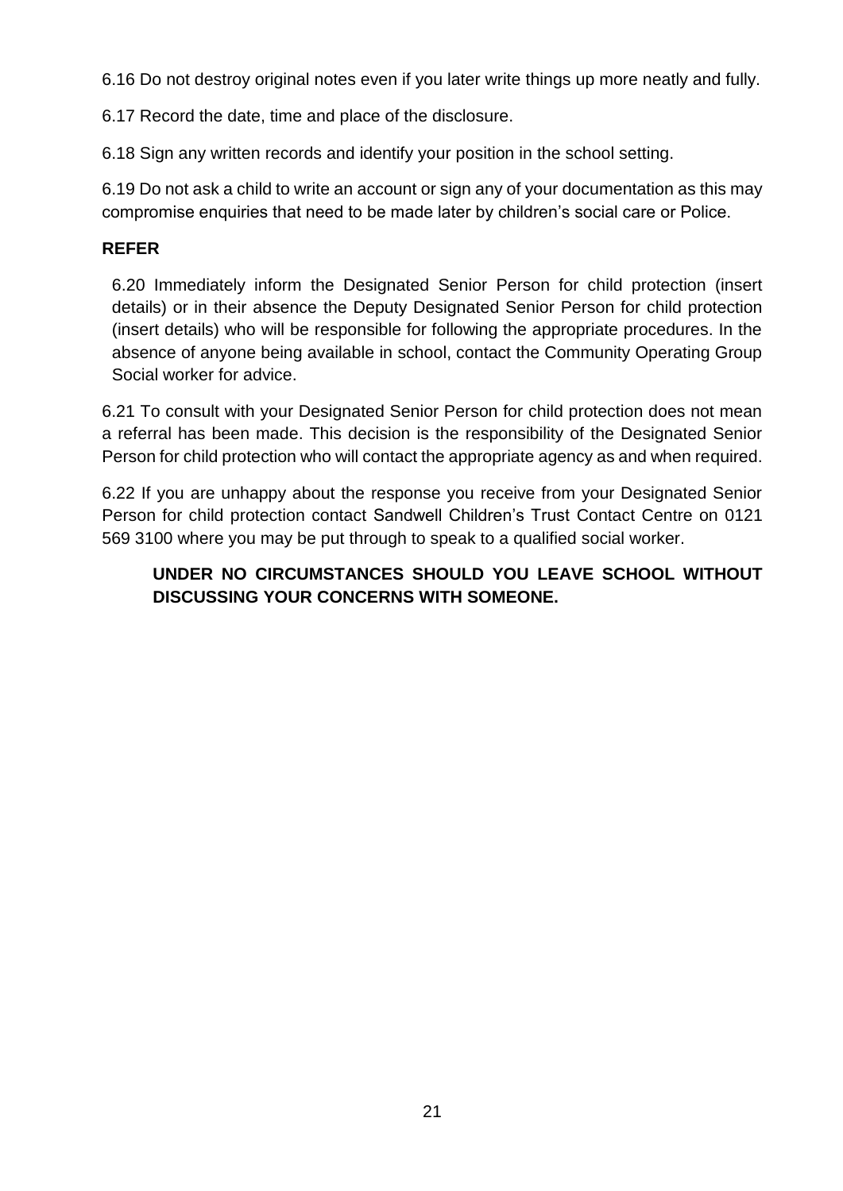6.16 Do not destroy original notes even if you later write things up more neatly and fully.

6.17 Record the date, time and place of the disclosure.

6.18 Sign any written records and identify your position in the school setting.

6.19 Do not ask a child to write an account or sign any of your documentation as this may compromise enquiries that need to be made later by children's social care or Police.

**REFER**

6.20 Immediately inform the Designated Senior Person for child protection (insert details) or in their absence the Deputy Designated Senior Person for child protection (insert details) who will be responsible for following the appropriate procedures. In the absence of anyone being available in school, contact the Community Operating Group Social worker for advice.

6.21 To consult with your Designated Senior Person for child protection does not mean a referral has been made. This decision is the responsibility of the Designated Senior Person for child protection who will contact the appropriate agency as and when required.

6.22 If you are unhappy about the response you receive from your Designated Senior Person for child protection contact Sandwell Children's Trust Contact Centre on 0121 569 3100 where you may be put through to speak to a qualified social worker.

**UNDER NO CIRCUMSTANCES SHOULD YOU LEAVE SCHOOL WITHOUT DISCUSSING YOUR CONCERNS WITH SOMEONE.**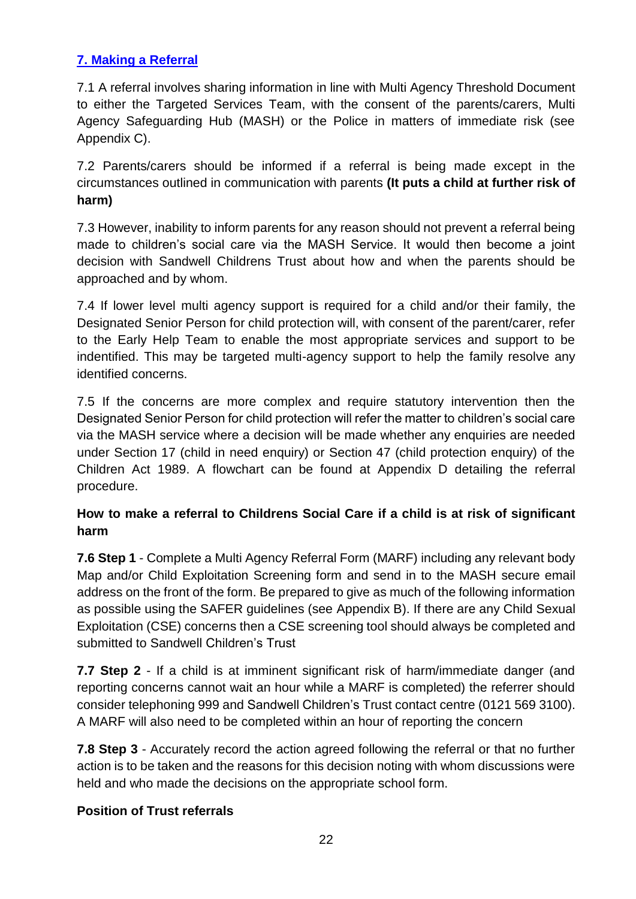## [7. Making a Referral]()

7.1 A referral involves sharing information in line with Multi Agency Threshold Document to either the Targeted Services Team, with the consent of the parents/carers, Multi Agency Safeguarding Hub (MASH) or the Police in matters of immediate risk (see Appendix C).

7.2 Parents/carers should be informed if a referral is being made except in the circumstances outlined in communication with parents **(It puts a child at further risk of harm)**

7.3 However, inability to inform parents for any reason should not prevent a referral being made to children's social care via the MASH Service. It would then become a joint decision with Sandwell Childrens Trust about how and when the parents should be approached and by whom.

7.4 If lower level multi agency support is required for a child and/or their family, the Designated Senior Person for child protection will, with consent of the parent/carer, refer to the Early Help Team to enable the most appropriate services and support to be indentified. This may be targeted multi-agency support to help the family resolve any identified concerns.

7.5 If the concerns are more complex and require statutory intervention then the Designated Senior Person for child protection will refer the matter to children's social care via the MASH service where a decision will be made whether any enquiries are needed under Section 17 (child in need enquiry) or Section 47 (child protection enquiry) of the Children Act 1989. A flowchart can be found at Appendix D detailing the referral procedure.

**How to make a referral to Childrens Social Care if a child is at risk of significant harm**

**7.6 Step 1** - Complete a Multi Agency Referral Form (MARF) including any relevant body Map and/or Child Exploitation Screening form and send in to the MASH secure email address on the front of the form. Be prepared to give as much of the following information as possible using the SAFER guidelines (see Appendix B). If there are any Child Sexual Exploitation (CSE) concerns then a CSE screening tool should always be completed and submitted to Sandwell Children's Trust

**7.7 Step 2** - If a child is at imminent significant risk of harm/immediate danger (and reporting concerns cannot wait an hour while a MARF is completed) the referrer should consider telephoning 999 and Sandwell Children's Trust contact centre (0121 569 3100). A MARF will also need to be completed within an hour of reporting the concern

**7.8 Step 3** - Accurately record the action agreed following the referral or that no further action is to be taken and the reasons for this decision noting with whom discussions were held and who made the decisions on the appropriate school form.

**Position of Trust referrals**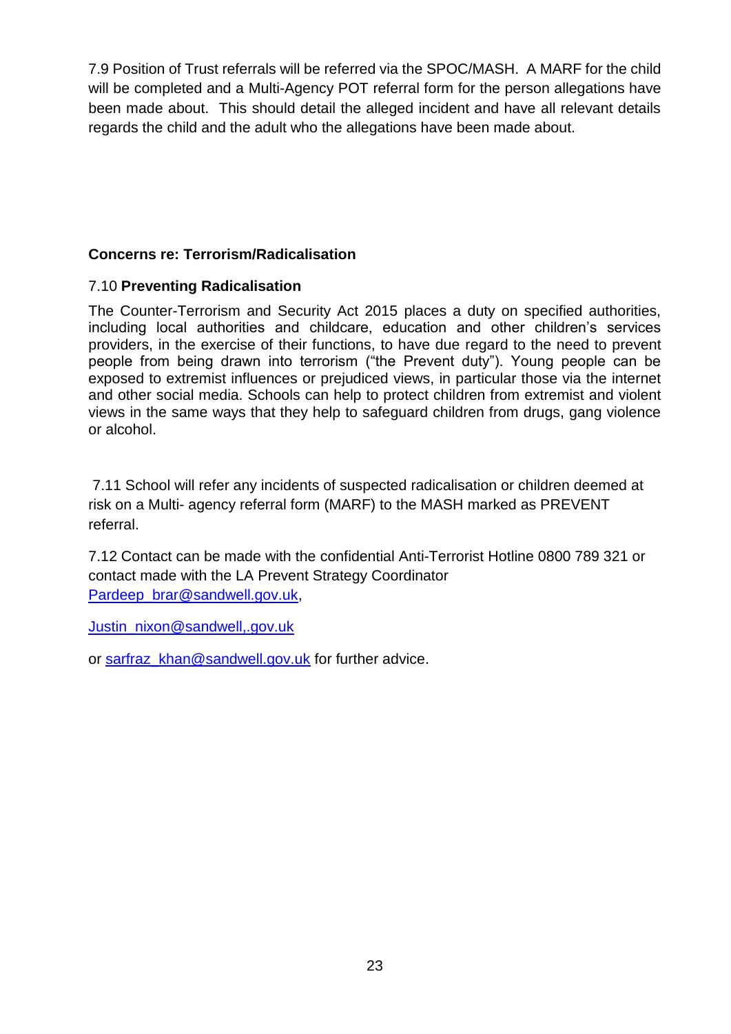7.9 Position of Trust referrals will be referred via the SPOC/MASH. A MARF for the child will be completed and a Multi-Agency POT referral form for the person allegations have been made about. This should detail the alleged incident and have all relevant details regards the child and the adult who the allegations have been made about.

**Concerns re: Terrorism/Radicalisation**

7.10 **Preventing Radicalisation**

The Counter-Terrorism and Security Act 2015 places a duty on specified authorities, including local authorities and childcare, education and other children's services providers, in the exercise of their functions, to have due regard to the need to prevent people from being drawn into terrorism ("the Prevent duty"). Young people can be exposed to extremist influences or prejudiced views, in particular those via the internet and other social media. Schools can help to protect children from extremist and violent views in the same ways that they help to safeguard children from drugs, gang violence or alcohol.

7.11 School will refer any incidents of suspected radicalisation or children deemed at risk on a Multi- agency referral form (MARF) to the MASH marked as PREVENT referral.

7.12 Contact can be made with the confidential Anti-Terrorist Hotline 0800 789 321 or contact made with the LA Prevent Strategy Coordinator Pardeep_brar@sandwell.gov.uk,

Justin_nixon@sandwell,.gov.uk

or sarfraz_khan@sandwell.gov.uk for further advice.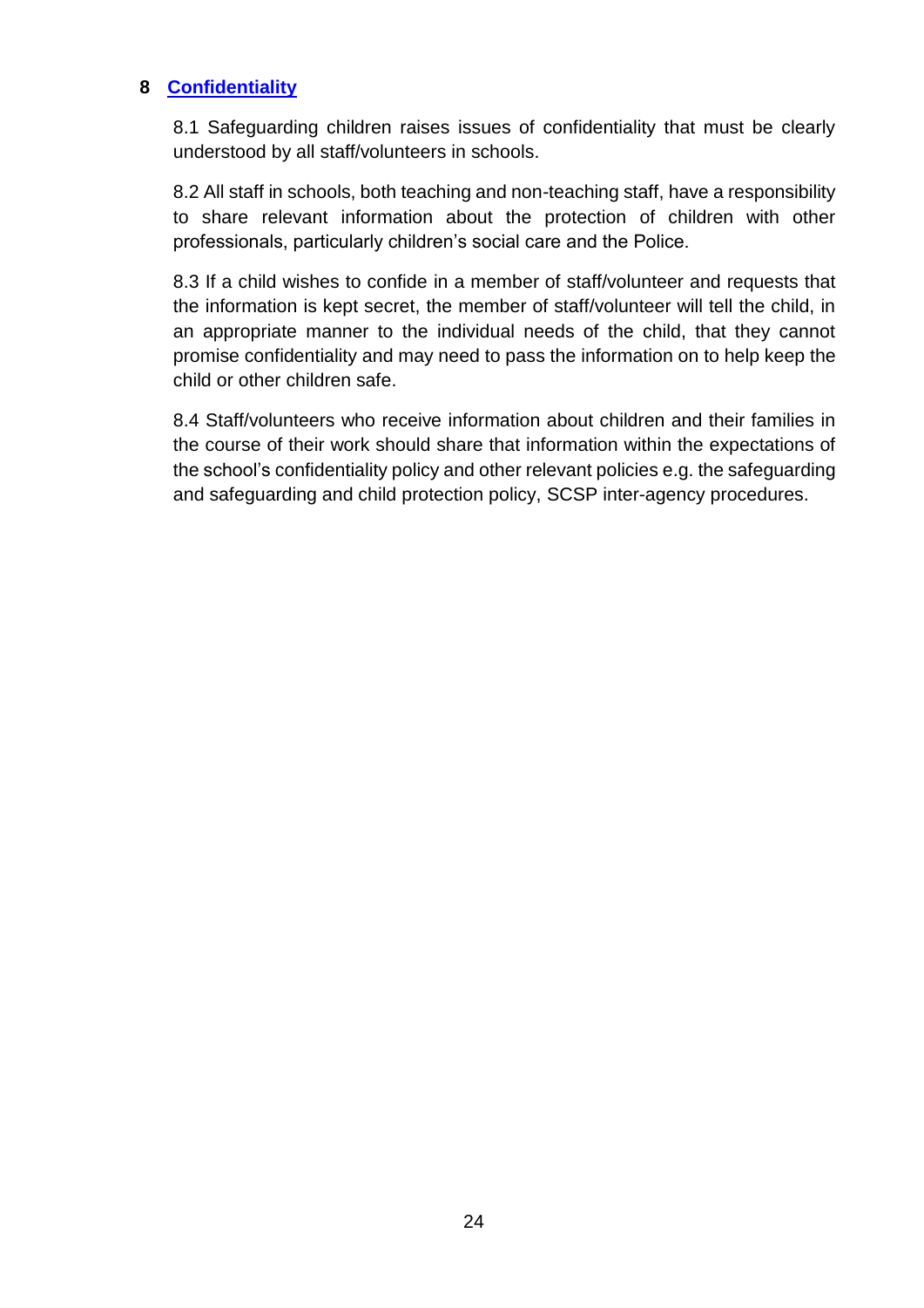## 8 Confidentiality

8.1 Safeguarding children raises issues of confidentiality that must be clearly understood by all staff/volunteers in schools.

8.2 All staff in schools, both teaching and non-teaching staff, have a responsibility to share relevant information about the protection of children with other professionals, particularly children's social care and the Police.

8.3 If a child wishes to confide in a member of staff/volunteer and requests that the information is kept secret, the member of staff/volunteer will tell the child, in an appropriate manner to the individual needs of the child, that they cannot promise confidentiality and may need to pass the information on to help keep the child or other children safe.

8.4 Staff/volunteers who receive information about children and their families in the course of their work should share that information within the expectations of the school's confidentiality policy and other relevant policies e.g. the safeguarding and safeguarding and child protection policy, SCSP inter-agency procedures.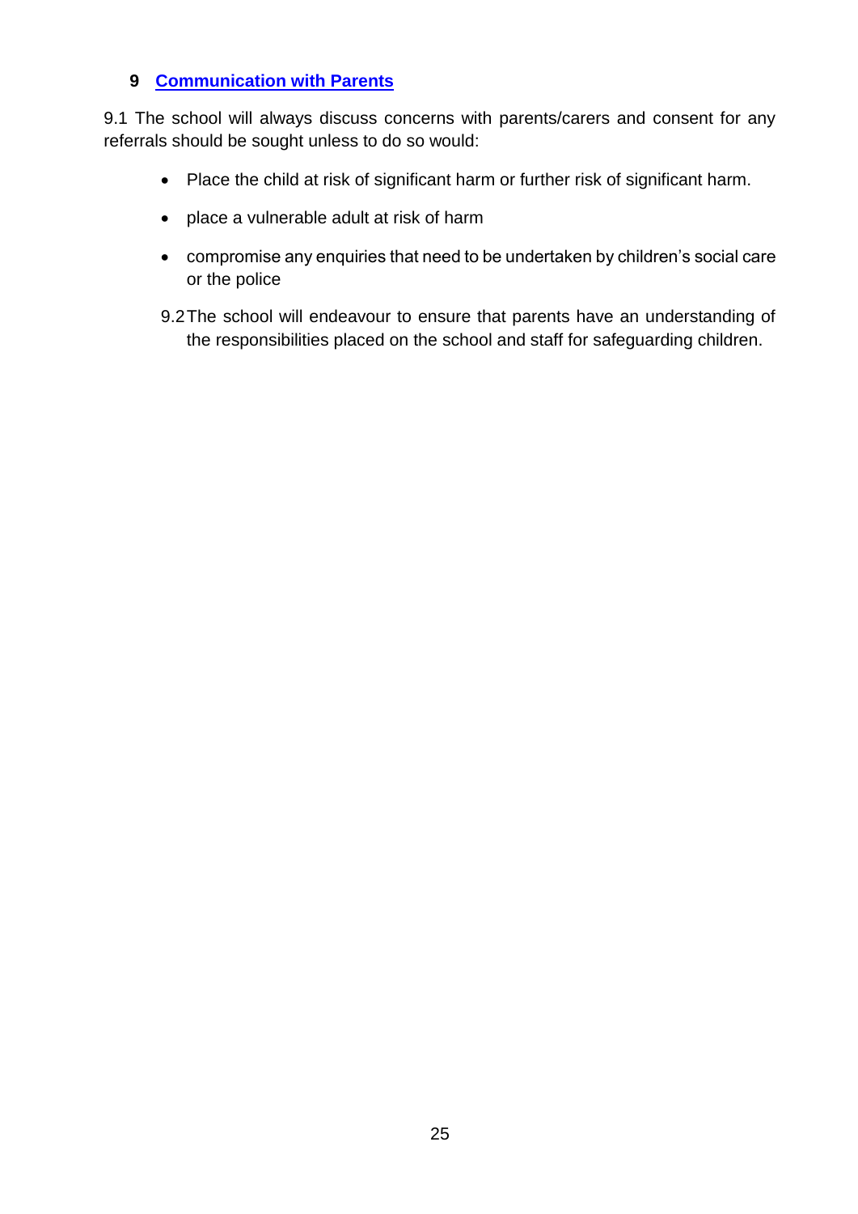## 9 Communication with Parents

9.1 The school will always discuss concerns with parents/carers and consent for any referrals should be sought unless to do so would:

- Place the child at risk of significant harm or further risk of significant harm.
- place a vulnerable adult at risk of harm
- compromise any enquiries that need to be undertaken by children's social care or the police

9.2 The school will endeavour to ensure that parents have an understanding of the responsibilities placed on the school and staff for safeguarding children.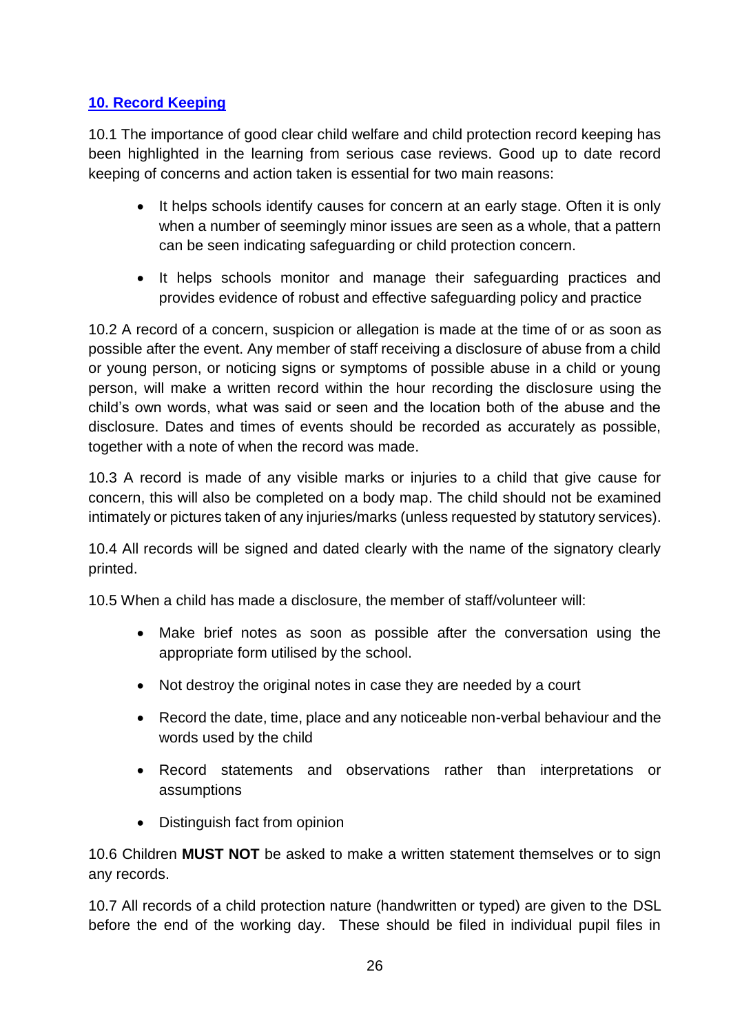## 10. Record Keeping

10.1 The importance of good clear child welfare and child protection record keeping has been highlighted in the learning from serious case reviews. Good up to date record keeping of concerns and action taken is essential for two main reasons:

- It helps schools identify causes for concern at an early stage. Often it is only when a number of seemingly minor issues are seen as a whole, that a pattern can be seen indicating safeguarding or child protection concern.
- It helps schools monitor and manage their safeguarding practices and provides evidence of robust and effective safeguarding policy and practice

10.2 A record of a concern, suspicion or allegation is made at the time of or as soon as possible after the event. Any member of staff receiving a disclosure of abuse from a child or young person, or noticing signs or symptoms of possible abuse in a child or young person, will make a written record within the hour recording the disclosure using the child's own words, what was said or seen and the location both of the abuse and the disclosure. Dates and times of events should be recorded as accurately as possible, together with a note of when the record was made.

10.3 A record is made of any visible marks or injuries to a child that give cause for concern, this will also be completed on a body map. The child should not be examined intimately or pictures taken of any injuries/marks (unless requested by statutory services).

10.4 All records will be signed and dated clearly with the name of the signatory clearly printed.

10.5 When a child has made a disclosure, the member of staff/volunteer will:

- Make brief notes as soon as possible after the conversation using the appropriate form utilised by the school.
- Not destroy the original notes in case they are needed by a court
- Record the date, time, place and any noticeable non-verbal behaviour and the words used by the child
- Record statements and observations rather than interpretations or assumptions
- Distinguish fact from opinion

10.6 Children **MUST NOT** be asked to make a written statement themselves or to sign any records.

10.7 All records of a child protection nature (handwritten or typed) are given to the DSL before the end of the working day. These should be filed in individual pupil files in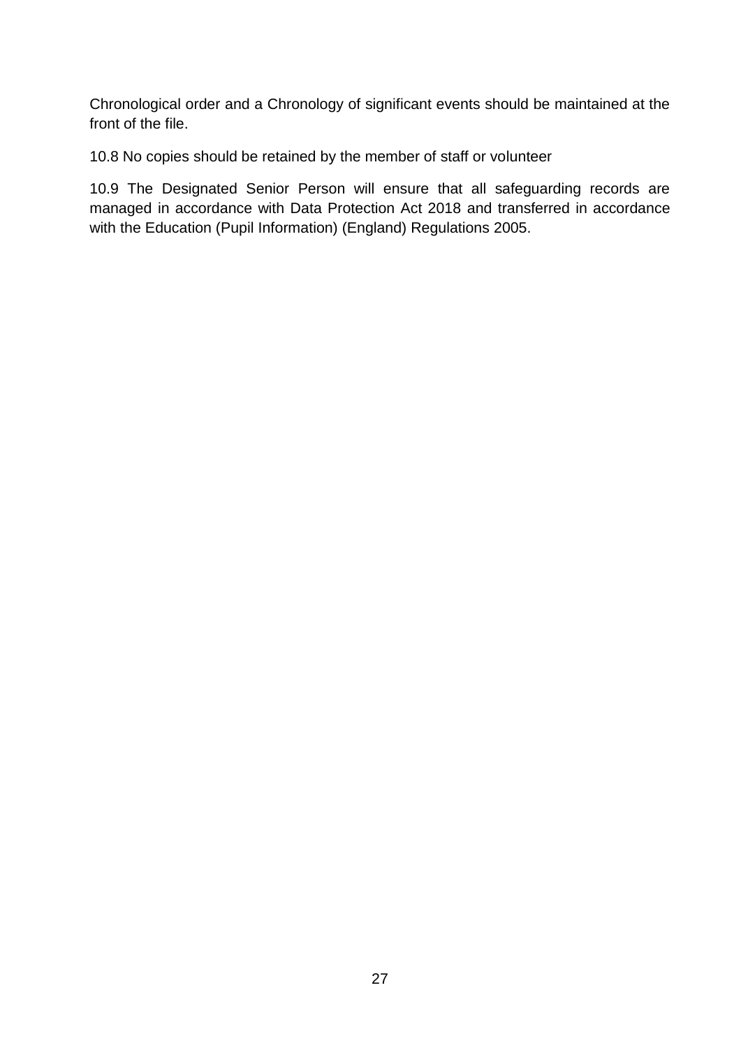Chronological order and a Chronology of significant events should be maintained at the front of the file.

10.8 No copies should be retained by the member of staff or volunteer

10.9 The Designated Senior Person will ensure that all safeguarding records are managed in accordance with Data Protection Act 2018 and transferred in accordance with the Education (Pupil Information) (England) Regulations 2005.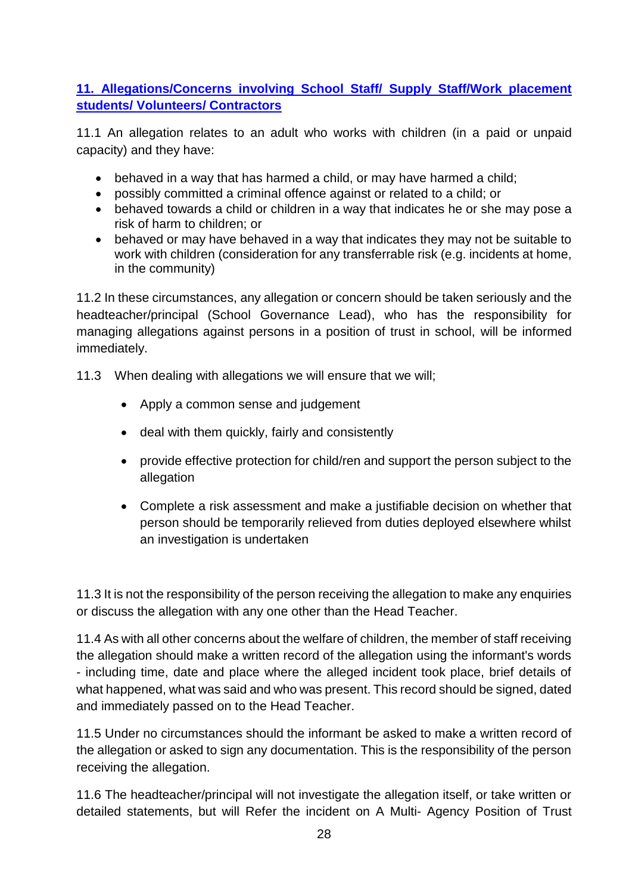## 11. Allegations/Concerns involving School Staff/ Supply Staff/Work placement students/ Volunteers/ Contractors

11.1 An allegation relates to an adult who works with children (in a paid or unpaid capacity) and they have:

- behaved in a way that has harmed a child, or may have harmed a child;
- possibly committed a criminal offence against or related to a child; or
- behaved towards a child or children in a way that indicates he or she may pose a risk of harm to children; or
- behaved or may have behaved in a way that indicates they may not be suitable to work with children (consideration for any transferrable risk (e.g. incidents at home, in the community)

11.2 In these circumstances, any allegation or concern should be taken seriously and the headteacher/principal (School Governance Lead), who has the responsibility for managing allegations against persons in a position of trust in school, will be informed immediately.

11.3 When dealing with allegations we will ensure that we will;

- Apply a common sense and judgement
- deal with them quickly, fairly and consistently
- provide effective protection for child/ren and support the person subject to the allegation
- Complete a risk assessment and make a justifiable decision on whether that person should be temporarily relieved from duties deployed elsewhere whilst an investigation is undertaken

11.3 It is not the responsibility of the person receiving the allegation to make any enquiries or discuss the allegation with any one other than the Head Teacher.

11.4 As with all other concerns about the welfare of children, the member of staff receiving the allegation should make a written record of the allegation using the informant's words - including time, date and place where the alleged incident took place, brief details of what happened, what was said and who was present. This record should be signed, dated and immediately passed on to the Head Teacher.

11.5 Under no circumstances should the informant be asked to make a written record of the allegation or asked to sign any documentation. This is the responsibility of the person receiving the allegation.

11.6 The headteacher/principal will not investigate the allegation itself, or take written or detailed statements, but will Refer the incident on A Multi- Agency Position of Trust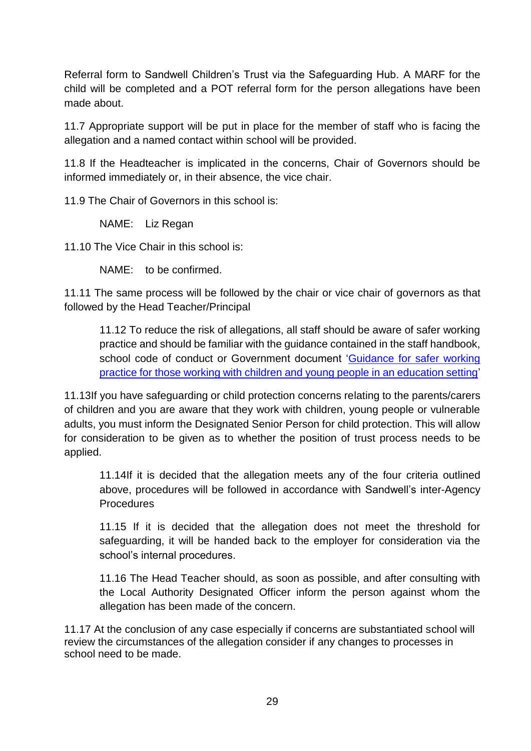Referral form to Sandwell Children's Trust via the Safeguarding Hub. A MARF for the child will be completed and a POT referral form for the person allegations have been made about.

11.7 Appropriate support will be put in place for the member of staff who is facing the allegation and a named contact within school will be provided.

11.8 If the Headteacher is implicated in the concerns, Chair of Governors should be informed immediately or, in their absence, the vice chair.

11.9 The Chair of Governors in this school is:

NAME: Liz Regan

11.10 The Vice Chair in this school is:

NAME: to be confirmed.

11.11 The same process will be followed by the chair or vice chair of governors as that followed by the Head Teacher/Principal

11.12 To reduce the risk of allegations, all staff should be aware of safer working practice and should be familiar with the guidance contained in the staff handbook, school code of conduct or Government document 'Guidance for safer working practice for those working with children and young people in an education setting'

11.13If you have safeguarding or child protection concerns relating to the parents/carers of children and you are aware that they work with children, young people or vulnerable adults, you must inform the Designated Senior Person for child protection. This will allow for consideration to be given as to whether the position of trust process needs to be applied.

11.14If it is decided that the allegation meets any of the four criteria outlined above, procedures will be followed in accordance with Sandwell's inter-Agency Procedures

11.15 If it is decided that the allegation does not meet the threshold for safeguarding, it will be handed back to the employer for consideration via the school's internal procedures.

11.16 The Head Teacher should, as soon as possible, and after consulting with the Local Authority Designated Officer inform the person against whom the allegation has been made of the concern.

11.17 At the conclusion of any case especially if concerns are substantiated school will review the circumstances of the allegation consider if any changes to processes in school need to be made.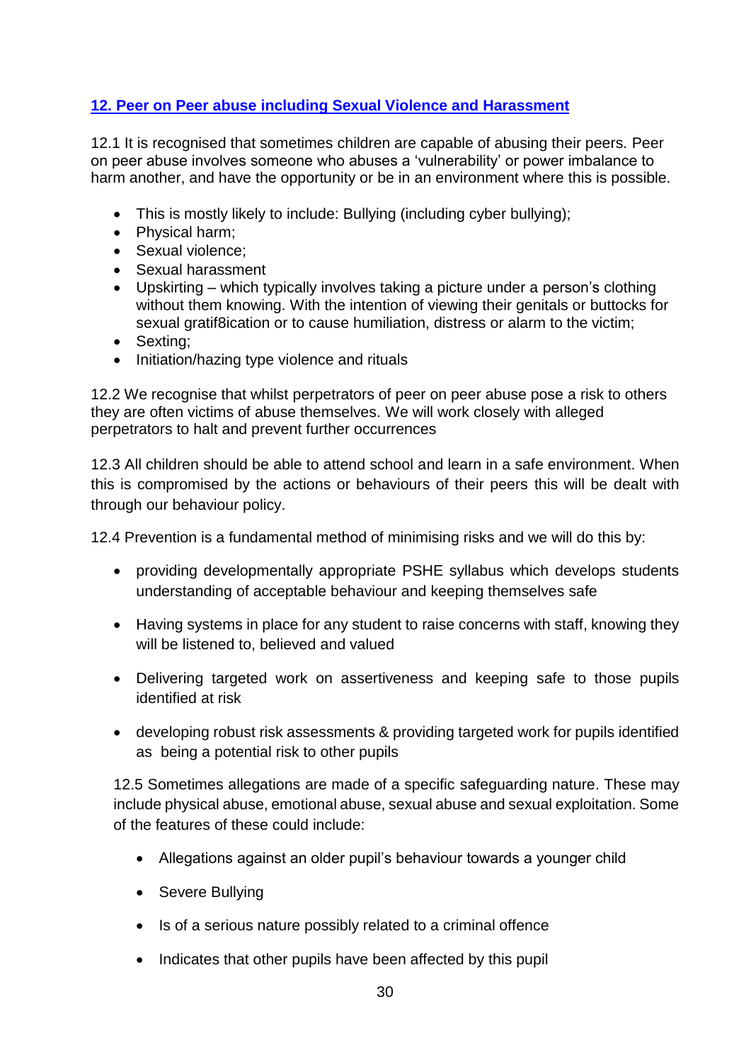## 12. Peer on Peer abuse including Sexual Violence and Harassment

12.1 It is recognised that sometimes children are capable of abusing their peers. Peer on peer abuse involves someone who abuses a 'vulnerability' or power imbalance to harm another, and have the opportunity or be in an environment where this is possible.

- This is mostly likely to include: Bullying (including cyber bullying);
- Physical harm;
- Sexual violence;
- Sexual harassment
- Upskirting – which typically involves taking a picture under a person's clothing without them knowing. With the intention of viewing their genitals or buttocks for sexual gratif8ication or to cause humiliation, distress or alarm to the victim;
- Sexting;
- Initiation/hazing type violence and rituals

12.2 We recognise that whilst perpetrators of peer on peer abuse pose a risk to others they are often victims of abuse themselves. We will work closely with alleged perpetrators to halt and prevent further occurrences

12.3 All children should be able to attend school and learn in a safe environment. When this is compromised by the actions or behaviours of their peers this will be dealt with through our behaviour policy.

12.4 Prevention is a fundamental method of minimising risks and we will do this by:

- providing developmentally appropriate PSHE syllabus which develops students understanding of acceptable behaviour and keeping themselves safe
- Having systems in place for any student to raise concerns with staff, knowing they will be listened to, believed and valued
- Delivering targeted work on assertiveness and keeping safe to those pupils identified at risk
- developing robust risk assessments & providing targeted work for pupils identified as being a potential risk to other pupils

12.5 Sometimes allegations are made of a specific safeguarding nature. These may include physical abuse, emotional abuse, sexual abuse and sexual exploitation. Some of the features of these could include:

- Allegations against an older pupil's behaviour towards a younger child
- Severe Bullying
- Is of a serious nature possibly related to a criminal offence
- Indicates that other pupils have been affected by this pupil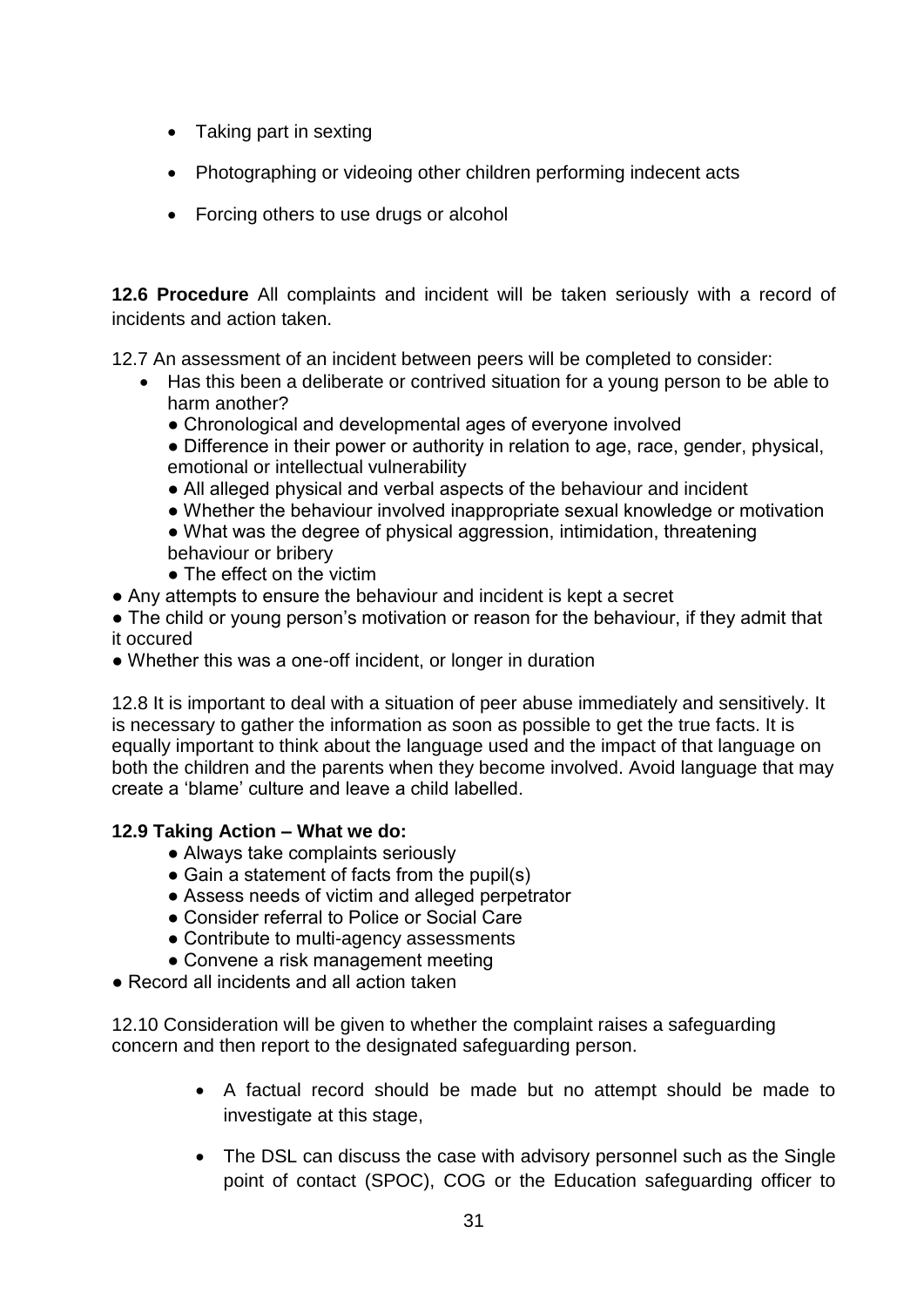- Taking part in sexting
- Photographing or videoing other children performing indecent acts
- Forcing others to use drugs or alcohol

**12.6 Procedure** All complaints and incident will be taken seriously with a record of incidents and action taken.

12.7 An assessment of an incident between peers will be completed to consider:

- Has this been a deliberate or contrived situation for a young person to be able to harm another?
  - Chronological and developmental ages of everyone involved
  - Difference in their power or authority in relation to age, race, gender, physical, emotional or intellectual vulnerability
  - All alleged physical and verbal aspects of the behaviour and incident
  - Whether the behaviour involved inappropriate sexual knowledge or motivation
  - What was the degree of physical aggression, intimidation, threatening behaviour or bribery
  - The effect on the victim
- Any attempts to ensure the behaviour and incident is kept a secret
- The child or young person's motivation or reason for the behaviour, if they admit that it occured
- Whether this was a one-off incident, or longer in duration

12.8 It is important to deal with a situation of peer abuse immediately and sensitively. It is necessary to gather the information as soon as possible to get the true facts. It is equally important to think about the language used and the impact of that language on both the children and the parents when they become involved. Avoid language that may create a 'blame' culture and leave a child labelled.

**12.9 Taking Action – What we do:**

- Always take complaints seriously
- Gain a statement of facts from the pupil(s)
- Assess needs of victim and alleged perpetrator
- Consider referral to Police or Social Care
- Contribute to multi-agency assessments
- Convene a risk management meeting
- Record all incidents and all action taken

12.10 Consideration will be given to whether the complaint raises a safeguarding concern and then report to the designated safeguarding person.

- A factual record should be made but no attempt should be made to investigate at this stage,
- The DSL can discuss the case with advisory personnel such as the Single point of contact (SPOC), COG or the Education safeguarding officer to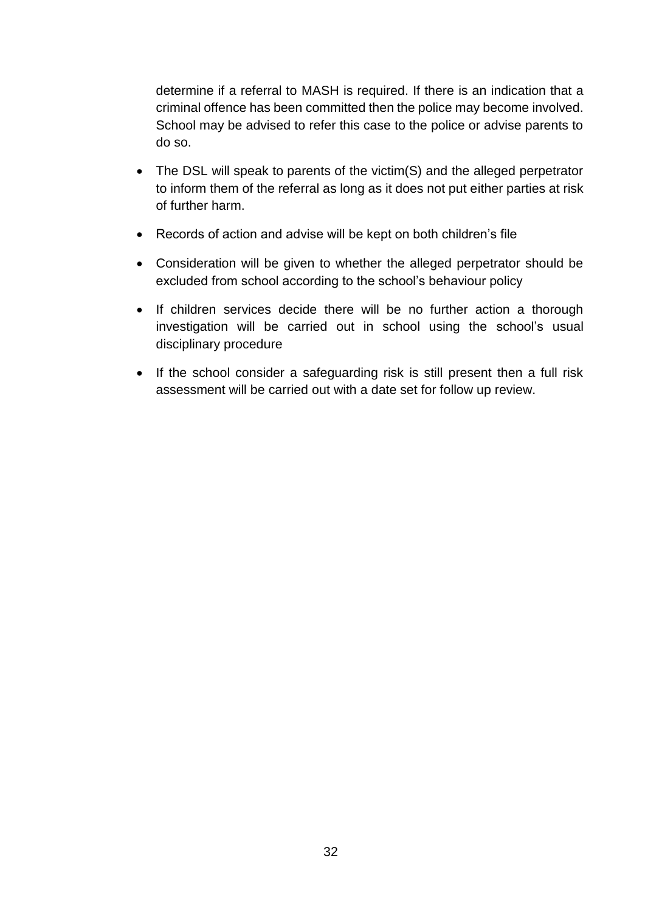determine if a referral to MASH is required. If there is an indication that a criminal offence has been committed then the police may become involved. School may be advised to refer this case to the police or advise parents to do so.

- The DSL will speak to parents of the victim(S) and the alleged perpetrator to inform them of the referral as long as it does not put either parties at risk of further harm.
- Records of action and advise will be kept on both children's file
- Consideration will be given to whether the alleged perpetrator should be excluded from school according to the school's behaviour policy
- If children services decide there will be no further action a thorough investigation will be carried out in school using the school's usual disciplinary procedure
- If the school consider a safeguarding risk is still present then a full risk assessment will be carried out with a date set for follow up review.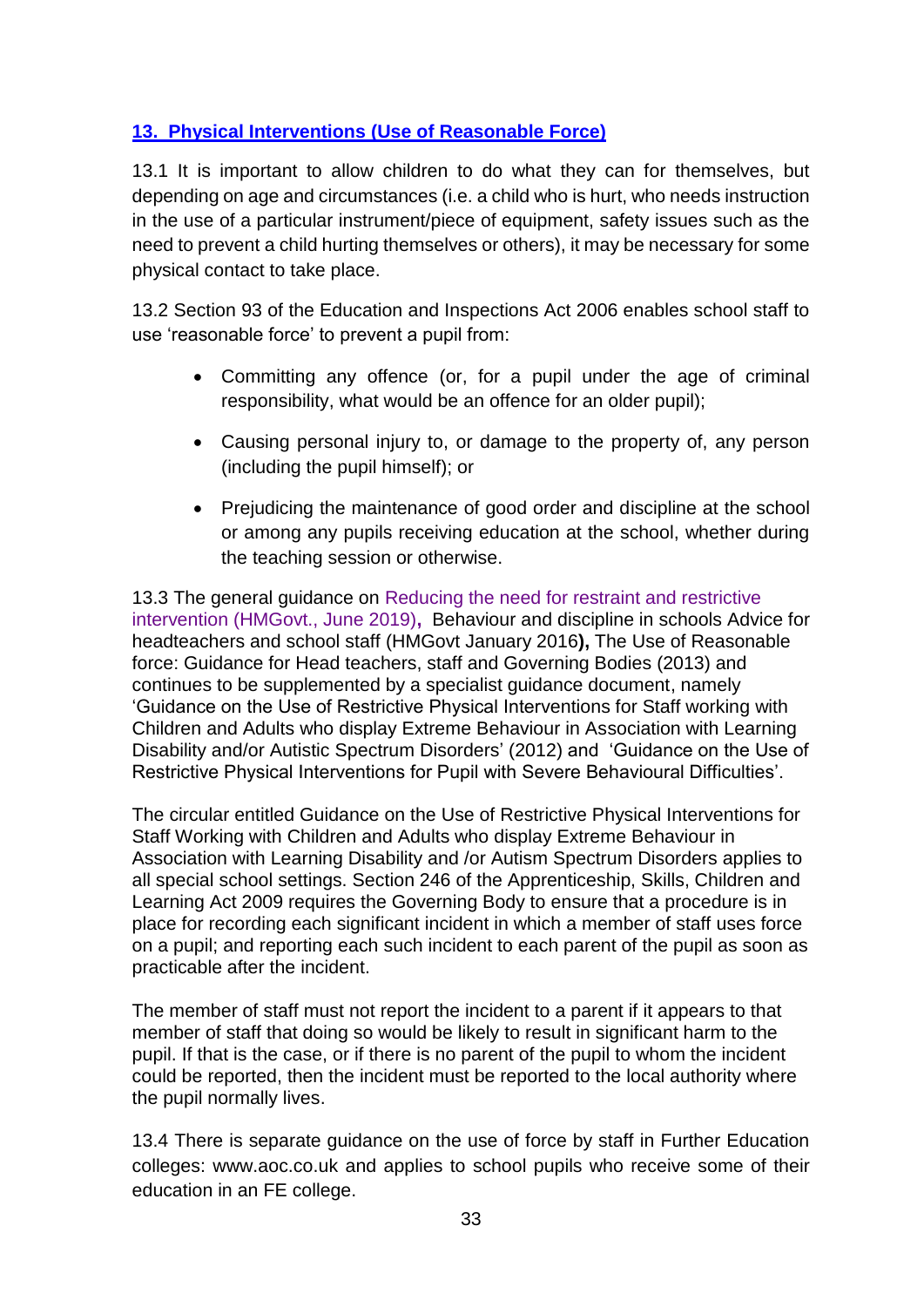## [13. Physical Interventions (Use of Reasonable Force)]

13.1 It is important to allow children to do what they can for themselves, but depending on age and circumstances (i.e. a child who is hurt, who needs instruction in the use of a particular instrument/piece of equipment, safety issues such as the need to prevent a child hurting themselves or others), it may be necessary for some physical contact to take place.

13.2 Section 93 of the Education and Inspections Act 2006 enables school staff to use 'reasonable force' to prevent a pupil from:

- Committing any offence (or, for a pupil under the age of criminal responsibility, what would be an offence for an older pupil);
- Causing personal injury to, or damage to the property of, any person (including the pupil himself); or
- Prejudicing the maintenance of good order and discipline at the school or among any pupils receiving education at the school, whether during the teaching session or otherwise.

13.3 The general guidance on Reducing the need for restraint and restrictive intervention (HMGovt., June 2019)**,** Behaviour and discipline in schools Advice for headteachers and school staff (HMGovt January 2016**),** The Use of Reasonable force: Guidance for Head teachers, staff and Governing Bodies (2013) and continues to be supplemented by a specialist guidance document, namely 'Guidance on the Use of Restrictive Physical Interventions for Staff working with Children and Adults who display Extreme Behaviour in Association with Learning Disability and/or Autistic Spectrum Disorders' (2012) and 'Guidance on the Use of Restrictive Physical Interventions for Pupil with Severe Behavioural Difficulties'.

The circular entitled Guidance on the Use of Restrictive Physical Interventions for Staff Working with Children and Adults who display Extreme Behaviour in Association with Learning Disability and /or Autism Spectrum Disorders applies to all special school settings. Section 246 of the Apprenticeship, Skills, Children and Learning Act 2009 requires the Governing Body to ensure that a procedure is in place for recording each significant incident in which a member of staff uses force on a pupil; and reporting each such incident to each parent of the pupil as soon as practicable after the incident.

The member of staff must not report the incident to a parent if it appears to that member of staff that doing so would be likely to result in significant harm to the pupil. If that is the case, or if there is no parent of the pupil to whom the incident could be reported, then the incident must be reported to the local authority where the pupil normally lives.

13.4 There is separate guidance on the use of force by staff in Further Education colleges: www.aoc.co.uk and applies to school pupils who receive some of their education in an FE college.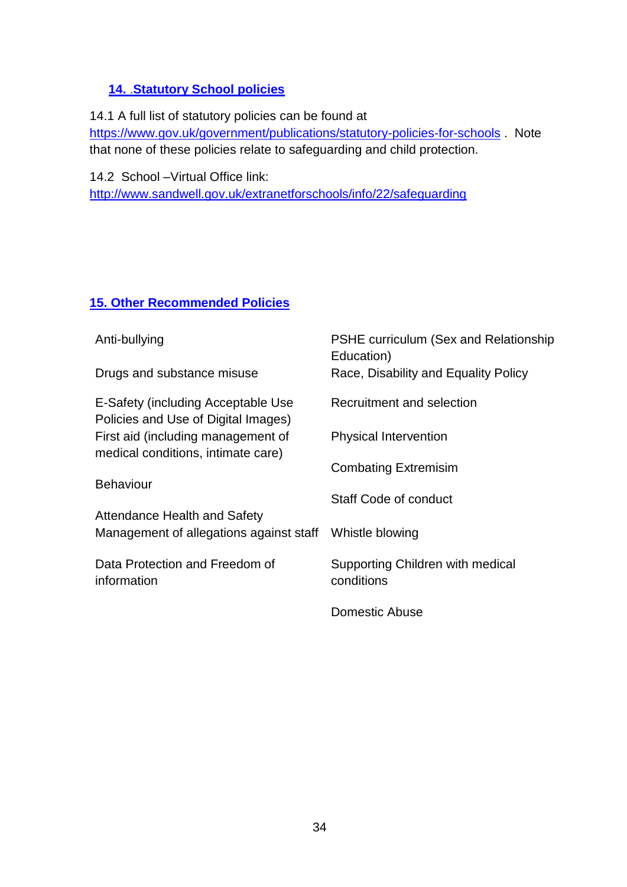## 14. .Statutory School policies

14.1 A full list of statutory policies can be found at https://www.gov.uk/government/publications/statutory-policies-for-schools . Note that none of these policies relate to safeguarding and child protection.

14.2 School –Virtual Office link: http://www.sandwell.gov.uk/extranetforschools/info/22/safeguarding

## 15. Other Recommended Policies

| | |
|---|---|
| Anti-bullying | PSHE curriculum (Sex and Relationship Education) |
| Drugs and substance misuse | Race, Disability and Equality Policy |
| E-Safety (including Acceptable Use Policies and Use of Digital Images) | Recruitment and selection |
| First aid (including management of medical conditions, intimate care) | Physical Intervention |
| Behaviour | Combating Extremisim |
| Attendance Health and Safety | Staff Code of conduct |
| Management of allegations against staff | Whistle blowing |
| Data Protection and Freedom of information | Supporting Children with medical conditions |
| | Domestic Abuse |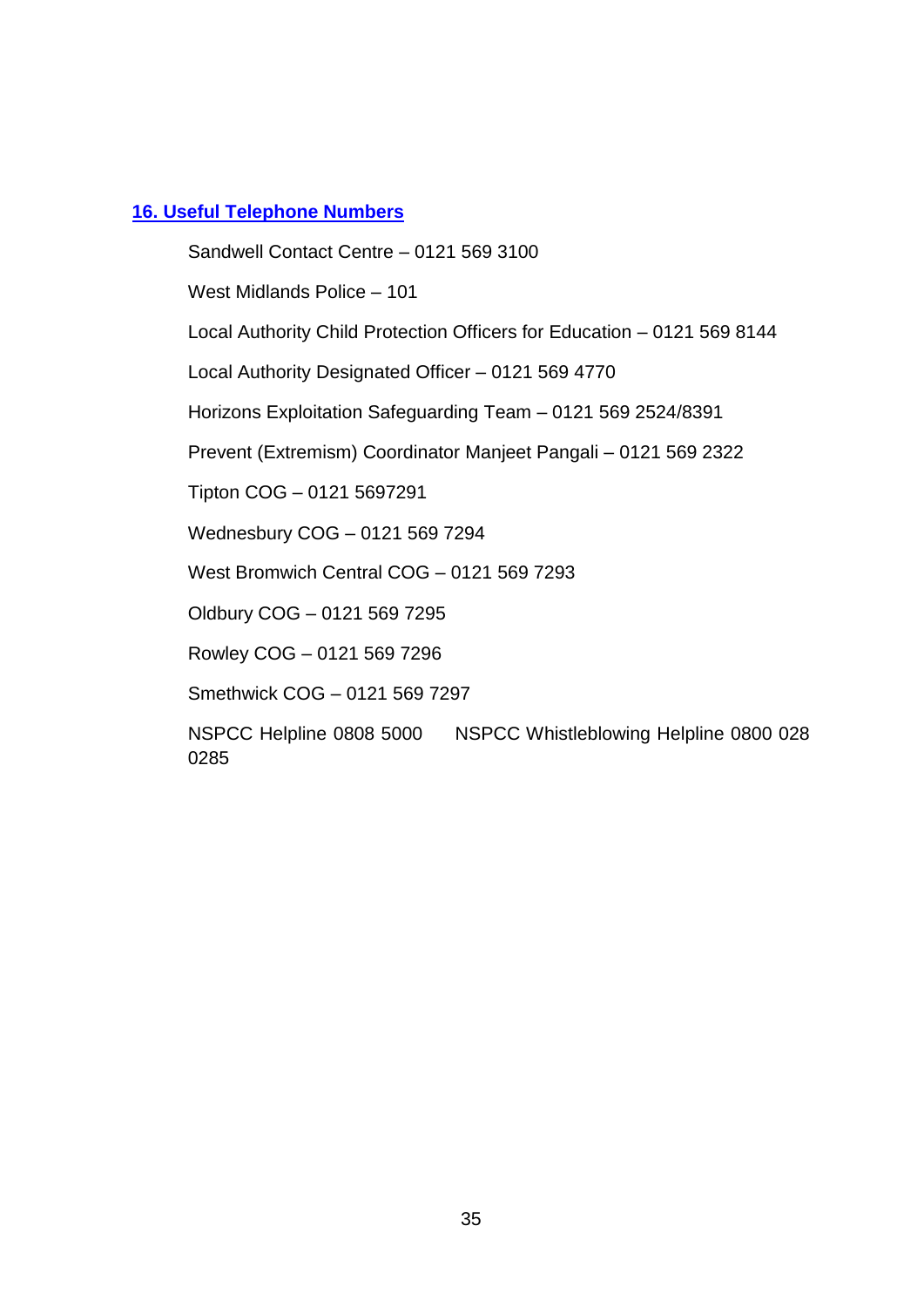## 16. Useful Telephone Numbers

Sandwell Contact Centre – 0121 569 3100

West Midlands Police – 101

Local Authority Child Protection Officers for Education – 0121 569 8144

Local Authority Designated Officer – 0121 569 4770

Horizons Exploitation Safeguarding Team – 0121 569 2524/8391

Prevent (Extremism) Coordinator Manjeet Pangali – 0121 569 2322

Tipton COG – 0121 5697291

Wednesbury COG – 0121 569 7294

West Bromwich Central COG – 0121 569 7293

Oldbury COG – 0121 569 7295

Rowley COG – 0121 569 7296

Smethwick COG – 0121 569 7297

NSPCC Helpline 0808 5000 NSPCC Whistleblowing Helpline 0800 028 0285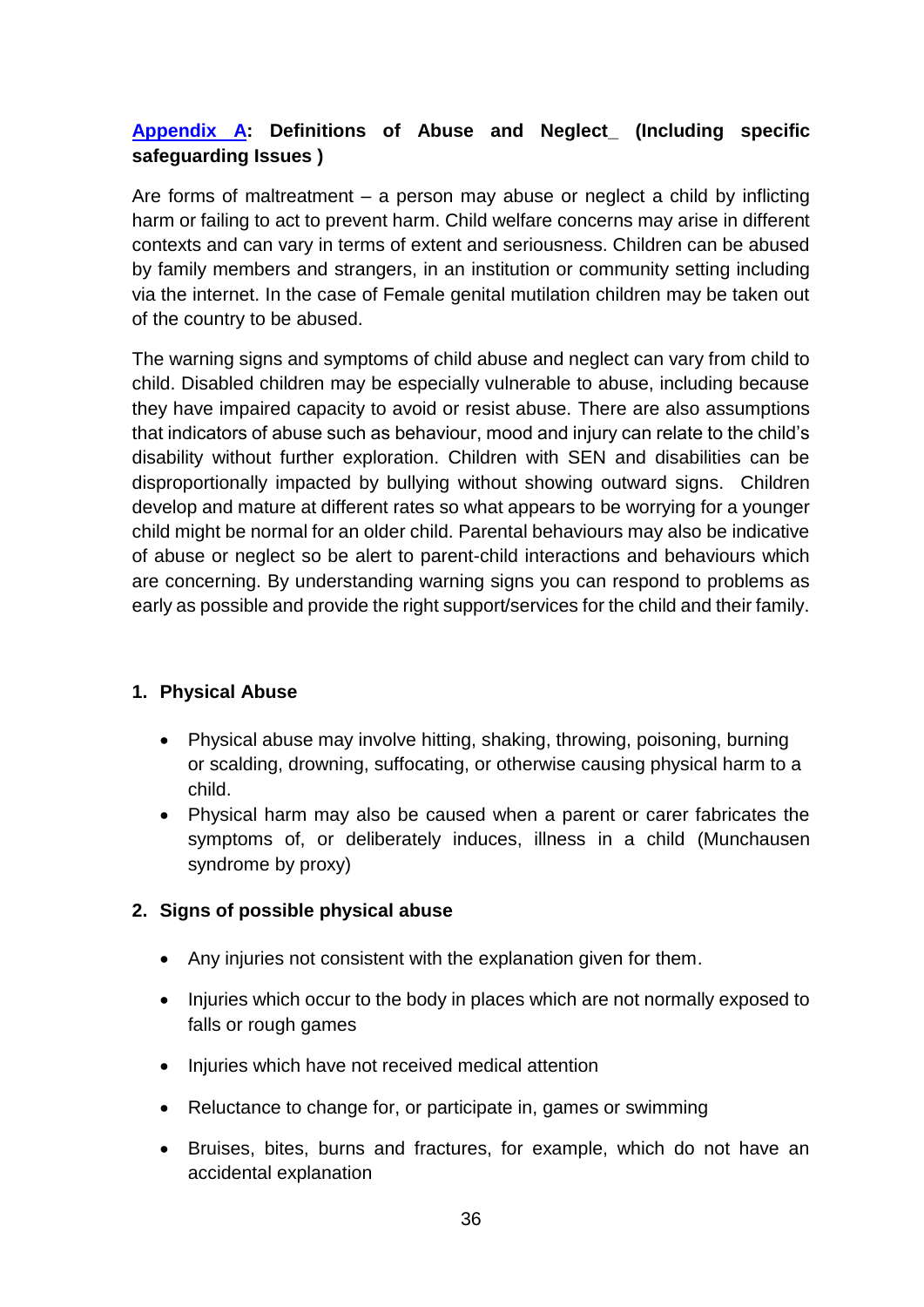### [Appendix A](#): Definitions of Abuse and Neglect_ (Including specific safeguarding Issues )

Are forms of maltreatment – a person may abuse or neglect a child by inflicting harm or failing to act to prevent harm. Child welfare concerns may arise in different contexts and can vary in terms of extent and seriousness. Children can be abused by family members and strangers, in an institution or community setting including via the internet. In the case of Female genital mutilation children may be taken out of the country to be abused.

The warning signs and symptoms of child abuse and neglect can vary from child to child. Disabled children may be especially vulnerable to abuse, including because they have impaired capacity to avoid or resist abuse. There are also assumptions that indicators of abuse such as behaviour, mood and injury can relate to the child's disability without further exploration. Children with SEN and disabilities can be disproportionally impacted by bullying without showing outward signs. Children develop and mature at different rates so what appears to be worrying for a younger child might be normal for an older child. Parental behaviours may also be indicative of abuse or neglect so be alert to parent-child interactions and behaviours which are concerning. By understanding warning signs you can respond to problems as early as possible and provide the right support/services for the child and their family.

**1. Physical Abuse**

- Physical abuse may involve hitting, shaking, throwing, poisoning, burning or scalding, drowning, suffocating, or otherwise causing physical harm to a child.
- Physical harm may also be caused when a parent or carer fabricates the symptoms of, or deliberately induces, illness in a child (Munchausen syndrome by proxy)

**2. Signs of possible physical abuse**

- Any injuries not consistent with the explanation given for them.
- Injuries which occur to the body in places which are not normally exposed to falls or rough games
- Injuries which have not received medical attention
- Reluctance to change for, or participate in, games or swimming
- Bruises, bites, burns and fractures, for example, which do not have an accidental explanation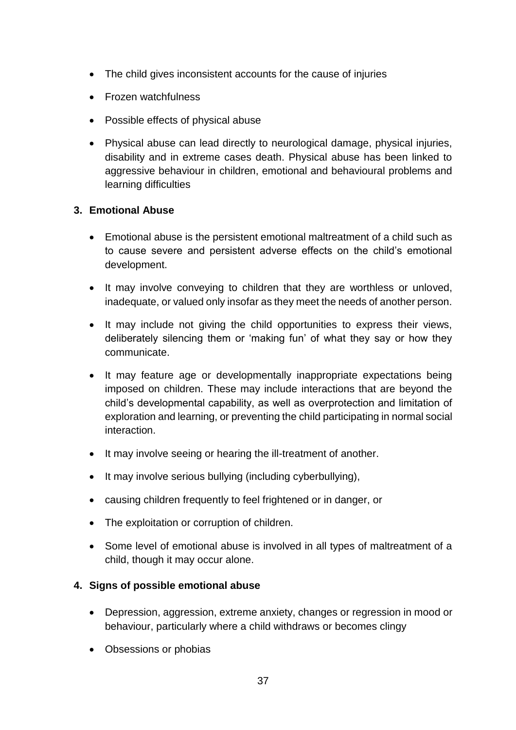- The child gives inconsistent accounts for the cause of injuries
- Frozen watchfulness
- Possible effects of physical abuse
- Physical abuse can lead directly to neurological damage, physical injuries, disability and in extreme cases death. Physical abuse has been linked to aggressive behaviour in children, emotional and behavioural problems and learning difficulties

**3. Emotional Abuse**

- Emotional abuse is the persistent emotional maltreatment of a child such as to cause severe and persistent adverse effects on the child's emotional development.
- It may involve conveying to children that they are worthless or unloved, inadequate, or valued only insofar as they meet the needs of another person.
- It may include not giving the child opportunities to express their views, deliberately silencing them or 'making fun' of what they say or how they communicate.
- It may feature age or developmentally inappropriate expectations being imposed on children. These may include interactions that are beyond the child's developmental capability, as well as overprotection and limitation of exploration and learning, or preventing the child participating in normal social interaction.
- It may involve seeing or hearing the ill-treatment of another.
- It may involve serious bullying (including cyberbullying),
- causing children frequently to feel frightened or in danger, or
- The exploitation or corruption of children.
- Some level of emotional abuse is involved in all types of maltreatment of a child, though it may occur alone.

**4. Signs of possible emotional abuse**

- Depression, aggression, extreme anxiety, changes or regression in mood or behaviour, particularly where a child withdraws or becomes clingy
- Obsessions or phobias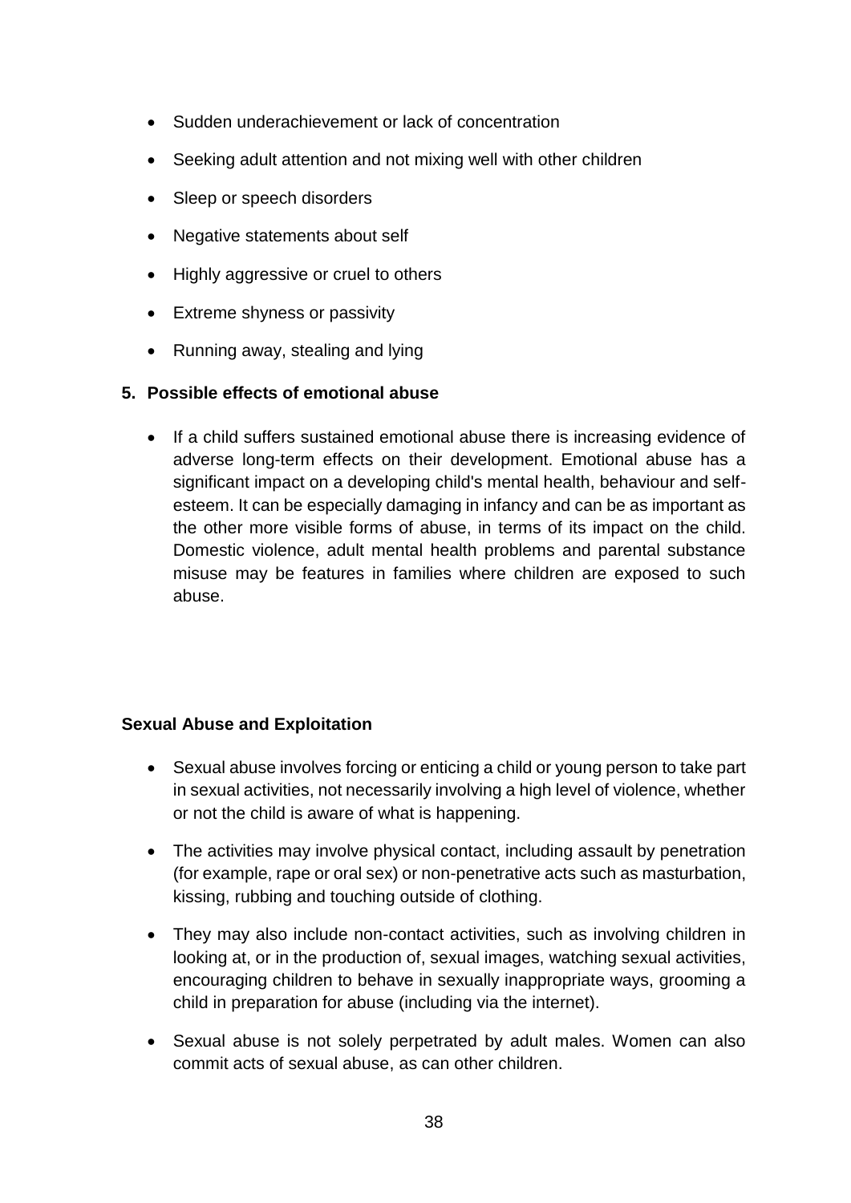- Sudden underachievement or lack of concentration
- Seeking adult attention and not mixing well with other children
- Sleep or speech disorders
- Negative statements about self
- Highly aggressive or cruel to others
- Extreme shyness or passivity
- Running away, stealing and lying

**5. Possible effects of emotional abuse**

- If a child suffers sustained emotional abuse there is increasing evidence of adverse long-term effects on their development. Emotional abuse has a significant impact on a developing child's mental health, behaviour and self-esteem. It can be especially damaging in infancy and can be as important as the other more visible forms of abuse, in terms of its impact on the child. Domestic violence, adult mental health problems and parental substance misuse may be features in families where children are exposed to such abuse.

**Sexual Abuse and Exploitation**

- Sexual abuse involves forcing or enticing a child or young person to take part in sexual activities, not necessarily involving a high level of violence, whether or not the child is aware of what is happening.
- The activities may involve physical contact, including assault by penetration (for example, rape or oral sex) or non-penetrative acts such as masturbation, kissing, rubbing and touching outside of clothing.
- They may also include non-contact activities, such as involving children in looking at, or in the production of, sexual images, watching sexual activities, encouraging children to behave in sexually inappropriate ways, grooming a child in preparation for abuse (including via the internet).
- Sexual abuse is not solely perpetrated by adult males. Women can also commit acts of sexual abuse, as can other children.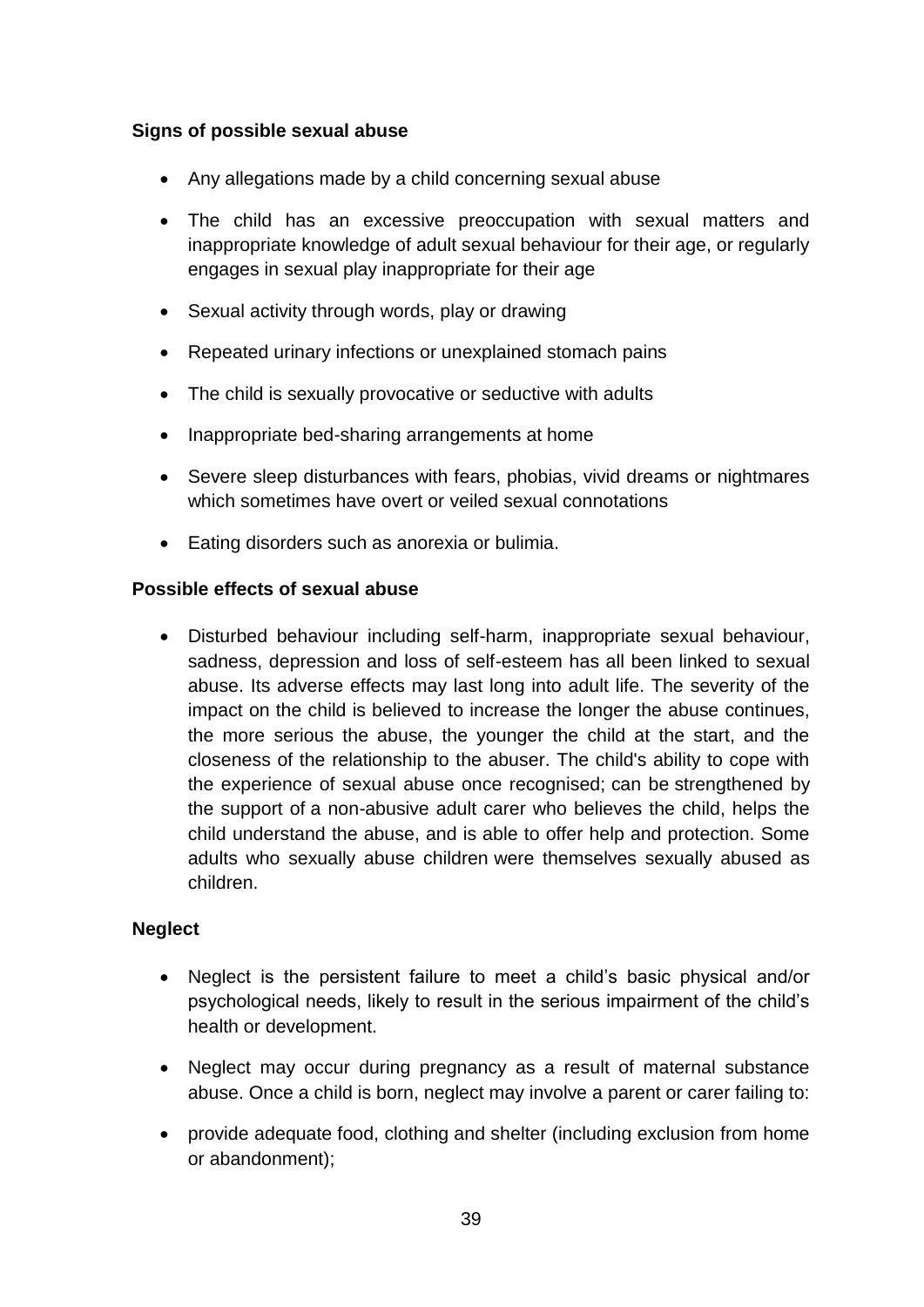**Signs of possible sexual abuse**

- Any allegations made by a child concerning sexual abuse
- The child has an excessive preoccupation with sexual matters and inappropriate knowledge of adult sexual behaviour for their age, or regularly engages in sexual play inappropriate for their age
- Sexual activity through words, play or drawing
- Repeated urinary infections or unexplained stomach pains
- The child is sexually provocative or seductive with adults
- Inappropriate bed-sharing arrangements at home
- Severe sleep disturbances with fears, phobias, vivid dreams or nightmares which sometimes have overt or veiled sexual connotations
- Eating disorders such as anorexia or bulimia.

**Possible effects of sexual abuse**

- Disturbed behaviour including self-harm, inappropriate sexual behaviour, sadness, depression and loss of self-esteem has all been linked to sexual abuse. Its adverse effects may last long into adult life. The severity of the impact on the child is believed to increase the longer the abuse continues, the more serious the abuse, the younger the child at the start, and the closeness of the relationship to the abuser. The child's ability to cope with the experience of sexual abuse once recognised; can be strengthened by the support of a non-abusive adult carer who believes the child, helps the child understand the abuse, and is able to offer help and protection. Some adults who sexually abuse children were themselves sexually abused as children.

**Neglect**

- Neglect is the persistent failure to meet a child's basic physical and/or psychological needs, likely to result in the serious impairment of the child's health or development.
- Neglect may occur during pregnancy as a result of maternal substance abuse. Once a child is born, neglect may involve a parent or carer failing to:
- provide adequate food, clothing and shelter (including exclusion from home or abandonment);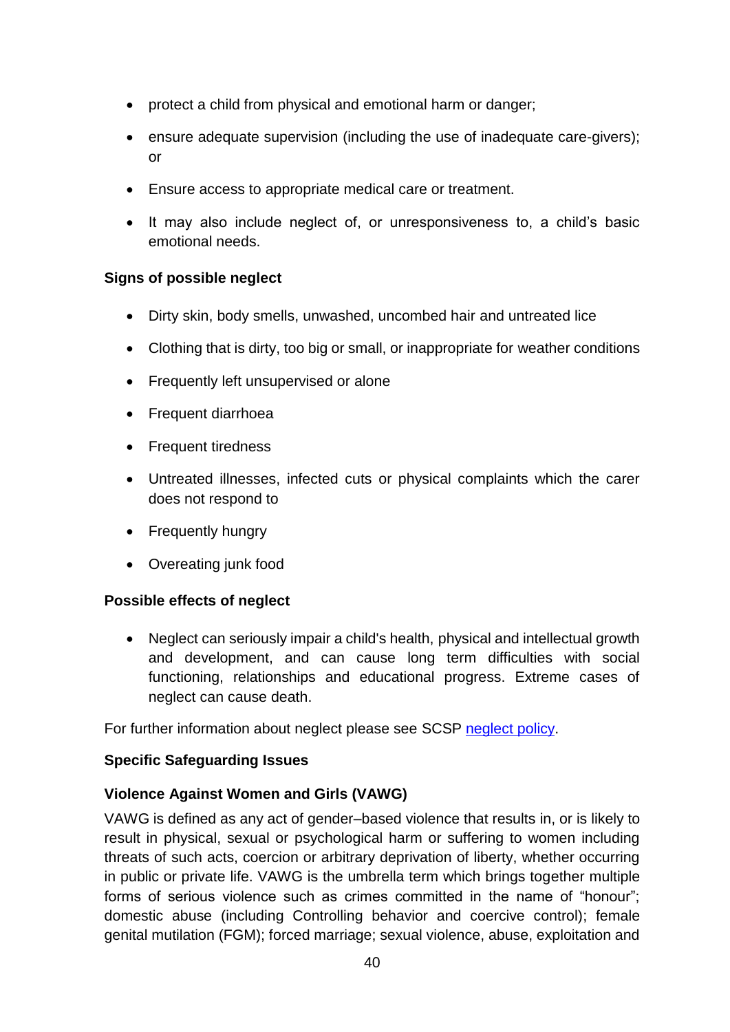- protect a child from physical and emotional harm or danger;
- ensure adequate supervision (including the use of inadequate care-givers); or
- Ensure access to appropriate medical care or treatment.
- It may also include neglect of, or unresponsiveness to, a child's basic emotional needs.

**Signs of possible neglect**

- Dirty skin, body smells, unwashed, uncombed hair and untreated lice
- Clothing that is dirty, too big or small, or inappropriate for weather conditions
- Frequently left unsupervised or alone
- Frequent diarrhoea
- Frequent tiredness
- Untreated illnesses, infected cuts or physical complaints which the carer does not respond to
- Frequently hungry
- Overeating junk food

**Possible effects of neglect**

- Neglect can seriously impair a child's health, physical and intellectual growth and development, and can cause long term difficulties with social functioning, relationships and educational progress. Extreme cases of neglect can cause death.

For further information about neglect please see SCSP neglect policy.

**Specific Safeguarding Issues**

**Violence Against Women and Girls (VAWG)**

VAWG is defined as any act of gender–based violence that results in, or is likely to result in physical, sexual or psychological harm or suffering to women including threats of such acts, coercion or arbitrary deprivation of liberty, whether occurring in public or private life. VAWG is the umbrella term which brings together multiple forms of serious violence such as crimes committed in the name of "honour"; domestic abuse (including Controlling behavior and coercive control); female genital mutilation (FGM); forced marriage; sexual violence, abuse, exploitation and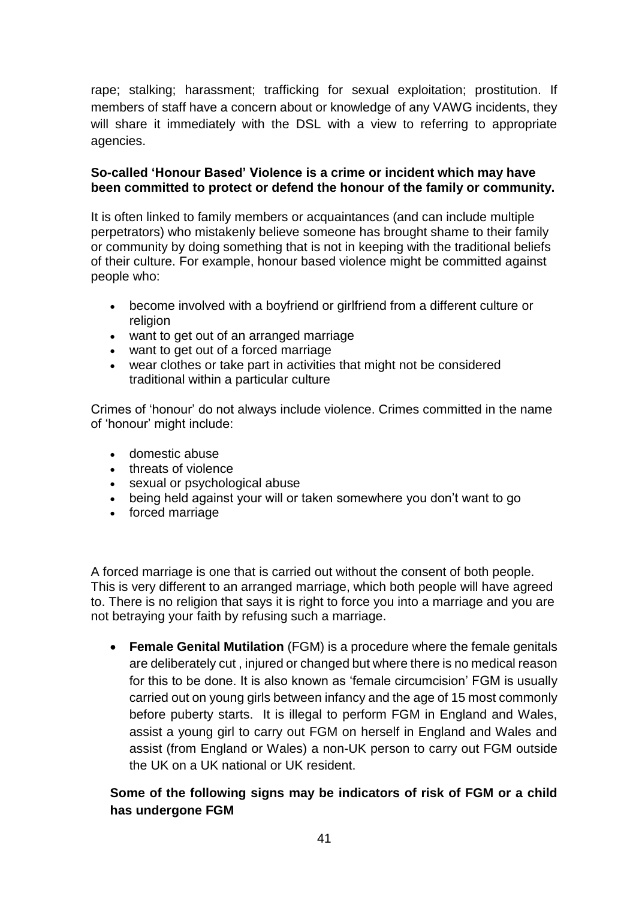rape; stalking; harassment; trafficking for sexual exploitation; prostitution. If members of staff have a concern about or knowledge of any VAWG incidents, they will share it immediately with the DSL with a view to referring to appropriate agencies.

**So-called 'Honour Based' Violence is a crime or incident which may have been committed to protect or defend the honour of the family or community.**

It is often linked to family members or acquaintances (and can include multiple perpetrators) who mistakenly believe someone has brought shame to their family or community by doing something that is not in keeping with the traditional beliefs of their culture. For example, honour based violence might be committed against people who:

- become involved with a boyfriend or girlfriend from a different culture or religion
- want to get out of an arranged marriage
- want to get out of a forced marriage
- wear clothes or take part in activities that might not be considered traditional within a particular culture

Crimes of 'honour' do not always include violence. Crimes committed in the name of 'honour' might include:

- domestic abuse
- threats of violence
- sexual or psychological abuse
- being held against your will or taken somewhere you don't want to go
- forced marriage

A forced marriage is one that is carried out without the consent of both people. This is very different to an arranged marriage, which both people will have agreed to. There is no religion that says it is right to force you into a marriage and you are not betraying your faith by refusing such a marriage.

- **Female Genital Mutilation** (FGM) is a procedure where the female genitals are deliberately cut , injured or changed but where there is no medical reason for this to be done. It is also known as 'female circumcision' FGM is usually carried out on young girls between infancy and the age of 15 most commonly before puberty starts. It is illegal to perform FGM in England and Wales, assist a young girl to carry out FGM on herself in England and Wales and assist (from England or Wales) a non-UK person to carry out FGM outside the UK on a UK national or UK resident.

**Some of the following signs may be indicators of risk of FGM or a child has undergone FGM**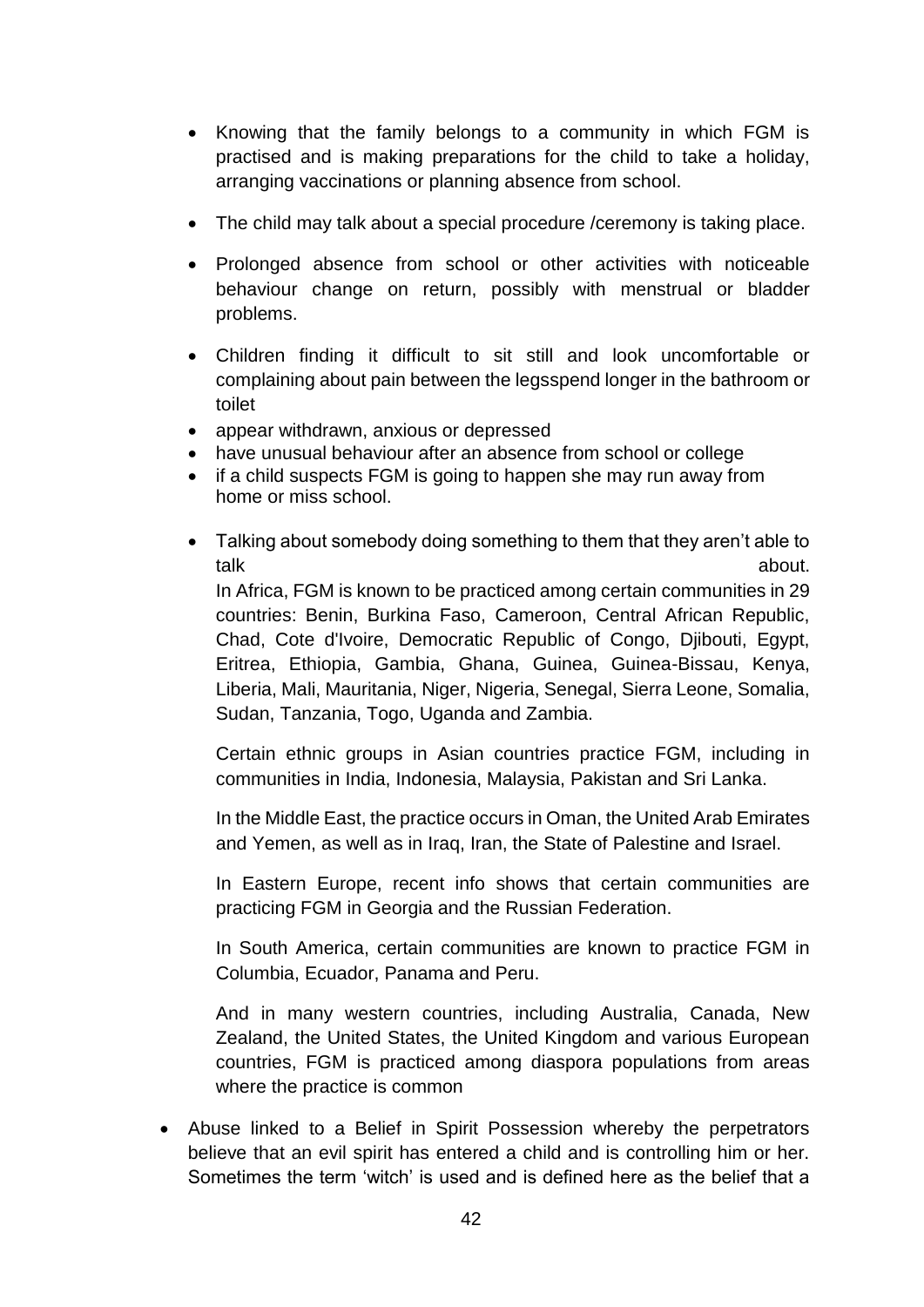- Knowing that the family belongs to a community in which FGM is practised and is making preparations for the child to take a holiday, arranging vaccinations or planning absence from school.

- The child may talk about a special procedure /ceremony is taking place.

- Prolonged absence from school or other activities with noticeable behaviour change on return, possibly with menstrual or bladder problems.

- Children finding it difficult to sit still and look uncomfortable or complaining about pain between the legsspend longer in the bathroom or toilet
- appear withdrawn, anxious or depressed
- have unusual behaviour after an absence from school or college
- if a child suspects FGM is going to happen she may run away from home or miss school.

- Talking about somebody doing something to them that they aren't able to talk about.

  In Africa, FGM is known to be practiced among certain communities in 29 countries: Benin, Burkina Faso, Cameroon, Central African Republic, Chad, Cote d'Ivoire, Democratic Republic of Congo, Djibouti, Egypt, Eritrea, Ethiopia, Gambia, Ghana, Guinea, Guinea-Bissau, Kenya, Liberia, Mali, Mauritania, Niger, Nigeria, Senegal, Sierra Leone, Somalia, Sudan, Tanzania, Togo, Uganda and Zambia.

  Certain ethnic groups in Asian countries practice FGM, including in communities in India, Indonesia, Malaysia, Pakistan and Sri Lanka.

  In the Middle East, the practice occurs in Oman, the United Arab Emirates and Yemen, as well as in Iraq, Iran, the State of Palestine and Israel.

  In Eastern Europe, recent info shows that certain communities are practicing FGM in Georgia and the Russian Federation.

  In South America, certain communities are known to practice FGM in Columbia, Ecuador, Panama and Peru.

  And in many western countries, including Australia, Canada, New Zealand, the United States, the United Kingdom and various European countries, FGM is practiced among diaspora populations from areas where the practice is common

- Abuse linked to a Belief in Spirit Possession whereby the perpetrators believe that an evil spirit has entered a child and is controlling him or her. Sometimes the term 'witch' is used and is defined here as the belief that a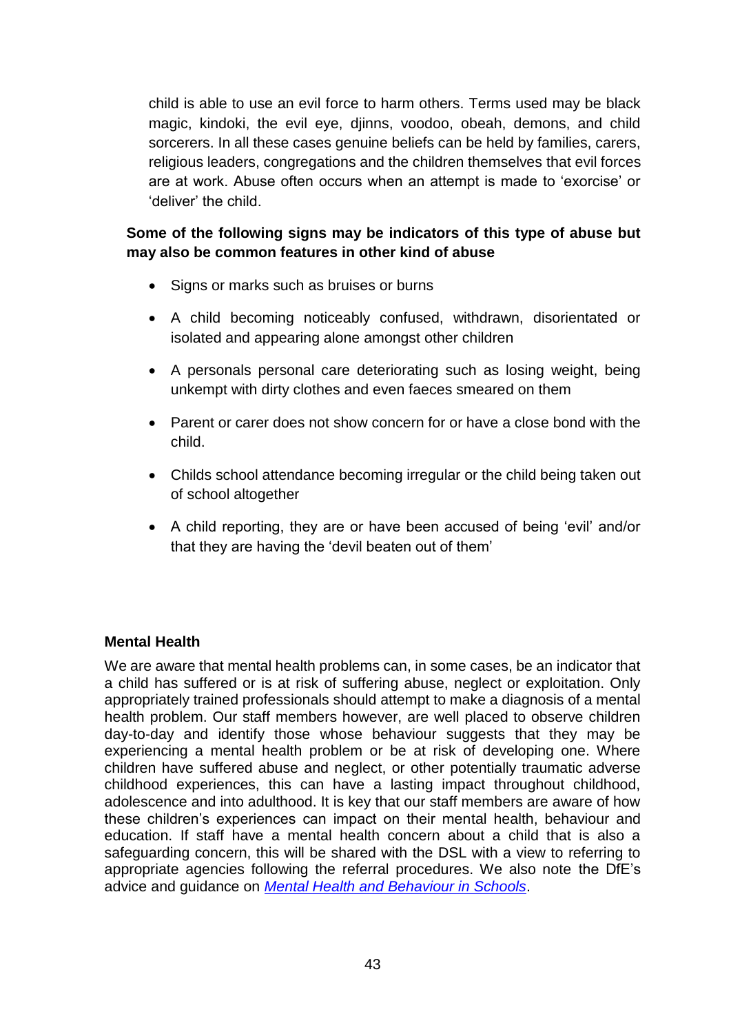child is able to use an evil force to harm others. Terms used may be black magic, kindoki, the evil eye, djinns, voodoo, obeah, demons, and child sorcerers. In all these cases genuine beliefs can be held by families, carers, religious leaders, congregations and the children themselves that evil forces are at work. Abuse often occurs when an attempt is made to 'exorcise' or 'deliver' the child.

**Some of the following signs may be indicators of this type of abuse but may also be common features in other kind of abuse**

- Signs or marks such as bruises or burns
- A child becoming noticeably confused, withdrawn, disorientated or isolated and appearing alone amongst other children
- A personals personal care deteriorating such as losing weight, being unkempt with dirty clothes and even faeces smeared on them
- Parent or carer does not show concern for or have a close bond with the child.
- Childs school attendance becoming irregular or the child being taken out of school altogether
- A child reporting, they are or have been accused of being 'evil' and/or that they are having the 'devil beaten out of them'

**Mental Health**

We are aware that mental health problems can, in some cases, be an indicator that a child has suffered or is at risk of suffering abuse, neglect or exploitation. Only appropriately trained professionals should attempt to make a diagnosis of a mental health problem. Our staff members however, are well placed to observe children day-to-day and identify those whose behaviour suggests that they may be experiencing a mental health problem or be at risk of developing one. Where children have suffered abuse and neglect, or other potentially traumatic adverse childhood experiences, this can have a lasting impact throughout childhood, adolescence and into adulthood. It is key that our staff members are aware of how these children's experiences can impact on their mental health, behaviour and education. If staff have a mental health concern about a child that is also a safeguarding concern, this will be shared with the DSL with a view to referring to appropriate agencies following the referral procedures. We also note the DfE's advice and guidance on *Mental Health and Behaviour in Schools*.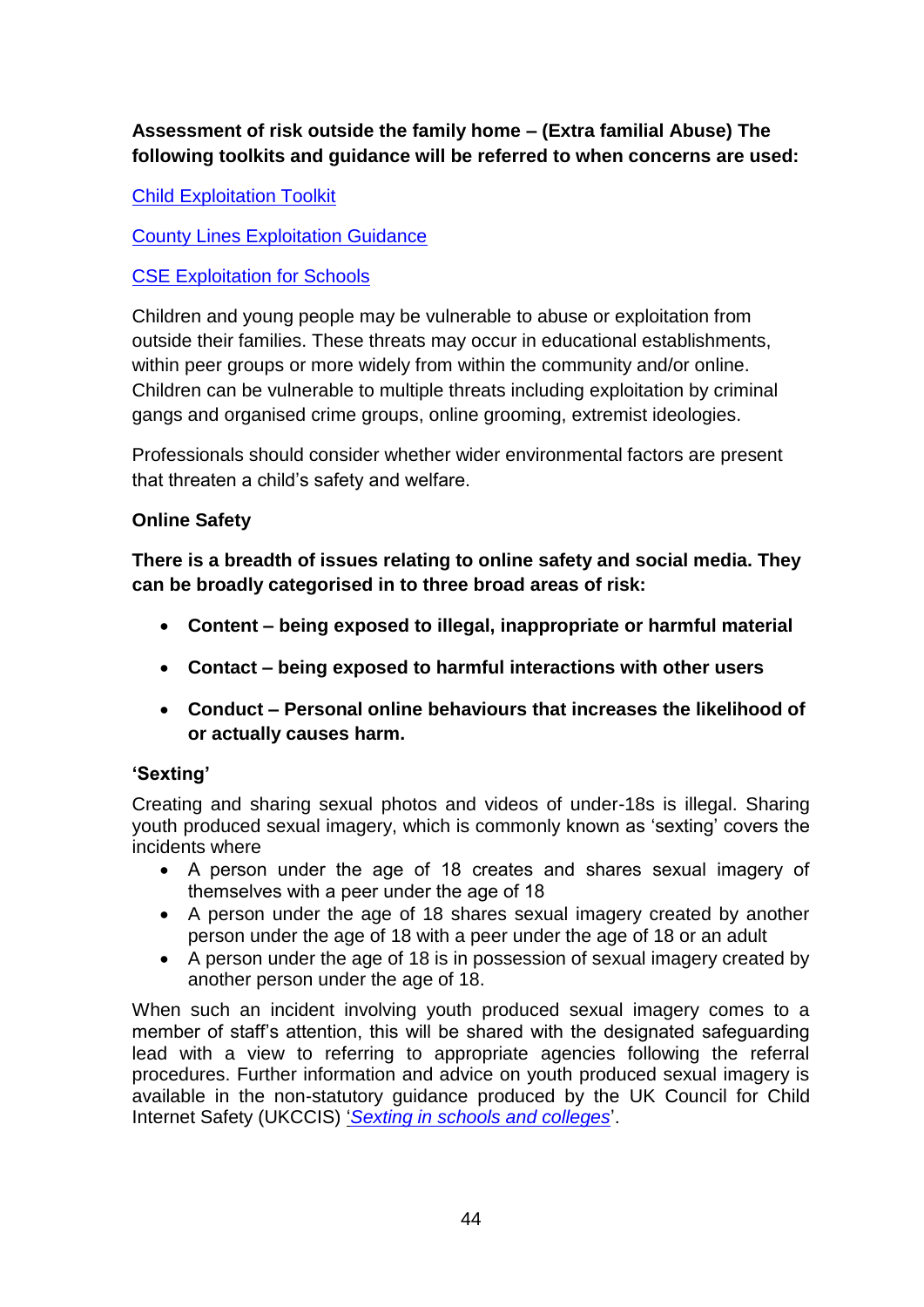**Assessment of risk outside the family home – (Extra familial Abuse) The following toolkits and guidance will be referred to when concerns are used:**

Child Exploitation Toolkit

County Lines Exploitation Guidance

CSE Exploitation for Schools

Children and young people may be vulnerable to abuse or exploitation from outside their families. These threats may occur in educational establishments, within peer groups or more widely from within the community and/or online. Children can be vulnerable to multiple threats including exploitation by criminal gangs and organised crime groups, online grooming, extremist ideologies.

Professionals should consider whether wider environmental factors are present that threaten a child's safety and welfare.

**Online Safety**

**There is a breadth of issues relating to online safety and social media. They can be broadly categorised in to three broad areas of risk:**

- **Content – being exposed to illegal, inappropriate or harmful material**
- **Contact – being exposed to harmful interactions with other users**
- **Conduct – Personal online behaviours that increases the likelihood of or actually causes harm.**

**'Sexting'**

Creating and sharing sexual photos and videos of under-18s is illegal. Sharing youth produced sexual imagery, which is commonly known as 'sexting' covers the incidents where

- A person under the age of 18 creates and shares sexual imagery of themselves with a peer under the age of 18
- A person under the age of 18 shares sexual imagery created by another person under the age of 18 with a peer under the age of 18 or an adult
- A person under the age of 18 is in possession of sexual imagery created by another person under the age of 18.

When such an incident involving youth produced sexual imagery comes to a member of staff's attention, this will be shared with the designated safeguarding lead with a view to referring to appropriate agencies following the referral procedures. Further information and advice on youth produced sexual imagery is available in the non-statutory guidance produced by the UK Council for Child Internet Safety (UKCCIS) '*Sexting in schools and colleges*'.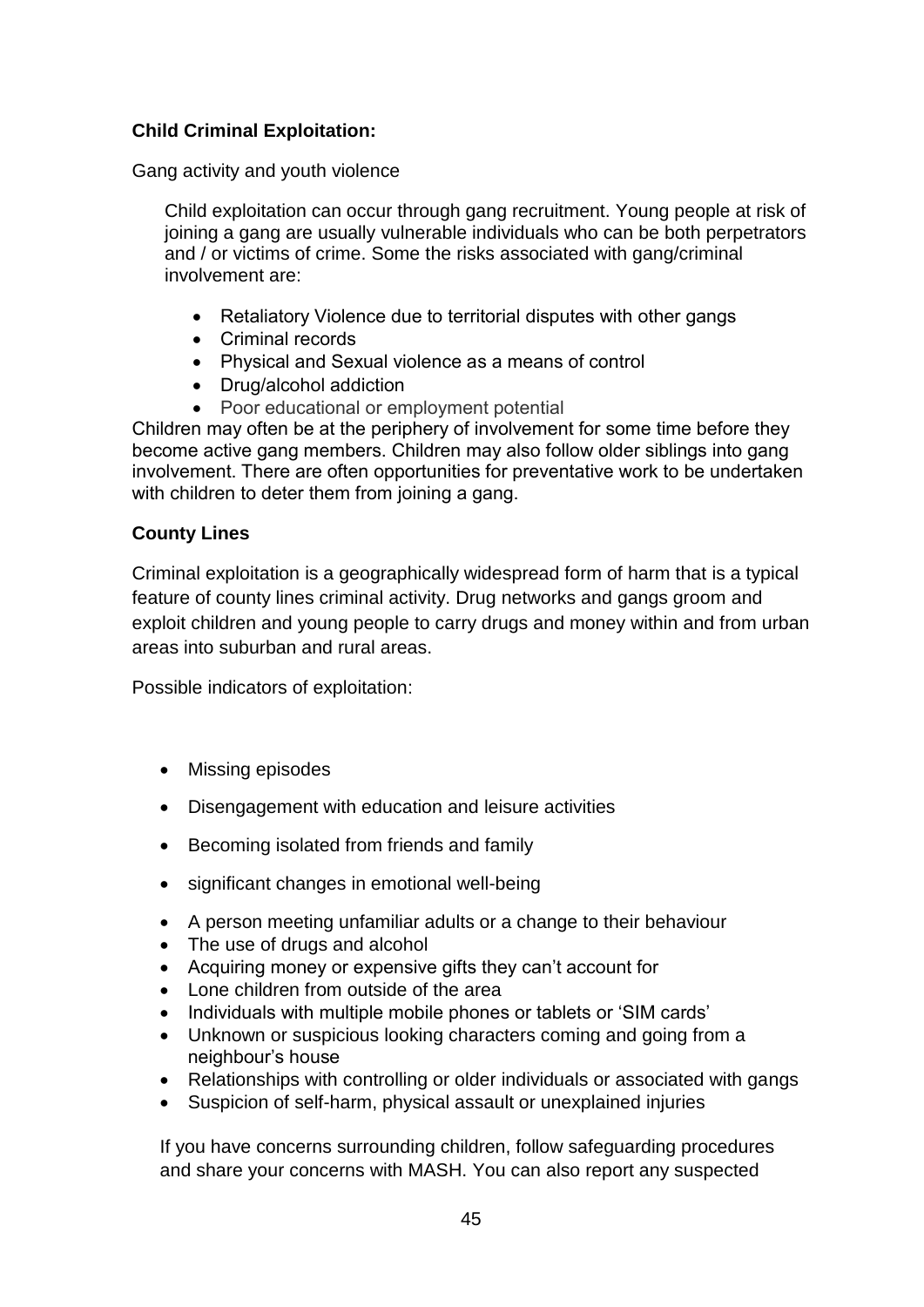**Child Criminal Exploitation:**

Gang activity and youth violence

Child exploitation can occur through gang recruitment. Young people at risk of joining a gang are usually vulnerable individuals who can be both perpetrators and / or victims of crime. Some the risks associated with gang/criminal involvement are:

- Retaliatory Violence due to territorial disputes with other gangs
- Criminal records
- Physical and Sexual violence as a means of control
- Drug/alcohol addiction
- Poor educational or employment potential

Children may often be at the periphery of involvement for some time before they become active gang members. Children may also follow older siblings into gang involvement. There are often opportunities for preventative work to be undertaken with children to deter them from joining a gang.

**County Lines**

Criminal exploitation is a geographically widespread form of harm that is a typical feature of county lines criminal activity. Drug networks and gangs groom and exploit children and young people to carry drugs and money within and from urban areas into suburban and rural areas.

Possible indicators of exploitation:

- Missing episodes
- Disengagement with education and leisure activities
- Becoming isolated from friends and family
- significant changes in emotional well-being
- A person meeting unfamiliar adults or a change to their behaviour
- The use of drugs and alcohol
- Acquiring money or expensive gifts they can't account for
- Lone children from outside of the area
- Individuals with multiple mobile phones or tablets or 'SIM cards'
- Unknown or suspicious looking characters coming and going from a neighbour's house
- Relationships with controlling or older individuals or associated with gangs
- Suspicion of self-harm, physical assault or unexplained injuries

If you have concerns surrounding children, follow safeguarding procedures and share your concerns with MASH. You can also report any suspected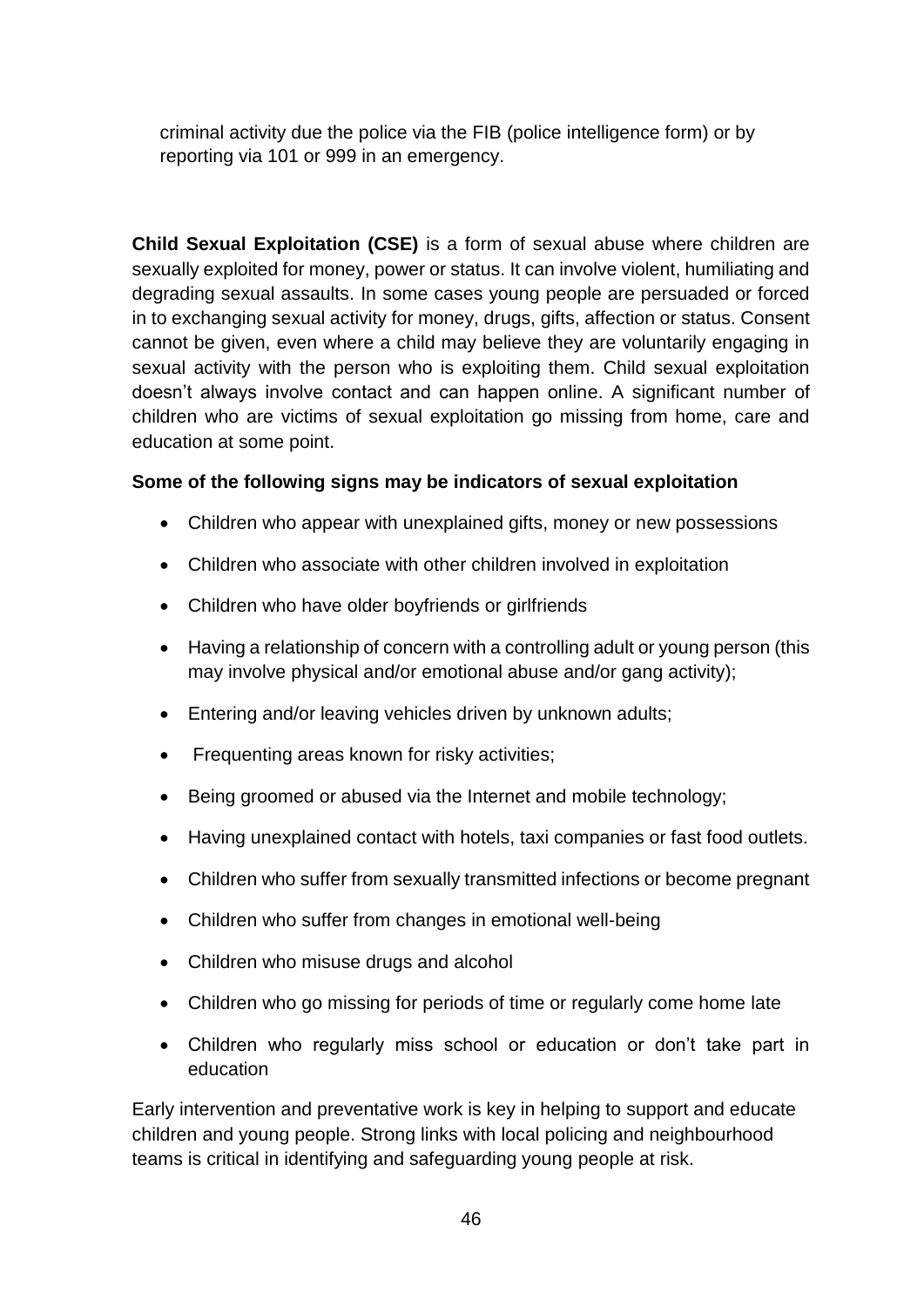criminal activity due the police via the FIB (police intelligence form) or by reporting via 101 or 999 in an emergency.

**Child Sexual Exploitation (CSE)** is a form of sexual abuse where children are sexually exploited for money, power or status. It can involve violent, humiliating and degrading sexual assaults. In some cases young people are persuaded or forced in to exchanging sexual activity for money, drugs, gifts, affection or status. Consent cannot be given, even where a child may believe they are voluntarily engaging in sexual activity with the person who is exploiting them. Child sexual exploitation doesn't always involve contact and can happen online. A significant number of children who are victims of sexual exploitation go missing from home, care and education at some point.

**Some of the following signs may be indicators of sexual exploitation**

- Children who appear with unexplained gifts, money or new possessions
- Children who associate with other children involved in exploitation
- Children who have older boyfriends or girlfriends
- Having a relationship of concern with a controlling adult or young person (this may involve physical and/or emotional abuse and/or gang activity);
- Entering and/or leaving vehicles driven by unknown adults;
- Frequenting areas known for risky activities;
- Being groomed or abused via the Internet and mobile technology;
- Having unexplained contact with hotels, taxi companies or fast food outlets.
- Children who suffer from sexually transmitted infections or become pregnant
- Children who suffer from changes in emotional well-being
- Children who misuse drugs and alcohol
- Children who go missing for periods of time or regularly come home late
- Children who regularly miss school or education or don't take part in education

Early intervention and preventative work is key in helping to support and educate children and young people. Strong links with local policing and neighbourhood teams is critical in identifying and safeguarding young people at risk.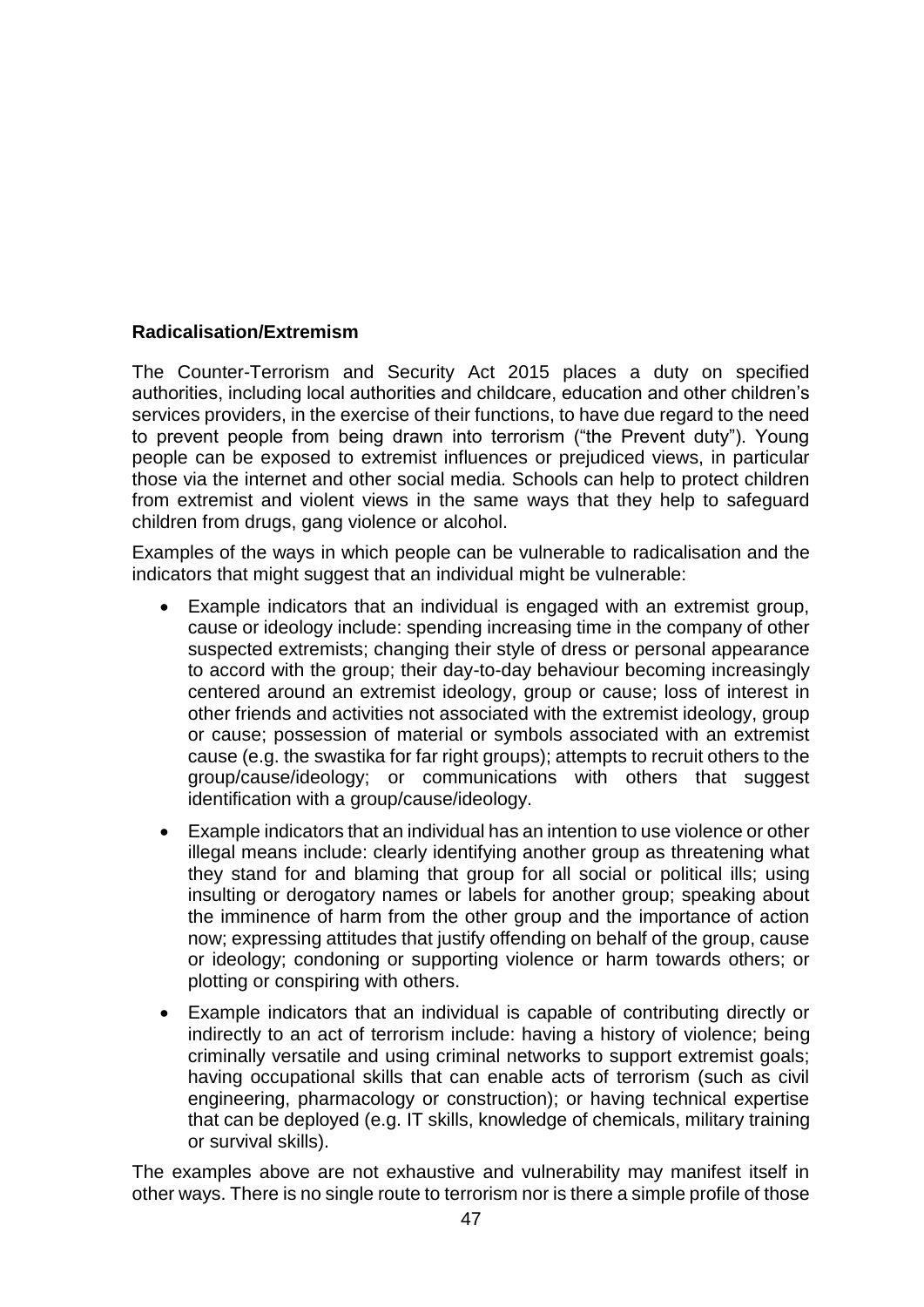**Radicalisation/Extremism**

The Counter-Terrorism and Security Act 2015 places a duty on specified authorities, including local authorities and childcare, education and other children's services providers, in the exercise of their functions, to have due regard to the need to prevent people from being drawn into terrorism ("the Prevent duty"). Young people can be exposed to extremist influences or prejudiced views, in particular those via the internet and other social media. Schools can help to protect children from extremist and violent views in the same ways that they help to safeguard children from drugs, gang violence or alcohol.

Examples of the ways in which people can be vulnerable to radicalisation and the indicators that might suggest that an individual might be vulnerable:

- Example indicators that an individual is engaged with an extremist group, cause or ideology include: spending increasing time in the company of other suspected extremists; changing their style of dress or personal appearance to accord with the group; their day-to-day behaviour becoming increasingly centered around an extremist ideology, group or cause; loss of interest in other friends and activities not associated with the extremist ideology, group or cause; possession of material or symbols associated with an extremist cause (e.g. the swastika for far right groups); attempts to recruit others to the group/cause/ideology; or communications with others that suggest identification with a group/cause/ideology.
- Example indicators that an individual has an intention to use violence or other illegal means include: clearly identifying another group as threatening what they stand for and blaming that group for all social or political ills; using insulting or derogatory names or labels for another group; speaking about the imminence of harm from the other group and the importance of action now; expressing attitudes that justify offending on behalf of the group, cause or ideology; condoning or supporting violence or harm towards others; or plotting or conspiring with others.
- Example indicators that an individual is capable of contributing directly or indirectly to an act of terrorism include: having a history of violence; being criminally versatile and using criminal networks to support extremist goals; having occupational skills that can enable acts of terrorism (such as civil engineering, pharmacology or construction); or having technical expertise that can be deployed (e.g. IT skills, knowledge of chemicals, military training or survival skills).

The examples above are not exhaustive and vulnerability may manifest itself in other ways. There is no single route to terrorism nor is there a simple profile of those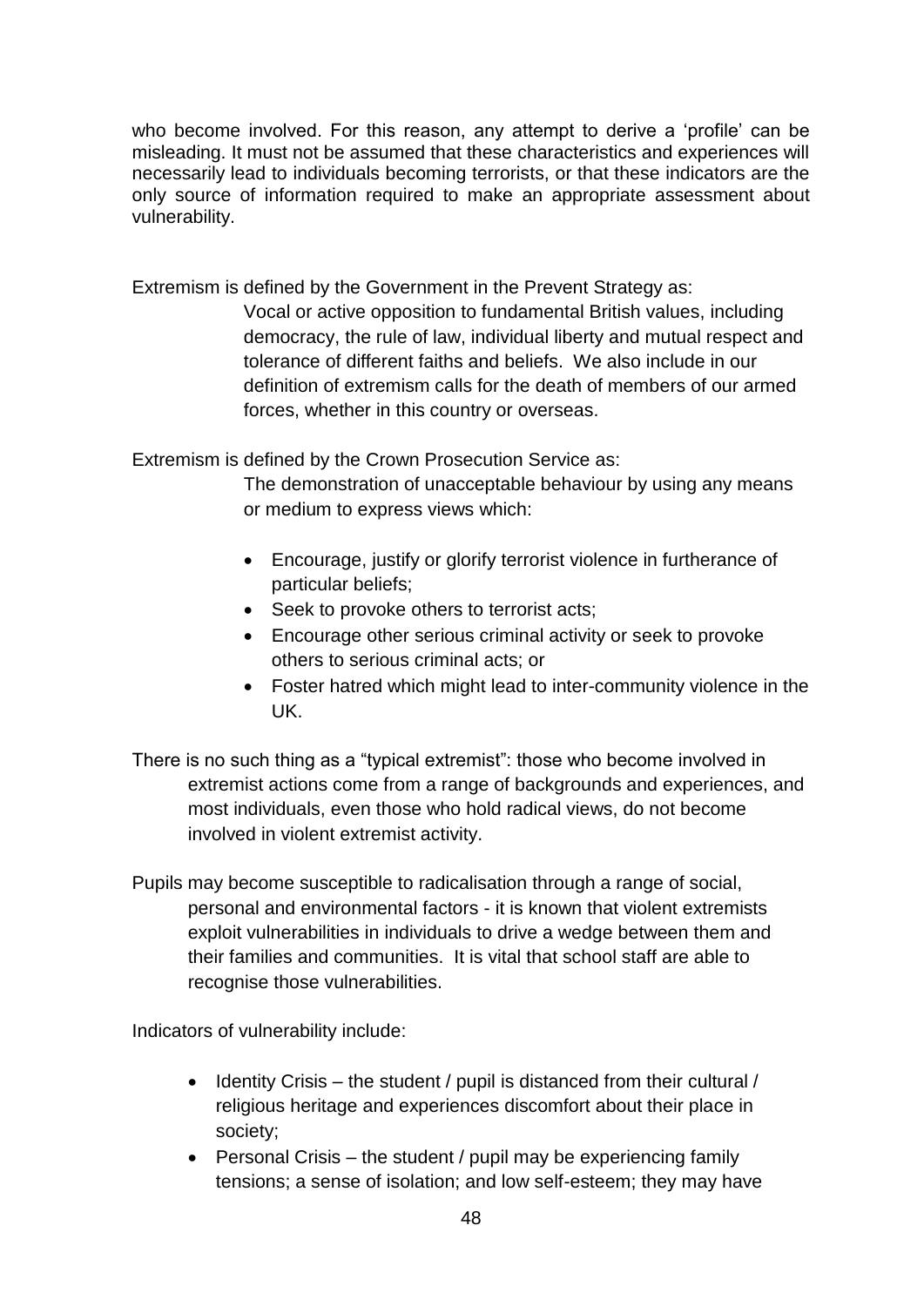who become involved. For this reason, any attempt to derive a 'profile' can be misleading. It must not be assumed that these characteristics and experiences will necessarily lead to individuals becoming terrorists, or that these indicators are the only source of information required to make an appropriate assessment about vulnerability.

Extremism is defined by the Government in the Prevent Strategy as:

> Vocal or active opposition to fundamental British values, including democracy, the rule of law, individual liberty and mutual respect and tolerance of different faiths and beliefs. We also include in our definition of extremism calls for the death of members of our armed forces, whether in this country or overseas.

Extremism is defined by the Crown Prosecution Service as:

> The demonstration of unacceptable behaviour by using any means or medium to express views which:
>
> - Encourage, justify or glorify terrorist violence in furtherance of particular beliefs;
> - Seek to provoke others to terrorist acts;
> - Encourage other serious criminal activity or seek to provoke others to serious criminal acts; or
> - Foster hatred which might lead to inter-community violence in the UK.

There is no such thing as a "typical extremist": those who become involved in extremist actions come from a range of backgrounds and experiences, and most individuals, even those who hold radical views, do not become involved in violent extremist activity.

Pupils may become susceptible to radicalisation through a range of social, personal and environmental factors - it is known that violent extremists exploit vulnerabilities in individuals to drive a wedge between them and their families and communities. It is vital that school staff are able to recognise those vulnerabilities.

Indicators of vulnerability include:

- Identity Crisis – the student / pupil is distanced from their cultural / religious heritage and experiences discomfort about their place in society;
- Personal Crisis – the student / pupil may be experiencing family tensions; a sense of isolation; and low self-esteem; they may have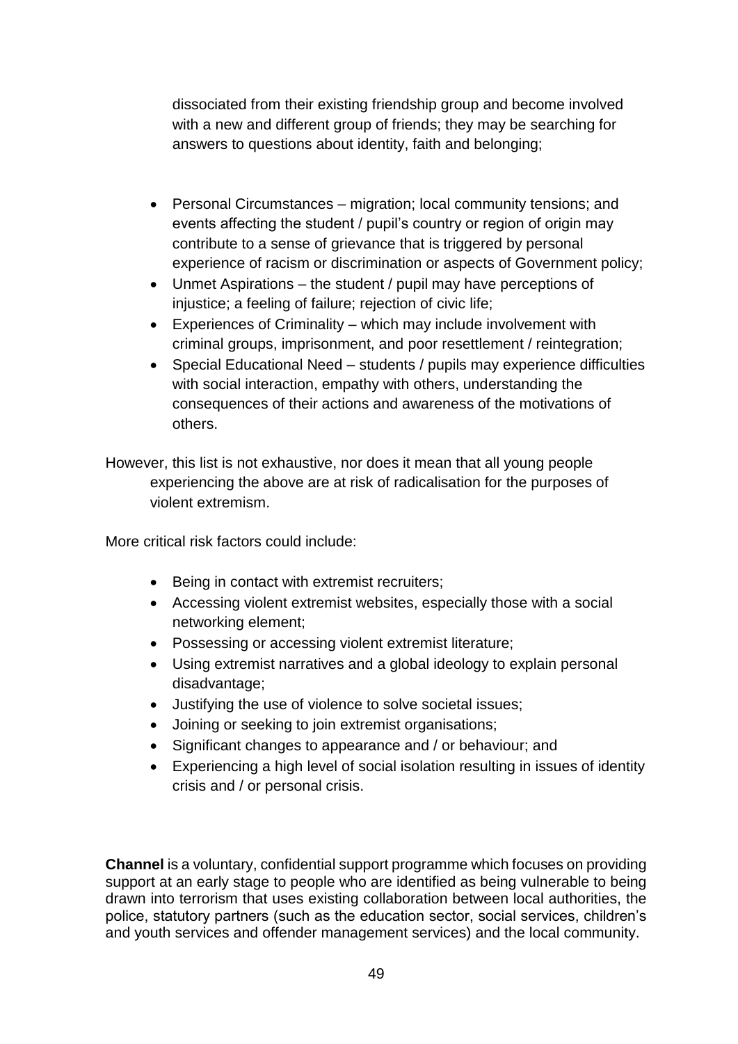dissociated from their existing friendship group and become involved with a new and different group of friends; they may be searching for answers to questions about identity, faith and belonging;

- Personal Circumstances – migration; local community tensions; and events affecting the student / pupil's country or region of origin may contribute to a sense of grievance that is triggered by personal experience of racism or discrimination or aspects of Government policy;
- Unmet Aspirations – the student / pupil may have perceptions of injustice; a feeling of failure; rejection of civic life;
- Experiences of Criminality – which may include involvement with criminal groups, imprisonment, and poor resettlement / reintegration;
- Special Educational Need – students / pupils may experience difficulties with social interaction, empathy with others, understanding the consequences of their actions and awareness of the motivations of others.

However, this list is not exhaustive, nor does it mean that all young people experiencing the above are at risk of radicalisation for the purposes of violent extremism.

More critical risk factors could include:

- Being in contact with extremist recruiters;
- Accessing violent extremist websites, especially those with a social networking element;
- Possessing or accessing violent extremist literature;
- Using extremist narratives and a global ideology to explain personal disadvantage;
- Justifying the use of violence to solve societal issues;
- Joining or seeking to join extremist organisations;
- Significant changes to appearance and / or behaviour; and
- Experiencing a high level of social isolation resulting in issues of identity crisis and / or personal crisis.

**Channel** is a voluntary, confidential support programme which focuses on providing support at an early stage to people who are identified as being vulnerable to being drawn into terrorism that uses existing collaboration between local authorities, the police, statutory partners (such as the education sector, social services, children's and youth services and offender management services) and the local community.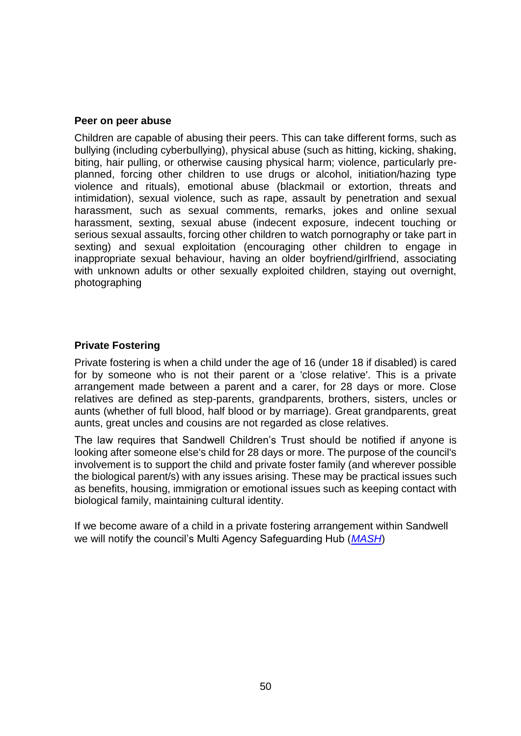**Peer on peer abuse**

Children are capable of abusing their peers. This can take different forms, such as bullying (including cyberbullying), physical abuse (such as hitting, kicking, shaking, biting, hair pulling, or otherwise causing physical harm; violence, particularly pre-planned, forcing other children to use drugs or alcohol, initiation/hazing type violence and rituals), emotional abuse (blackmail or extortion, threats and intimidation), sexual violence, such as rape, assault by penetration and sexual harassment, such as sexual comments, remarks, jokes and online sexual harassment, sexting, sexual abuse (indecent exposure, indecent touching or serious sexual assaults, forcing other children to watch pornography or take part in sexting) and sexual exploitation (encouraging other children to engage in inappropriate sexual behaviour, having an older boyfriend/girlfriend, associating with unknown adults or other sexually exploited children, staying out overnight, photographing

**Private Fostering**

Private fostering is when a child under the age of 16 (under 18 if disabled) is cared for by someone who is not their parent or a 'close relative'. This is a private arrangement made between a parent and a carer, for 28 days or more. Close relatives are defined as step-parents, grandparents, brothers, sisters, uncles or aunts (whether of full blood, half blood or by marriage). Great grandparents, great aunts, great uncles and cousins are not regarded as close relatives.

The law requires that Sandwell Children's Trust should be notified if anyone is looking after someone else's child for 28 days or more. The purpose of the council's involvement is to support the child and private foster family (and wherever possible the biological parent/s) with any issues arising. These may be practical issues such as benefits, housing, immigration or emotional issues such as keeping contact with biological family, maintaining cultural identity.

If we become aware of a child in a private fostering arrangement within Sandwell we will notify the council's Multi Agency Safeguarding Hub (*MASH*)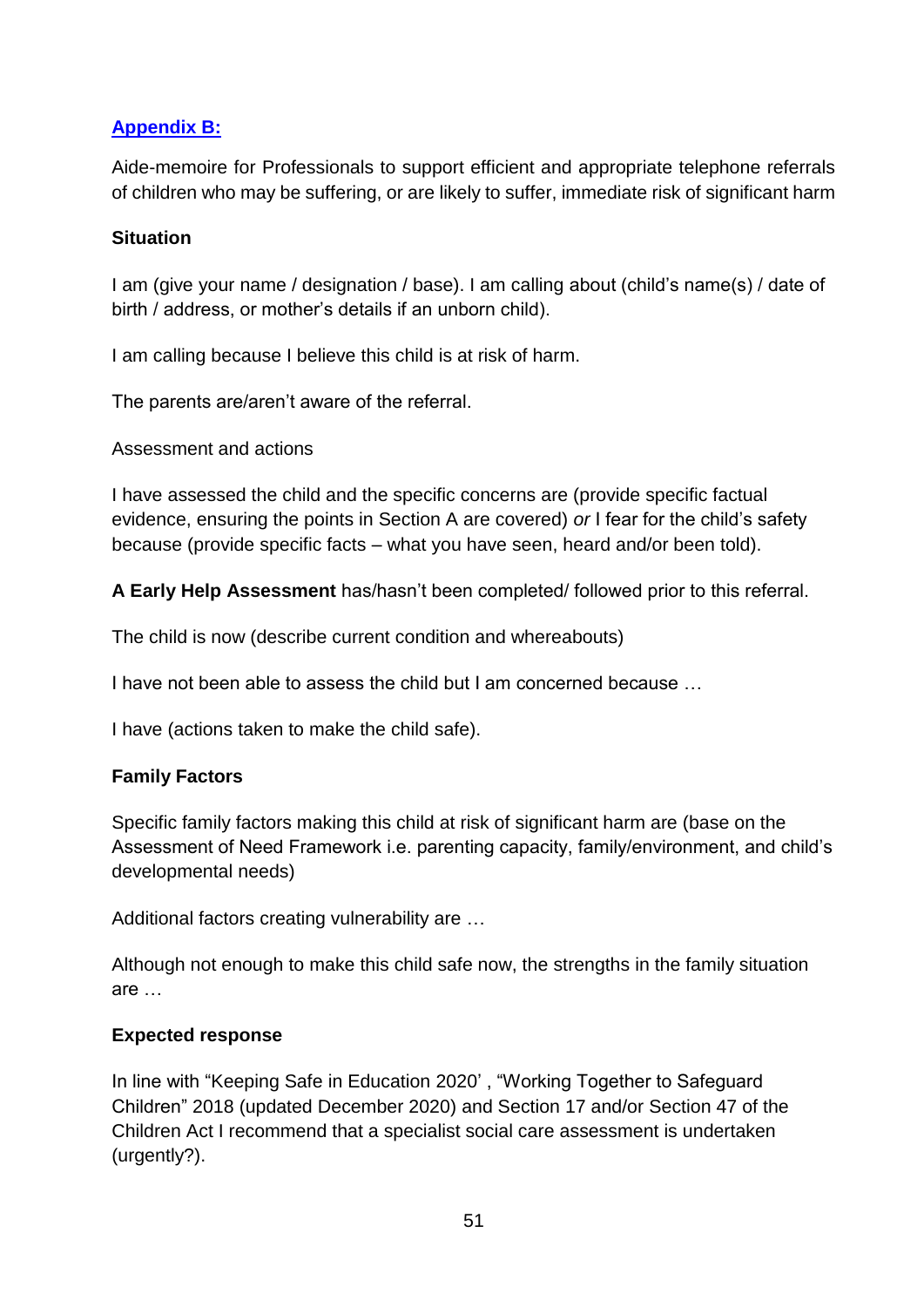## Appendix B:

Aide-memoire for Professionals to support efficient and appropriate telephone referrals of children who may be suffering, or are likely to suffer, immediate risk of significant harm

**Situation**

I am (give your name / designation / base). I am calling about (child's name(s) / date of birth / address, or mother's details if an unborn child).

I am calling because I believe this child is at risk of harm.

The parents are/aren't aware of the referral.

Assessment and actions

I have assessed the child and the specific concerns are (provide specific factual evidence, ensuring the points in Section A are covered) *or* I fear for the child's safety because (provide specific facts – what you have seen, heard and/or been told).

**A Early Help Assessment** has/hasn't been completed/ followed prior to this referral.

The child is now (describe current condition and whereabouts)

I have not been able to assess the child but I am concerned because …

I have (actions taken to make the child safe).

**Family Factors**

Specific family factors making this child at risk of significant harm are (base on the Assessment of Need Framework i.e. parenting capacity, family/environment, and child's developmental needs)

Additional factors creating vulnerability are …

Although not enough to make this child safe now, the strengths in the family situation are …

**Expected response**

In line with "Keeping Safe in Education 2020' , "Working Together to Safeguard Children" 2018 (updated December 2020) and Section 17 and/or Section 47 of the Children Act I recommend that a specialist social care assessment is undertaken (urgently?).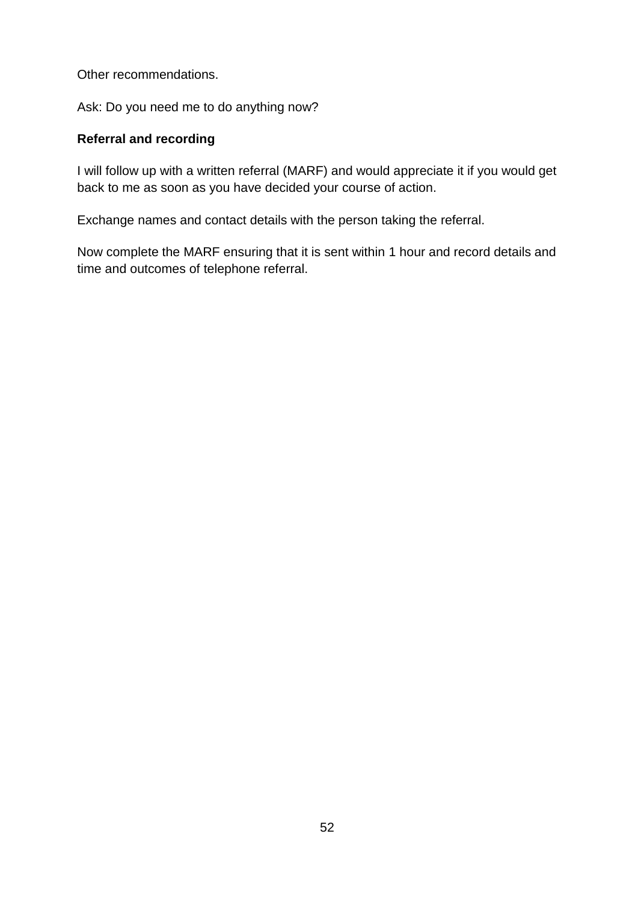Other recommendations.

Ask: Do you need me to do anything now?

**Referral and recording**

I will follow up with a written referral (MARF) and would appreciate it if you would get back to me as soon as you have decided your course of action.

Exchange names and contact details with the person taking the referral.

Now complete the MARF ensuring that it is sent within 1 hour and record details and time and outcomes of telephone referral.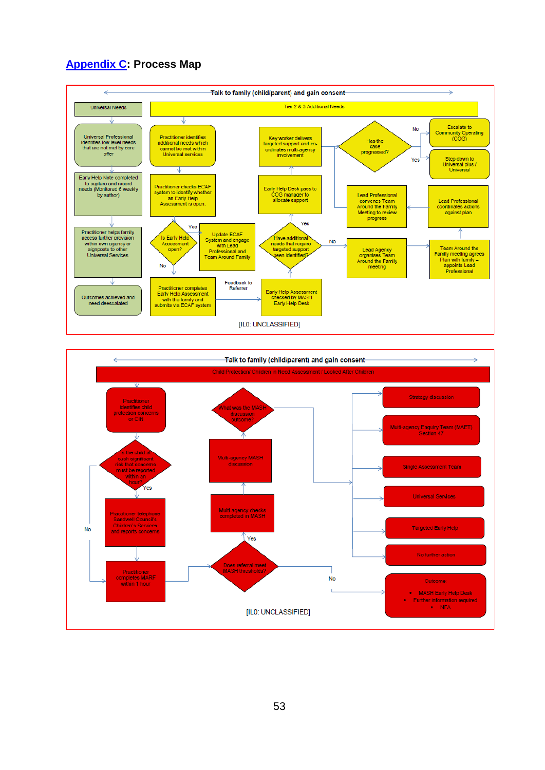## Appendix C: Process Map

Talk to family (child/parent) and gain consent

Universal Needs

Tier 2 & 3 Additional Needs

Universal Professional identifies low level needs that are not met by core offer

Early Help Note completed to capture and record needs (Monitored 6 weekly by author)

Practitioner helps family access further provision within own agency or signposts to other Universal Services

Outcomes achieved and need deescalated

Practitioner identifies additional needs which cannot be met within Universal services

Practitioner checks ECAF system to identify whether an Early Help Assessment is open.

Is Early Help Assessment open?

Yes

No

Update ECAF System and engage with Lead Professional and Team Around Family

Practitioner completes Early Help Assessment with the family and submits via ECAF system

Feedback to Referrer

Early Help Assessment checked by MASH Early Help Desk

Have additional needs that require targeted support been identified?

Yes

No

Early Help Desk pass to COG manager to allocate support

Key worker delivers targeted support and co-ordinates multi-agency involvement

Has the case progressed?

No

Yes

Escalate to Community Operating (COG)

Step down to Universal plus / Universal

Lead Professional convenes Team Around the Family Meeting to review progress

Lead Professional coordinates actions against plan

Lead Agency organises Team Around the Family meeting

Team Around the Family meeting agrees Plan with family – appoints Lead Professional

[IL0: UNCLASSIFIED]

Talk to family (child/parent) and gain consent

Child Protection/ Children in Need Assessment / Looked After Children

Practitioner identifies child protection concerns or CIN

Is the child at such significant risk that concerns must be reported within an hour?

Yes

No

Practitioner telephone Sandwell Council's Children's Services and reports concerns

Practitioner completes MARF within 1 hour

Does referral meet MASH thresholds?

Yes

No

Multi-agency checks completed in MASH

Multi agency MASH discussion

What was the MASH discussion outcome?

Strategy discussion

Multi-agency Enquiry Team (MAET) Section 47

Single Assessment Team

Universal Services

Targeted Early Help

No further action

Outcome:

- MASH Early Help Desk
- Further information required
- NFA

[IL0: UNCLASSIFIED]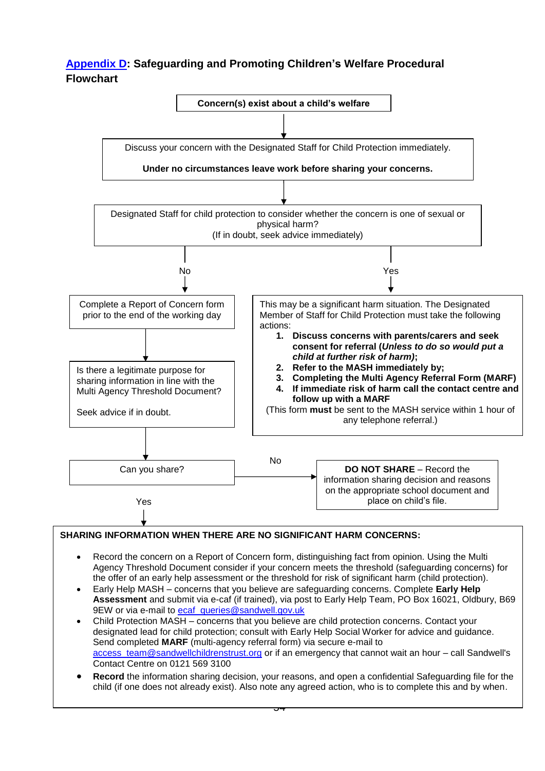## Appendix D: Safeguarding and Promoting Children's Welfare Procedural Flowchart

**Concern(s) exist about a child's welfare**

↓

Discuss your concern with the Designated Staff for Child Protection immediately.

**Under no circumstances leave work before sharing your concerns.**

↓

Designated Staff for child protection to consider whether the concern is one of sexual or physical harm?
(If in doubt, seek advice immediately)

**No** ↓

Complete a Report of Concern form prior to the end of the working day

↓

Is there a legitimate purpose for sharing information in line with the Multi Agency Threshold Document?

Seek advice if in doubt.

↓

Can you share?

- **No** → **DO NOT SHARE** – Record the information sharing decision and reasons on the appropriate school document and place on child's file.
- **Yes** ↓ (see "Sharing information when there are no significant harm concerns" below)

**Yes** ↓

This may be a significant harm situation. The Designated Member of Staff for Child Protection must take the following actions:

1. **Discuss concerns with parents/carers and seek consent for referral (*Unless to do so would put a child at further risk of harm)*;**
2. **Refer to the MASH immediately by;**
3. **Completing the Multi Agency Referral Form (MARF)**
4. **If immediate risk of harm call the contact centre and follow up with a MARF**

(This form **must** be sent to the MASH service within 1 hour of any telephone referral.)

**SHARING INFORMATION WHEN THERE ARE NO SIGNIFICANT HARM CONCERNS:**

- Record the concern on a Report of Concern form, distinguishing fact from opinion. Using the Multi Agency Threshold Document consider if your concern meets the threshold (safeguarding concerns) for the offer of an early help assessment or the threshold for risk of significant harm (child protection).
- Early Help MASH – concerns that you believe are safeguarding concerns. Complete **Early Help Assessment** and submit via e-caf (if trained), via post to Early Help Team, PO Box 16021, Oldbury, B69 9EW or via e-mail to ecaf_queries@sandwell.gov.uk
- Child Protection MASH – concerns that you believe are child protection concerns. Contact your designated lead for child protection; consult with Early Help Social Worker for advice and guidance. Send completed **MARF** (multi-agency referral form) via secure e-mail to access_team@sandwellchildrenstrust.org or if an emergency that cannot wait an hour – call Sandwell's Contact Centre on 0121 569 3100
- **Record** the information sharing decision, your reasons, and open a confidential Safeguarding file for the child (if one does not already exist). Also note any agreed action, who is to complete this and by when.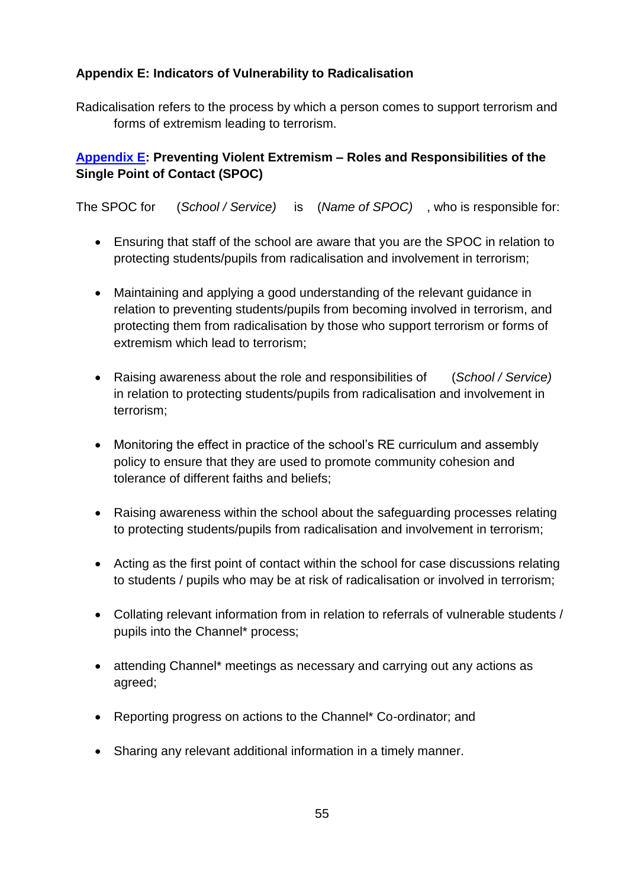**Appendix E: Indicators of Vulnerability to Radicalisation**

Radicalisation refers to the process by which a person comes to support terrorism and forms of extremism leading to terrorism.

**Appendix E: Preventing Violent Extremism – Roles and Responsibilities of the Single Point of Contact (SPOC)**

The SPOC for (*School / Service)* is (*Name of SPOC)* , who is responsible for:

- Ensuring that staff of the school are aware that you are the SPOC in relation to protecting students/pupils from radicalisation and involvement in terrorism;
- Maintaining and applying a good understanding of the relevant guidance in relation to preventing students/pupils from becoming involved in terrorism, and protecting them from radicalisation by those who support terrorism or forms of extremism which lead to terrorism;
- Raising awareness about the role and responsibilities of (*School / Service)* in relation to protecting students/pupils from radicalisation and involvement in terrorism;
- Monitoring the effect in practice of the school's RE curriculum and assembly policy to ensure that they are used to promote community cohesion and tolerance of different faiths and beliefs;
- Raising awareness within the school about the safeguarding processes relating to protecting students/pupils from radicalisation and involvement in terrorism;
- Acting as the first point of contact within the school for case discussions relating to students / pupils who may be at risk of radicalisation or involved in terrorism;
- Collating relevant information from in relation to referrals of vulnerable students / pupils into the Channel* process;
- attending Channel* meetings as necessary and carrying out any actions as agreed;
- Reporting progress on actions to the Channel* Co-ordinator; and
- Sharing any relevant additional information in a timely manner.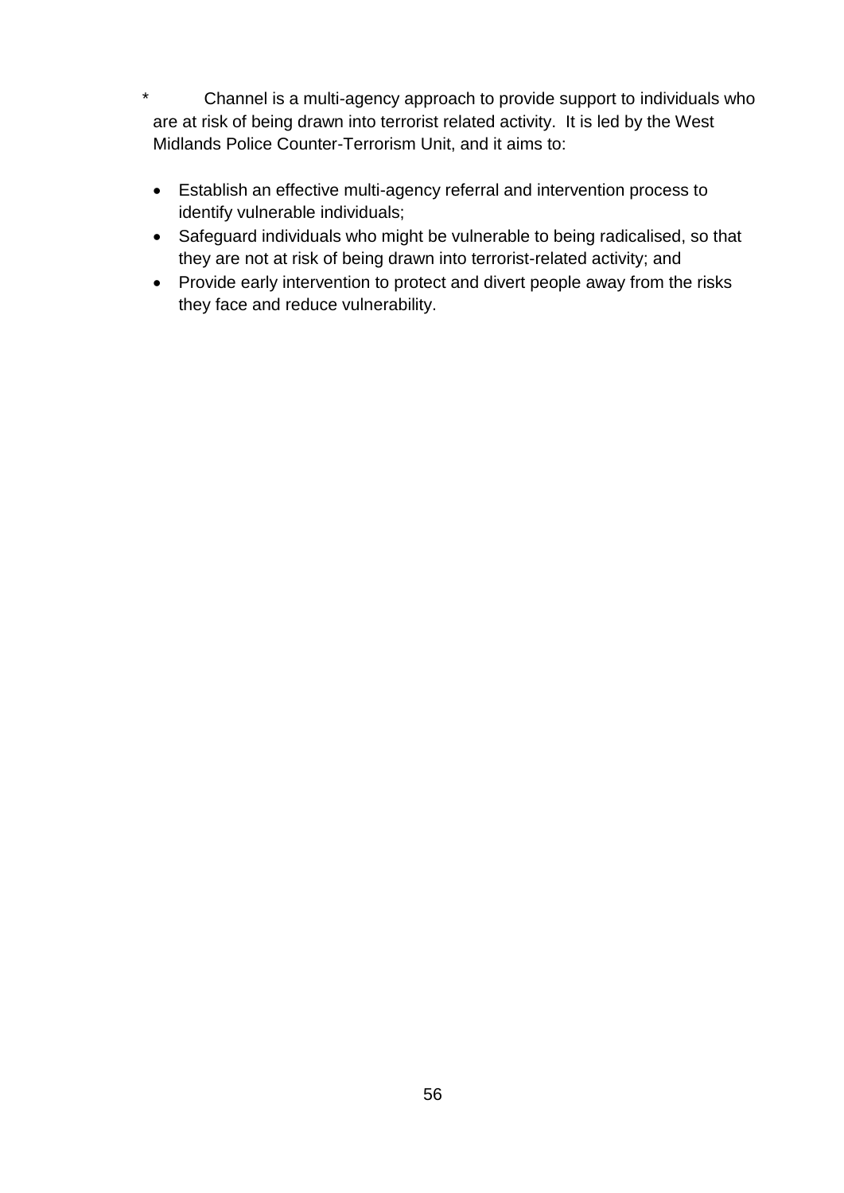\* Channel is a multi-agency approach to provide support to individuals who are at risk of being drawn into terrorist related activity. It is led by the West Midlands Police Counter-Terrorism Unit, and it aims to:

- Establish an effective multi-agency referral and intervention process to identify vulnerable individuals;
- Safeguard individuals who might be vulnerable to being radicalised, so that they are not at risk of being drawn into terrorist-related activity; and
- Provide early intervention to protect and divert people away from the risks they face and reduce vulnerability.